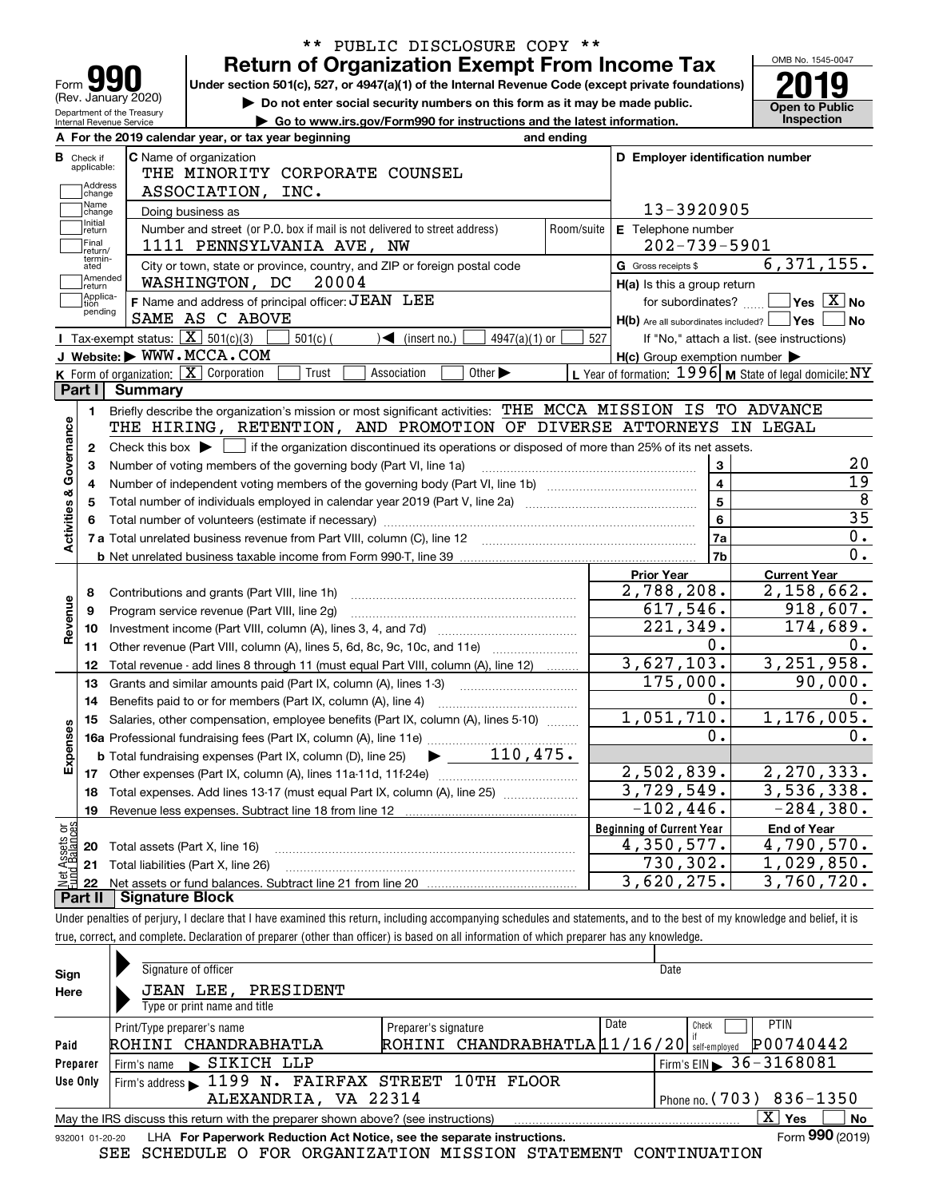\*\* PUBLIC DISCLOSURE COPY \*\*

# Form 990 — Return of Organization Exempt From Income Tax

Form **990** (Rev. January 2020)
Department of the Treasury
Internal Revenue Service

**Under section 501(c), 527, or 4947(a)(1) of the Internal Revenue Code (except private foundations)**

▶ Do not enter social security numbers on this form as it may be made public.

▶ Go to www.irs.gov/Form990 for instructions and the latest information.

OMB No. 1545-0047

**2019**

**Open to Public Inspection**

**A** For the 2019 calendar year, or tax year beginning and ending

**B** Check if applicable: Address change, Name change, Initial return, Final return/terminated, Amended return, Application pending

**C** Name of organization: THE MINORITY CORPORATE COUNSEL ASSOCIATION, INC.

Doing business as

Number and street (or P.O. box if mail is not delivered to street address): 1111 PENNSYLVANIA AVE, NW | Room/suite

City or town, state or province, country, and ZIP or foreign postal code: WASHINGTON, DC 20004

**F** Name and address of principal officer: JEAN LEE, SAME AS C ABOVE

**D** Employer identification number: 13-3920905

**E** Telephone number: 202-739-5901

**G** Gross receipts $ 6,371,155.

**H(a)** Is this a group return for subordinates? Yes [ ] No [X]

**H(b)** Are all subordinates included? Yes [ ] No [ ]
If "No," attach a list. (see instructions)

**H(c)** Group exemption number ▶

**I** Tax-exempt status: [X] 501(c)(3) [ ] 501(c) ( ) ◀ (insert no.) [ ] 4947(a)(1) or [ ] 527

**J** Website: ▶ WWW.MCCA.COM

**K** Form of organization: [X] Corporation [ ] Trust [ ] Association [ ] Other ▶

**L** Year of formation: 1996 **M** State of legal domicile: NY

## Part I Summary

**Activities & Governance**

1. Briefly describe the organization's mission or most significant activities: THE MCCA MISSION IS TO ADVANCE THE HIRING, RETENTION, AND PROMOTION OF DIVERSE ATTORNEYS IN LEGAL
2. Check this box ▶ [ ] if the organization discontinued its operations or disposed of more than 25% of its net assets.

| Line | Description | No. | Value |
|---|---|---|---|
| 3 | Number of voting members of the governing body (Part VI, line 1a) | 3 | 20 |
| 4 | Number of independent voting members of the governing body (Part VI, line 1b) | 4 | 19 |
| 5 | Total number of individuals employed in calendar year 2019 (Part V, line 2a) | 5 | 8 |
| 6 | Total number of volunteers (estimate if necessary) | 6 | 35 |
| 7a | Total unrelated business revenue from Part VIII, column (C), line 12 | 7a | 0. |
| 7b | Net unrelated business taxable income from Form 990-T, line 39 | 7b | 0. |

| Line | Description | Prior Year | Current Year |
|---|---|---|---|
| **Revenue** | | | |
| 8 | Contributions and grants (Part VIII, line 1h) | 2,788,208. | 2,158,662. |
| 9 | Program service revenue (Part VIII, line 2g) | 617,546. | 918,607. |
| 10 | Investment income (Part VIII, column (A), lines 3, 4, and 7d) | 221,349. | 174,689. |
| 11 | Other revenue (Part VIII, column (A), lines 5, 6d, 8c, 9c, 10c, and 11e) | 0. | 0. |
| 12 | Total revenue - add lines 8 through 11 (must equal Part VIII, column (A), line 12) | 3,627,103. | 3,251,958. |
| **Expenses** | | | |
| 13 | Grants and similar amounts paid (Part IX, column (A), lines 1-3) | 175,000. | 90,000. |
| 14 | Benefits paid to or for members (Part IX, column (A), line 4) | 0. | 0. |
| 15 | Salaries, other compensation, employee benefits (Part IX, column (A), lines 5-10) | 1,051,710. | 1,176,005. |
| 16a | Professional fundraising fees (Part IX, column (A), line 11e) | 0. | 0. |
| b | Total fundraising expenses (Part IX, column (D), line 25) ▶ 110,475. | | |
| 17 | Other expenses (Part IX, column (A), lines 11a-11d, 11f-24e) | 2,502,839. | 2,270,333. |
| 18 | Total expenses. Add lines 13-17 (must equal Part IX, column (A), line 25) | 3,729,549. | 3,536,338. |
| 19 | Revenue less expenses. Subtract line 18 from line 12 | -102,446. | -284,380. |

| Line | Net Assets or Fund Balances | Beginning of Current Year | End of Year |
|---|---|---|---|
| 20 | Total assets (Part X, line 16) | 4,350,577. | 4,790,570. |
| 21 | Total liabilities (Part X, line 26) | 730,302. | 1,029,850. |
| 22 | Net assets or fund balances. Subtract line 21 from line 20 | 3,620,275. | 3,760,720. |

## Part II Signature Block

Under penalties of perjury, I declare that I have examined this return, including accompanying schedules and statements, and to the best of my knowledge and belief, it is true, correct, and complete. Declaration of preparer (other than officer) is based on all information of which preparer has any knowledge.

**Sign Here**

Signature of officer | Date

JEAN LEE, PRESIDENT
Type or print name and title

**Paid Preparer Use Only**

| Print/Type preparer's name | Preparer's signature | Date | Check if self-employed | PTIN |
|---|---|---|---|---|
| ROHINI CHANDRABHATLA | ROHINI CHANDRABHATLA | 11/16/20 | | P00740442 |

Firm's name ▶ SIKICH LLP | Firm's EIN ▶ 36-3168081

Firm's address ▶ 1199 N. FAIRFAX STREET 10TH FLOOR, ALEXANDRIA, VA 22314 | Phone no. (703) 836-1350

May the IRS discuss this return with the preparer shown above? (see instructions) [X] Yes [ ] No

932001 01-20-20 LHA For Paperwork Reduction Act Notice, see the separate instructions. Form **990** (2019)

SEE SCHEDULE O FOR ORGANIZATION MISSION STATEMENT CONTINUATION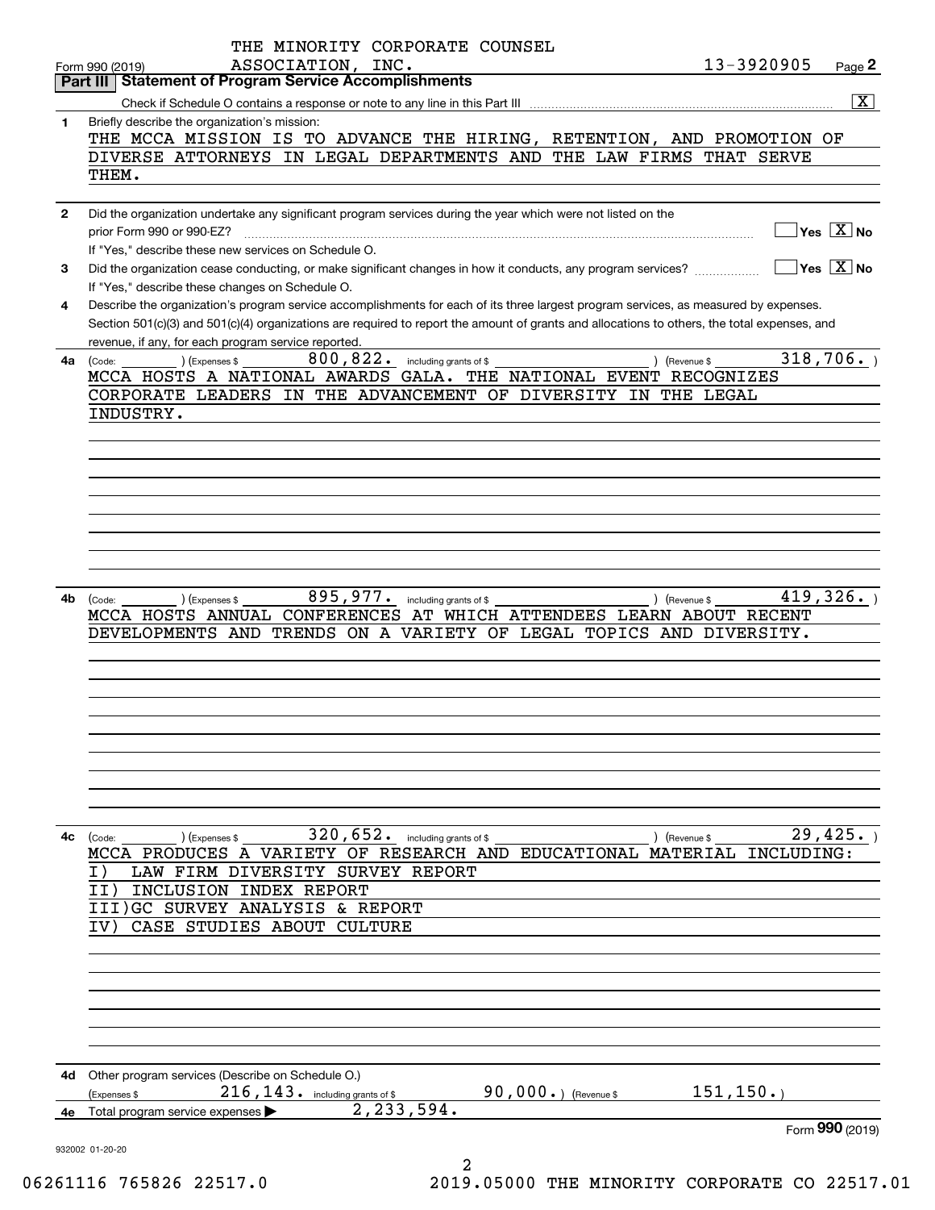THE MINORITY CORPORATE COUNSEL ASSOCIATION, INC. 13-3920905

Form 990 (2019)

## Part III Statement of Program Service Accomplishments

Check if Schedule O contains a response or note to any line in this Part III [X]

**1** Briefly describe the organization's mission:

THE MCCA MISSION IS TO ADVANCE THE HIRING, RETENTION, AND PROMOTION OF DIVERSE ATTORNEYS IN LEGAL DEPARTMENTS AND THE LAW FIRMS THAT SERVE THEM.

**2** Did the organization undertake any significant program services during the year which were not listed on the prior Form 990 or 990-EZ? [ ] Yes [X] No

If "Yes," describe these new services on Schedule O.

**3** Did the organization cease conducting, or make significant changes in how it conducts, any program services? [ ] Yes [X] No

If "Yes," describe these changes on Schedule O.

**4** Describe the organization's program service accomplishments for each of its three largest program services, as measured by expenses. Section 501(c)(3) and 501(c)(4) organizations are required to report the amount of grants and allocations to others, the total expenses, and revenue, if any, for each program service reported.

**4a** (Code: ) (Expenses $ 800,822. including grants of $ ) (Revenue $ 318,706. )

MCCA HOSTS A NATIONAL AWARDS GALA. THE NATIONAL EVENT RECOGNIZES CORPORATE LEADERS IN THE ADVANCEMENT OF DIVERSITY IN THE LEGAL INDUSTRY.

**4b** (Code: ) (Expenses $ 895,977. including grants of $ ) (Revenue $ 419,326. )

MCCA HOSTS ANNUAL CONFERENCES AT WHICH ATTENDEES LEARN ABOUT RECENT DEVELOPMENTS AND TRENDS ON A VARIETY OF LEGAL TOPICS AND DIVERSITY.

**4c** (Code: ) (Expenses $ 320,652. including grants of $ ) (Revenue $ 29,425. )

MCCA PRODUCES A VARIETY OF RESEARCH AND EDUCATIONAL MATERIAL INCLUDING:

I) LAW FIRM DIVERSITY SURVEY REPORT

II) INCLUSION INDEX REPORT

III)GC SURVEY ANALYSIS & REPORT

IV) CASE STUDIES ABOUT CULTURE

**4d** Other program services (Describe on Schedule O.)

(Expenses $ 216,143. including grants of $ 90,000.) (Revenue $ 151,150.)

**4e** Total program service expenses ▶ 2,233,594.

Form **990** (2019)

932002 01-20-20

06261116 765826 22517.0 2019.05000 THE MINORITY CORPORATE CO 22517.01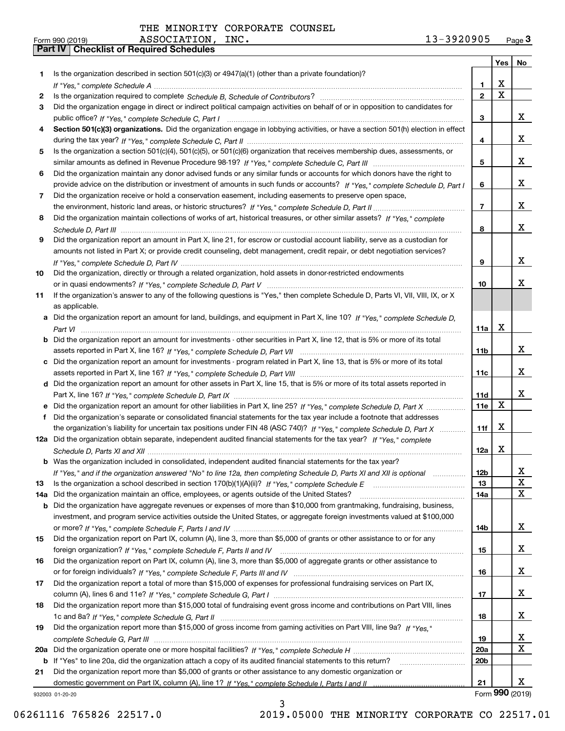THE MINORITY CORPORATE COUNSEL

Form 990 (2019) ASSOCIATION, INC. 13-3920905 Page **3**

**Part IV Checklist of Required Schedules**

| | | | Yes | No |
|---|---|---|---|---|
| **1** | Is the organization described in section 501(c)(3) or 4947(a)(1) (other than a private foundation)? *If "Yes," complete Schedule A* | **1** | X | |
| **2** | Is the organization required to complete *Schedule B, Schedule of Contributors*? | **2** | X | |
| **3** | Did the organization engage in direct or indirect political campaign activities on behalf of or in opposition to candidates for public office? *If "Yes," complete Schedule C, Part I* | **3** | | X |
| **4** | **Section 501(c)(3) organizations.** Did the organization engage in lobbying activities, or have a section 501(h) election in effect during the tax year? *If "Yes," complete Schedule C, Part II* | **4** | | X |
| **5** | Is the organization a section 501(c)(4), 501(c)(5), or 501(c)(6) organization that receives membership dues, assessments, or similar amounts as defined in Revenue Procedure 98-19? *If "Yes," complete Schedule C, Part III* | **5** | | X |
| **6** | Did the organization maintain any donor advised funds or any similar funds or accounts for which donors have the right to provide advice on the distribution or investment of amounts in such funds or accounts? *If "Yes," complete Schedule D, Part I* | **6** | | X |
| **7** | Did the organization receive or hold a conservation easement, including easements to preserve open space, the environment, historic land areas, or historic structures? *If "Yes," complete Schedule D, Part II* | **7** | | X |
| **8** | Did the organization maintain collections of works of art, historical treasures, or other similar assets? *If "Yes," complete Schedule D, Part III* | **8** | | X |
| **9** | Did the organization report an amount in Part X, line 21, for escrow or custodial account liability, serve as a custodian for amounts not listed in Part X; or provide credit counseling, debt management, credit repair, or debt negotiation services? *If "Yes," complete Schedule D, Part IV* | **9** | | X |
| **10** | Did the organization, directly or through a related organization, hold assets in donor-restricted endowments or in quasi endowments? *If "Yes," complete Schedule D, Part V* | **10** | | X |
| **11** | If the organization's answer to any of the following questions is "Yes," then complete Schedule D, Parts VI, VII, VIII, IX, or X as applicable. | | | |
| **a** | Did the organization report an amount for land, buildings, and equipment in Part X, line 10? *If "Yes," complete Schedule D, Part VI* | **11a** | X | |
| **b** | Did the organization report an amount for investments - other securities in Part X, line 12, that is 5% or more of its total assets reported in Part X, line 16? *If "Yes," complete Schedule D, Part VII* | **11b** | | X |
| **c** | Did the organization report an amount for investments - program related in Part X, line 13, that is 5% or more of its total assets reported in Part X, line 16? *If "Yes," complete Schedule D, Part VIII* | **11c** | | X |
| **d** | Did the organization report an amount for other assets in Part X, line 15, that is 5% or more of its total assets reported in Part X, line 16? *If "Yes," complete Schedule D, Part IX* | **11d** | | X |
| **e** | Did the organization report an amount for other liabilities in Part X, line 25? *If "Yes," complete Schedule D, Part X* | **11e** | X | |
| **f** | Did the organization's separate or consolidated financial statements for the tax year include a footnote that addresses the organization's liability for uncertain tax positions under FIN 48 (ASC 740)? *If "Yes," complete Schedule D, Part X* | **11f** | X | |
| **12a** | Did the organization obtain separate, independent audited financial statements for the tax year? *If "Yes," complete Schedule D, Parts XI and XII* | **12a** | X | |
| **b** | Was the organization included in consolidated, independent audited financial statements for the tax year? *If "Yes," and if the organization answered "No" to line 12a, then completing Schedule D, Parts XI and XII is optional* | **12b** | | X |
| **13** | Is the organization a school described in section 170(b)(1)(A)(ii)? *If "Yes," complete Schedule E* | **13** | | X |
| **14a** | Did the organization maintain an office, employees, or agents outside of the United States? | **14a** | | X |
| **b** | Did the organization have aggregate revenues or expenses of more than $10,000 from grantmaking, fundraising, business, investment, and program service activities outside the United States, or aggregate foreign investments valued at $100,000 or more? *If "Yes," complete Schedule F, Parts I and IV* | **14b** | | X |
| **15** | Did the organization report on Part IX, column (A), line 3, more than $5,000 of grants or other assistance to or for any foreign organization? *If "Yes," complete Schedule F, Parts II and IV* | **15** | | X |
| **16** | Did the organization report on Part IX, column (A), line 3, more than $5,000 of aggregate grants or other assistance to or for foreign individuals? *If "Yes," complete Schedule F, Parts III and IV* | **16** | | X |
| **17** | Did the organization report a total of more than $15,000 of expenses for professional fundraising services on Part IX, column (A), lines 6 and 11e? *If "Yes," complete Schedule G, Part I* | **17** | | X |
| **18** | Did the organization report more than $15,000 total of fundraising event gross income and contributions on Part VIII, lines 1c and 8a? *If "Yes," complete Schedule G, Part II* | **18** | | X |
| **19** | Did the organization report more than $15,000 of gross income from gaming activities on Part VIII, line 9a? *If "Yes," complete Schedule G, Part III* | **19** | | X |
| **20a** | Did the organization operate one or more hospital facilities? *If "Yes," complete Schedule H* | **20a** | | X |
| **b** | If "Yes" to line 20a, did the organization attach a copy of its audited financial statements to this return? | **20b** | | |
| **21** | Did the organization report more than $5,000 of grants or other assistance to any domestic organization or domestic government on Part IX, column (A), line 1? *If "Yes," complete Schedule I, Parts I and II* | **21** | | X |

932003 01-20-20 Form **990** (2019)

06261116 765826 22517.0 2019.05000 THE MINORITY CORPORATE CO 22517.01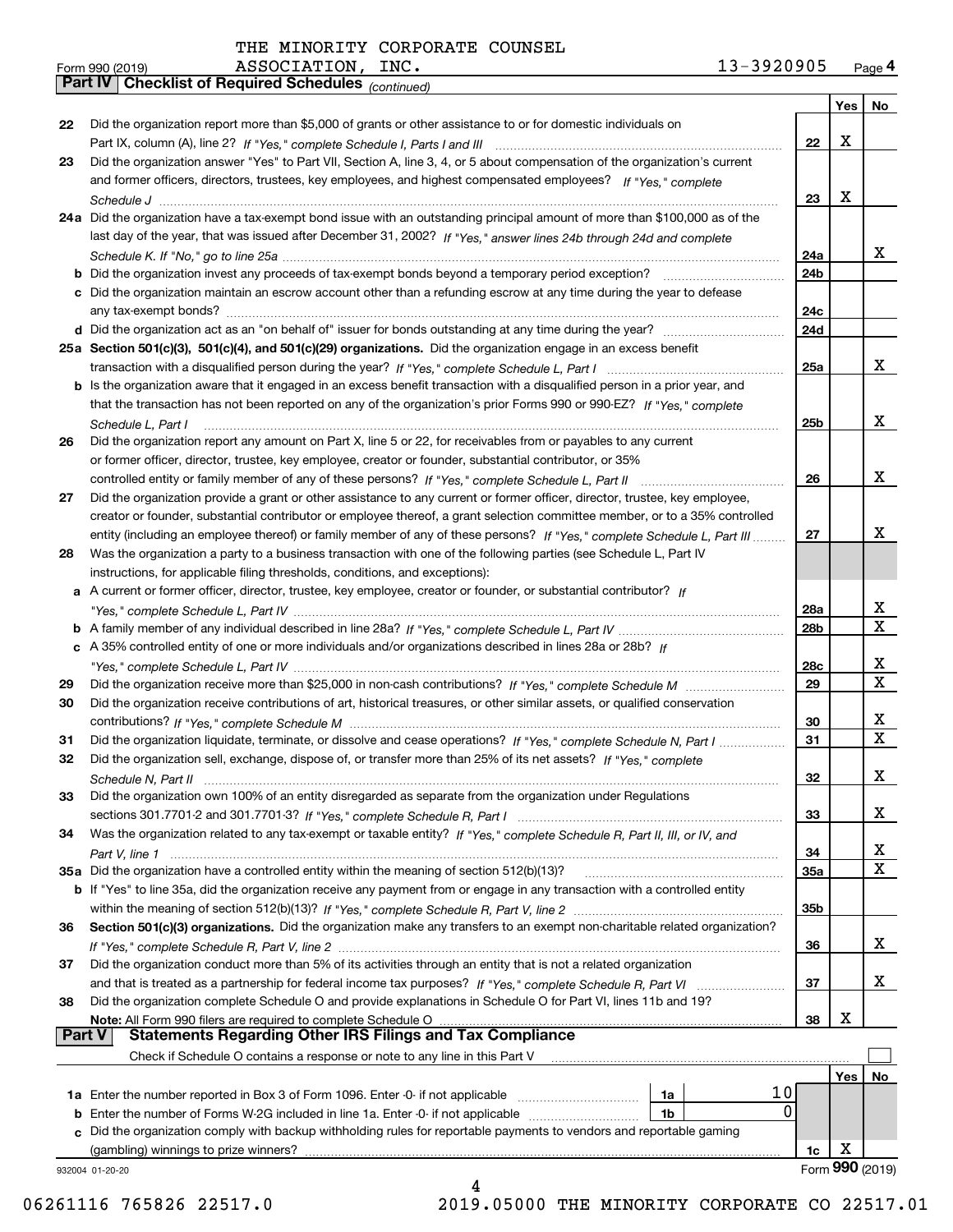THE MINORITY CORPORATE COUNSEL ASSOCIATION, INC. 13-3920905

Form 990 (2019)

## Part IV Checklist of Required Schedules *(continued)*

| | | | Yes | No |
|---|---|---|---|---|
| 22 | Did the organization report more than $5,000 of grants or other assistance to or for domestic individuals on Part IX, column (A), line 2? *If "Yes," complete Schedule I, Parts I and III* | 22 | X | |
| 23 | Did the organization answer "Yes" to Part VII, Section A, line 3, 4, or 5 about compensation of the organization's current and former officers, directors, trustees, key employees, and highest compensated employees? *If "Yes," complete Schedule J* | 23 | X | |
| 24a | Did the organization have a tax-exempt bond issue with an outstanding principal amount of more than $100,000 as of the last day of the year, that was issued after December 31, 2002? *If "Yes," answer lines 24b through 24d and complete Schedule K. If "No," go to line 25a* | 24a | | X |
| b | Did the organization invest any proceeds of tax-exempt bonds beyond a temporary period exception? | 24b | | |
| c | Did the organization maintain an escrow account other than a refunding escrow at any time during the year to defease any tax-exempt bonds? | 24c | | |
| d | Did the organization act as an "on behalf of" issuer for bonds outstanding at any time during the year? | 24d | | |
| 25a | **Section 501(c)(3), 501(c)(4), and 501(c)(29) organizations.** Did the organization engage in an excess benefit transaction with a disqualified person during the year? *If "Yes," complete Schedule L, Part I* | 25a | | X |
| b | Is the organization aware that it engaged in an excess benefit transaction with a disqualified person in a prior year, and that the transaction has not been reported on any of the organization's prior Forms 990 or 990-EZ? *If "Yes," complete Schedule L, Part I* | 25b | | X |
| 26 | Did the organization report any amount on Part X, line 5 or 22, for receivables from or payables to any current or former officer, director, trustee, key employee, creator or founder, substantial contributor, or 35% controlled entity or family member of any of these persons? *If "Yes," complete Schedule L, Part II* | 26 | | X |
| 27 | Did the organization provide a grant or other assistance to any current or former officer, director, trustee, key employee, creator or founder, substantial contributor or employee thereof, a grant selection committee member, or to a 35% controlled entity (including an employee thereof) or family member of any of these persons? *If "Yes," complete Schedule L, Part III* | 27 | | X |
| 28 | Was the organization a party to a business transaction with one of the following parties (see Schedule L, Part IV instructions, for applicable filing thresholds, conditions, and exceptions): | | | |
| a | A current or former officer, director, trustee, key employee, creator or founder, or substantial contributor? *If "Yes," complete Schedule L, Part IV* | 28a | | X |
| b | A family member of any individual described in line 28a? *If "Yes," complete Schedule L, Part IV* | 28b | | X |
| c | A 35% controlled entity of one or more individuals and/or organizations described in lines 28a or 28b? *If "Yes," complete Schedule L, Part IV* | 28c | | X |
| 29 | Did the organization receive more than $25,000 in non-cash contributions? *If "Yes," complete Schedule M* | 29 | | X |
| 30 | Did the organization receive contributions of art, historical treasures, or other similar assets, or qualified conservation contributions? *If "Yes," complete Schedule M* | 30 | | X |
| 31 | Did the organization liquidate, terminate, or dissolve and cease operations? *If "Yes," complete Schedule N, Part I* | 31 | | X |
| 32 | Did the organization sell, exchange, dispose of, or transfer more than 25% of its net assets? *If "Yes," complete Schedule N, Part II* | 32 | | X |
| 33 | Did the organization own 100% of an entity disregarded as separate from the organization under Regulations sections 301.7701-2 and 301.7701-3? *If "Yes," complete Schedule R, Part I* | 33 | | X |
| 34 | Was the organization related to any tax-exempt or taxable entity? *If "Yes," complete Schedule R, Part II, III, or IV, and Part V, line 1* | 34 | | X |
| 35a | Did the organization have a controlled entity within the meaning of section 512(b)(13)? | 35a | | X |
| b | If "Yes" to line 35a, did the organization receive any payment from or engage in any transaction with a controlled entity within the meaning of section 512(b)(13)? *If "Yes," complete Schedule R, Part V, line 2* | 35b | | |
| 36 | **Section 501(c)(3) organizations.** Did the organization make any transfers to an exempt non-charitable related organization? *If "Yes," complete Schedule R, Part V, line 2* | 36 | | X |
| 37 | Did the organization conduct more than 5% of its activities through an entity that is not a related organization and that is treated as a partnership for federal income tax purposes? *If "Yes," complete Schedule R, Part VI* | 37 | | X |
| 38 | Did the organization complete Schedule O and provide explanations in Schedule O for Part VI, lines 11b and 19? **Note:** All Form 990 filers are required to complete Schedule O | 38 | X | |

## Part V Statements Regarding Other IRS Filings and Tax Compliance

Check if Schedule O contains a response or note to any line in this Part V ☐

| | | | | | Yes | No |
|---|---|---|---|---|---|---|
| 1a | Enter the number reported in Box 3 of Form 1096. Enter -0- if not applicable | 1a | 10 | | | |
| b | Enter the number of Forms W-2G included in line 1a. Enter -0- if not applicable | 1b | 0 | | | |
| c | Did the organization comply with backup withholding rules for reportable payments to vendors and reportable gaming (gambling) winnings to prize winners? | | | 1c | X | |

932004 01-20-20 Form **990** (2019)

06261116 765826 22517.0 2019.05000 THE MINORITY CORPORATE CO 22517.01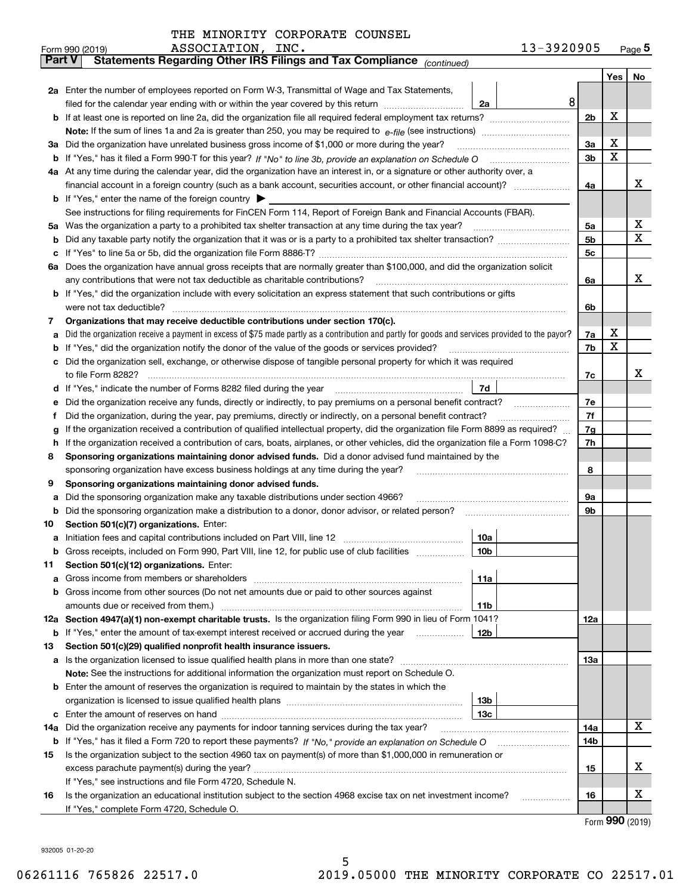THE MINORITY CORPORATE COUNSEL ASSOCIATION, INC. — 13-3920905

Form 990 (2019)

## Part V — Statements Regarding Other IRS Filings and Tax Compliance *(continued)*

| | | | | Yes | No |
|---|---|---|---|---|---|
| **2a** | Enter the number of employees reported on Form W-3, Transmittal of Wage and Tax Statements, filed for the calendar year ending with or within the year covered by this return | 2a | 8 | | |
| **b** | If at least one is reported on line 2a, did the organization file all required federal employment tax returns? | | 2b | X | |
| | **Note:** If the sum of lines 1a and 2a is greater than 250, you may be required to *e-file* (see instructions) | | | | |
| **3a** | Did the organization have unrelated business gross income of $1,000 or more during the year? | | 3a | X | |
| **b** | If "Yes," has it filed a Form 990-T for this year? *If "No" to line 3b, provide an explanation on Schedule O* | | 3b | X | |
| **4a** | At any time during the calendar year, did the organization have an interest in, or a signature or other authority over, a financial account in a foreign country (such as a bank account, securities account, or other financial account)? | | 4a | | X |
| **b** | If "Yes," enter the name of the foreign country ▶ | | | | |
| | See instructions for filing requirements for FinCEN Form 114, Report of Foreign Bank and Financial Accounts (FBAR). | | | | |
| **5a** | Was the organization a party to a prohibited tax shelter transaction at any time during the tax year? | | 5a | | X |
| **b** | Did any taxable party notify the organization that it was or is a party to a prohibited tax shelter transaction? | | 5b | | X |
| **c** | If "Yes" to line 5a or 5b, did the organization file Form 8886-T? | | 5c | | |
| **6a** | Does the organization have annual gross receipts that are normally greater than $100,000, and did the organization solicit any contributions that were not tax deductible as charitable contributions? | | 6a | | X |
| **b** | If "Yes," did the organization include with every solicitation an express statement that such contributions or gifts were not tax deductible? | | 6b | | |
| **7** | **Organizations that may receive deductible contributions under section 170(c).** | | | | |
| **a** | Did the organization receive a payment in excess of $75 made partly as a contribution and partly for goods and services provided to the payor? | | 7a | X | |
| **b** | If "Yes," did the organization notify the donor of the value of the goods or services provided? | | 7b | X | |
| **c** | Did the organization sell, exchange, or otherwise dispose of tangible personal property for which it was required to file Form 8282? | | 7c | | X |
| **d** | If "Yes," indicate the number of Forms 8282 filed during the year | 7d | | | |
| **e** | Did the organization receive any funds, directly or indirectly, to pay premiums on a personal benefit contract? | | 7e | | |
| **f** | Did the organization, during the year, pay premiums, directly or indirectly, on a personal benefit contract? | | 7f | | |
| **g** | If the organization received a contribution of qualified intellectual property, did the organization file Form 8899 as required? | | 7g | | |
| **h** | If the organization received a contribution of cars, boats, airplanes, or other vehicles, did the organization file a Form 1098-C? | | 7h | | |
| **8** | **Sponsoring organizations maintaining donor advised funds.** Did a donor advised fund maintained by the sponsoring organization have excess business holdings at any time during the year? | | 8 | | |
| **9** | **Sponsoring organizations maintaining donor advised funds.** | | | | |
| **a** | Did the sponsoring organization make any taxable distributions under section 4966? | | 9a | | |
| **b** | Did the sponsoring organization make a distribution to a donor, donor advisor, or related person? | | 9b | | |
| **10** | **Section 501(c)(7) organizations.** Enter: | | | | |
| **a** | Initiation fees and capital contributions included on Part VIII, line 12 | 10a | | | |
| **b** | Gross receipts, included on Form 990, Part VIII, line 12, for public use of club facilities | 10b | | | |
| **11** | **Section 501(c)(12) organizations.** Enter: | | | | |
| **a** | Gross income from members or shareholders | 11a | | | |
| **b** | Gross income from other sources (Do not net amounts due or paid to other sources against amounts due or received from them.) | 11b | | | |
| **12a** | **Section 4947(a)(1) non-exempt charitable trusts.** Is the organization filing Form 990 in lieu of Form 1041? | | 12a | | |
| **b** | If "Yes," enter the amount of tax-exempt interest received or accrued during the year | 12b | | | |
| **13** | **Section 501(c)(29) qualified nonprofit health insurance issuers.** | | | | |
| **a** | Is the organization licensed to issue qualified health plans in more than one state? | | 13a | | |
| | **Note:** See the instructions for additional information the organization must report on Schedule O. | | | | |
| **b** | Enter the amount of reserves the organization is required to maintain by the states in which the organization is licensed to issue qualified health plans | 13b | | | |
| **c** | Enter the amount of reserves on hand | 13c | | | |
| **14a** | Did the organization receive any payments for indoor tanning services during the tax year? | | 14a | | X |
| **b** | If "Yes," has it filed a Form 720 to report these payments? *If "No," provide an explanation on Schedule O* | | 14b | | |
| **15** | Is the organization subject to the section 4960 tax on payment(s) of more than $1,000,000 in remuneration or excess parachute payment(s) during the year? | | 15 | | X |
| | If "Yes," see instructions and file Form 4720, Schedule N. | | | | |
| **16** | Is the organization an educational institution subject to the section 4968 excise tax on net investment income? | | 16 | | X |
| | If "Yes," complete Form 4720, Schedule O. | | | | |

Form **990** (2019)

932005 01-20-20

06261116 765826 22517.0 2019.05000 THE MINORITY CORPORATE CO 22517.01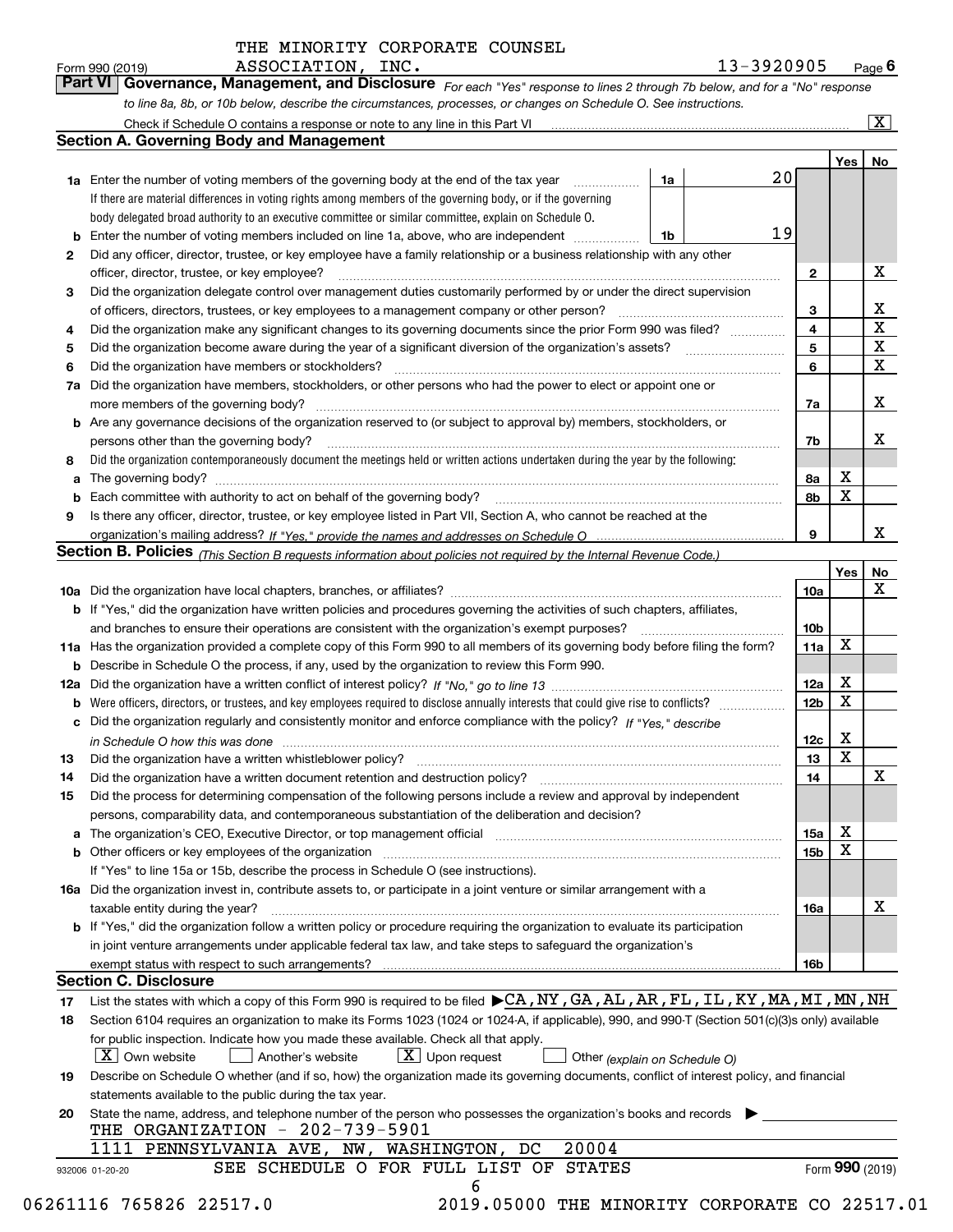THE MINORITY CORPORATE COUNSEL ASSOCIATION, INC.

Form 990 (2019) 13-3920905 Page 6

**Part VI Governance, Management, and Disclosure** *For each "Yes" response to lines 2 through 7b below, and for a "No" response to line 8a, 8b, or 10b below, describe the circumstances, processes, or changes on Schedule O. See instructions.*

Check if Schedule O contains a response or note to any line in this Part VI [X]

## Section A. Governing Body and Management

| | | | | Yes | No |
|---|---|---|---|---|---|
| 1a | Enter the number of voting members of the governing body at the end of the tax year. If there are material differences in voting rights among members of the governing body, or if the governing body delegated broad authority to an executive committee or similar committee, explain on Schedule O. | 1a | 20 | | |
| b | Enter the number of voting members included on line 1a, above, who are independent | 1b | 19 | | |
| 2 | Did any officer, director, trustee, or key employee have a family relationship or a business relationship with any other officer, director, trustee, or key employee? | 2 | | | X |
| 3 | Did the organization delegate control over management duties customarily performed by or under the direct supervision of officers, directors, trustees, or key employees to a management company or other person? | 3 | | | X |
| 4 | Did the organization make any significant changes to its governing documents since the prior Form 990 was filed? | 4 | | | X |
| 5 | Did the organization become aware during the year of a significant diversion of the organization's assets? | 5 | | | X |
| 6 | Did the organization have members or stockholders? | 6 | | | X |
| 7a | Did the organization have members, stockholders, or other persons who had the power to elect or appoint one or more members of the governing body? | 7a | | | X |
| b | Are any governance decisions of the organization reserved to (or subject to approval by) members, stockholders, or persons other than the governing body? | 7b | | | X |
| 8 | Did the organization contemporaneously document the meetings held or written actions undertaken during the year by the following: | | | | |
| a | The governing body? | 8a | | X | |
| b | Each committee with authority to act on behalf of the governing body? | 8b | | X | |
| 9 | Is there any officer, director, trustee, or key employee listed in Part VII, Section A, who cannot be reached at the organization's mailing address? *If "Yes," provide the names and addresses on Schedule O* | 9 | | | X |

## Section B. Policies *(This Section B requests information about policies not required by the Internal Revenue Code.)*

| | | | Yes | No |
|---|---|---|---|---|
| 10a | Did the organization have local chapters, branches, or affiliates? | 10a | | X |
| b | If "Yes," did the organization have written policies and procedures governing the activities of such chapters, affiliates, and branches to ensure their operations are consistent with the organization's exempt purposes? | 10b | | |
| 11a | Has the organization provided a complete copy of this Form 990 to all members of its governing body before filing the form? | 11a | X | |
| b | Describe in Schedule O the process, if any, used by the organization to review this Form 990. | | | |
| 12a | Did the organization have a written conflict of interest policy? *If "No," go to line 13* | 12a | X | |
| b | Were officers, directors, or trustees, and key employees required to disclose annually interests that could give rise to conflicts? | 12b | X | |
| c | Did the organization regularly and consistently monitor and enforce compliance with the policy? *If "Yes," describe in Schedule O how this was done* | 12c | X | |
| 13 | Did the organization have a written whistleblower policy? | 13 | X | |
| 14 | Did the organization have a written document retention and destruction policy? | 14 | | X |
| 15 | Did the process for determining compensation of the following persons include a review and approval by independent persons, comparability data, and contemporaneous substantiation of the deliberation and decision? | | | |
| a | The organization's CEO, Executive Director, or top management official | 15a | X | |
| b | Other officers or key employees of the organization | 15b | X | |
| | If "Yes" to line 15a or 15b, describe the process in Schedule O (see instructions). | | | |
| 16a | Did the organization invest in, contribute assets to, or participate in a joint venture or similar arrangement with a taxable entity during the year? | 16a | | X |
| b | If "Yes," did the organization follow a written policy or procedure requiring the organization to evaluate its participation in joint venture arrangements under applicable federal tax law, and take steps to safeguard the organization's exempt status with respect to such arrangements? | 16b | | |

## Section C. Disclosure

17 List the states with which a copy of this Form 990 is required to be filed ▶CA,NY,GA,AL,AR,FL,IL,KY,MA,MI,MN,NH

18 Section 6104 requires an organization to make its Forms 1023 (1024 or 1024-A, if applicable), 990, and 990-T (Section 501(c)(3)s only) available for public inspection. Indicate how you made these available. Check all that apply.

[X] Own website [ ] Another's website [X] Upon request [ ] Other *(explain on Schedule O)*

19 Describe on Schedule O whether (and if so, how) the organization made its governing documents, conflict of interest policy, and financial statements available to the public during the tax year.

20 State the name, address, and telephone number of the person who possesses the organization's books and records ▶

THE ORGANIZATION - 202-739-5901

1111 PENNSYLVANIA AVE, NW, WASHINGTON, DC 20004

SEE SCHEDULE O FOR FULL LIST OF STATES

932006 01-20-20 Form 990 (2019)

06261116 765826 22517.0 2019.05000 THE MINORITY CORPORATE CO 22517.01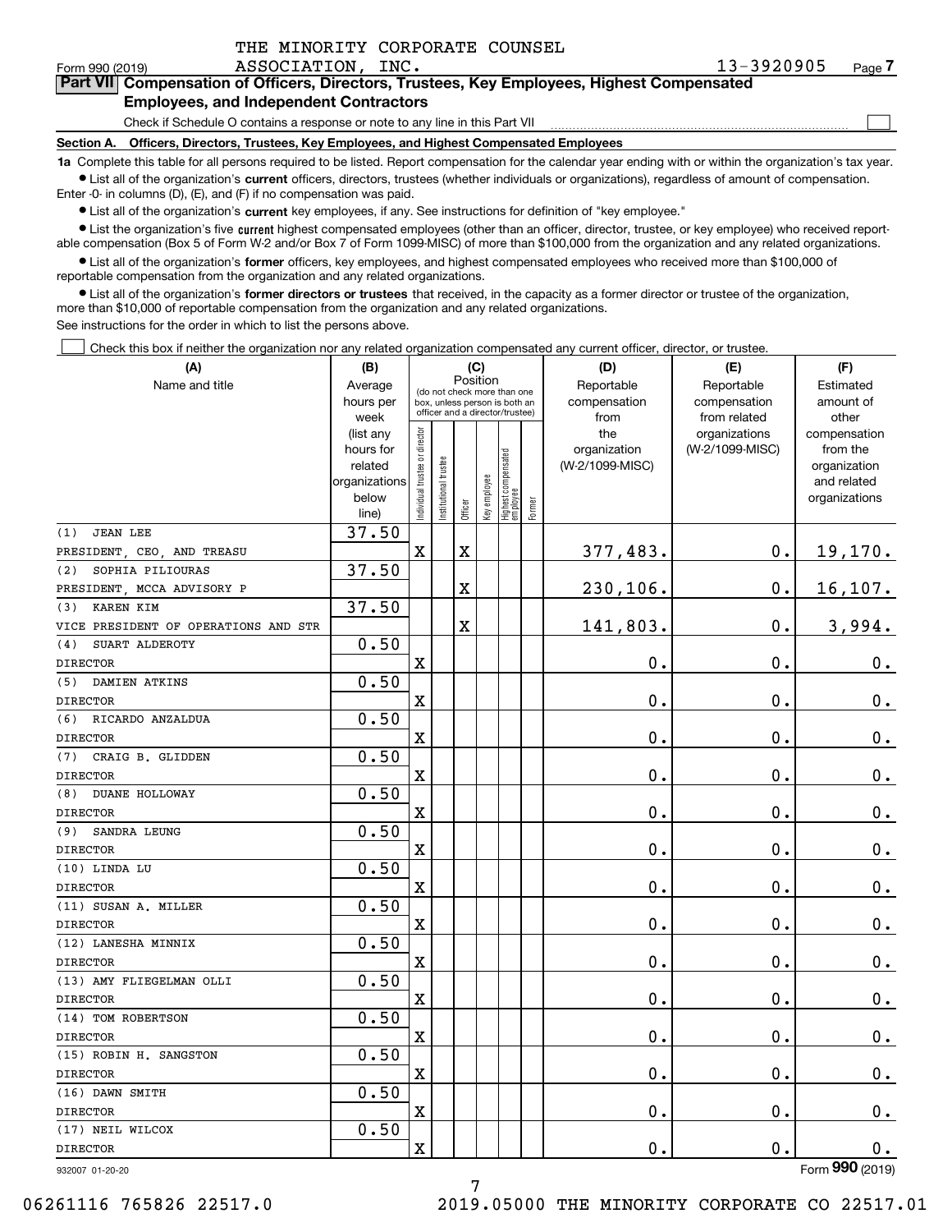THE MINORITY CORPORATE COUNSEL ASSOCIATION, INC. 13-3920905

Form 990 (2019) Page 7

## Part VII Compensation of Officers, Directors, Trustees, Key Employees, Highest Compensated Employees, and Independent Contractors

Check if Schedule O contains a response or note to any line in this Part VII ☐

### Section A. Officers, Directors, Trustees, Key Employees, and Highest Compensated Employees

**1a** Complete this table for all persons required to be listed. Report compensation for the calendar year ending with or within the organization's tax year.

- List all of the organization's **current** officers, directors, trustees (whether individuals or organizations), regardless of amount of compensation. Enter -0- in columns (D), (E), and (F) if no compensation was paid.
- List all of the organization's **current** key employees, if any. See instructions for definition of "key employee."
- List the organization's five **current** highest compensated employees (other than an officer, director, trustee, or key employee) who received reportable compensation (Box 5 of Form W-2 and/or Box 7 of Form 1099-MISC) of more than $100,000 from the organization and any related organizations.
- List all of the organization's **former** officers, key employees, and highest compensated employees who received more than $100,000 of reportable compensation from the organization and any related organizations.
- List all of the organization's **former directors or trustees** that received, in the capacity as a former director or trustee of the organization, more than $10,000 of reportable compensation from the organization and any related organizations.

See instructions for the order in which to list the persons above.

☐ Check this box if neither the organization nor any related organization compensated any current officer, director, or trustee.

| (A) Name and title | (B) Average hours per week (list any hours for related organizations below line) | (C) Position: Individual trustee or director | Institutional trustee | Officer | Key employee | Highest compensated employee | Former | (D) Reportable compensation from the organization (W-2/1099-MISC) | (E) Reportable compensation from related organizations (W-2/1099-MISC) | (F) Estimated amount of other compensation from the organization and related organizations |
|---|---|---|---|---|---|---|---|---|---|---|
| (1) JEAN LEE<br>PRESIDENT, CEO, AND TREASU | 37.50 | X | | X | | | | 377,483. | 0. | 19,170. |
| (2) SOPHIA PILIOURAS<br>PRESIDENT, MCCA ADVISORY P | 37.50 | | | X | | | | 230,106. | 0. | 16,107. |
| (3) KAREN KIM<br>VICE PRESIDENT OF OPERATIONS AND STR | 37.50 | | | X | | | | 141,803. | 0. | 3,994. |
| (4) SUART ALDEROTY<br>DIRECTOR | 0.50 | X | | | | | | 0. | 0. | 0. |
| (5) DAMIEN ATKINS<br>DIRECTOR | 0.50 | X | | | | | | 0. | 0. | 0. |
| (6) RICARDO ANZALDUA<br>DIRECTOR | 0.50 | X | | | | | | 0. | 0. | 0. |
| (7) CRAIG B. GLIDDEN<br>DIRECTOR | 0.50 | X | | | | | | 0. | 0. | 0. |
| (8) DUANE HOLLOWAY<br>DIRECTOR | 0.50 | X | | | | | | 0. | 0. | 0. |
| (9) SANDRA LEUNG<br>DIRECTOR | 0.50 | X | | | | | | 0. | 0. | 0. |
| (10) LINDA LU<br>DIRECTOR | 0.50 | X | | | | | | 0. | 0. | 0. |
| (11) SUSAN A. MILLER<br>DIRECTOR | 0.50 | X | | | | | | 0. | 0. | 0. |
| (12) LANESHA MINNIX<br>DIRECTOR | 0.50 | X | | | | | | 0. | 0. | 0. |
| (13) AMY FLIEGELMAN OLLI<br>DIRECTOR | 0.50 | X | | | | | | 0. | 0. | 0. |
| (14) TOM ROBERTSON<br>DIRECTOR | 0.50 | X | | | | | | 0. | 0. | 0. |
| (15) ROBIN H. SANGSTON<br>DIRECTOR | 0.50 | X | | | | | | 0. | 0. | 0. |
| (16) DAWN SMITH<br>DIRECTOR | 0.50 | X | | | | | | 0. | 0. | 0. |
| (17) NEIL WILCOX<br>DIRECTOR | 0.50 | X | | | | | | 0. | 0. | 0. |

932007 01-20-20 Form 990 (2019)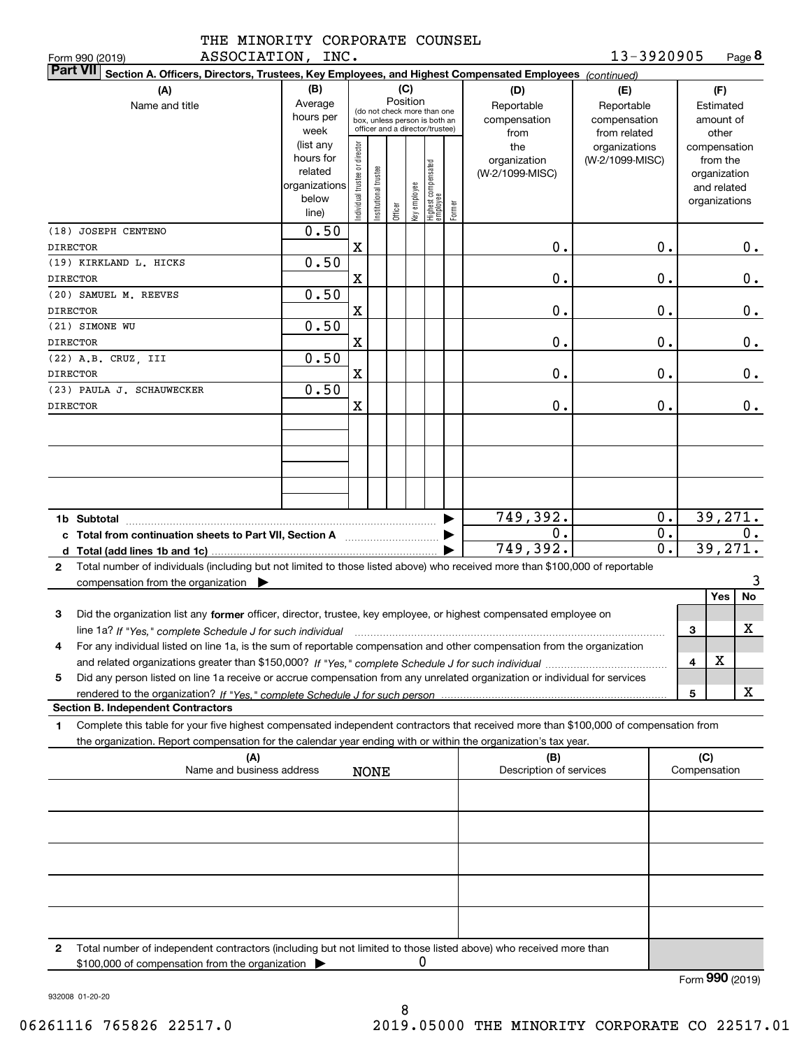THE MINORITY CORPORATE COUNSEL ASSOCIATION, INC. 13-3920905

Form 990 (2019) Page **8**

**Part VII** Section A. Officers, Directors, Trustees, Key Employees, and Highest Compensated Employees *(continued)*

| (A) Name and title | (B) Average hours per week (list any hours for related organizations below line) | (C) Position: Individual trustee or director | Institutional trustee | Officer | Key employee | Highest compensated employee | Former | (D) Reportable compensation from the organization (W-2/1099-MISC) | (E) Reportable compensation from related organizations (W-2/1099-MISC) | (F) Estimated amount of other compensation from the organization and related organizations |
|---|---|---|---|---|---|---|---|---|---|---|
| (18) JOSEPH CENTENO<br>DIRECTOR | 0.50 | X | | | | | | 0. | 0. | 0. |
| (19) KIRKLAND L. HICKS<br>DIRECTOR | 0.50 | X | | | | | | 0. | 0. | 0. |
| (20) SAMUEL M. REEVES<br>DIRECTOR | 0.50 | X | | | | | | 0. | 0. | 0. |
| (21) SIMONE WU<br>DIRECTOR | 0.50 | X | | | | | | 0. | 0. | 0. |
| (22) A.B. CRUZ, III<br>DIRECTOR | 0.50 | X | | | | | | 0. | 0. | 0. |
| (23) PAULA J. SCHAUWECKER<br>DIRECTOR | 0.50 | X | | | | | | 0. | 0. | 0. |
| | | | | | | | | | | |
| | | | | | | | | | | |
| | | | | | | | | | | |
| **1b Subtotal** | | | | | | | | 749,392. | 0. | 39,271. |
| **c Total from continuation sheets to Part VII, Section A** | | | | | | | | 0. | 0. | 0. |
| **d Total (add lines 1b and 1c)** | | | | | | | | 749,392. | 0. | 39,271. |

**2** Total number of individuals (including but not limited to those listed above) who received more than $100,000 of reportable compensation from the organization ▶ 3

| | | Yes | No |
|---|---|---|---|
| **3** Did the organization list any **former** officer, director, trustee, key employee, or highest compensated employee on line 1a? *If "Yes," complete Schedule J for such individual* | 3 | | X |
| **4** For any individual listed on line 1a, is the sum of reportable compensation and other compensation from the organization and related organizations greater than $150,000? *If "Yes," complete Schedule J for such individual* | 4 | X | |
| **5** Did any person listed on line 1a receive or accrue compensation from any unrelated organization or individual for services rendered to the organization? *If "Yes," complete Schedule J for such person* | 5 | | X |

**Section B. Independent Contractors**

**1** Complete this table for your five highest compensated independent contractors that received more than $100,000 of compensation from the organization. Report compensation for the calendar year ending with or within the organization's tax year.

| (A) Name and business address | (B) Description of services | (C) Compensation |
|---|---|---|
| NONE | | |
| | | |
| | | |
| | | |
| | | |

**2** Total number of independent contractors (including but not limited to those listed above) who received more than $100,000 of compensation from the organization ▶ 0

Form **990** (2019)

932008 01-20-20

06261116 765826 22517.0 2019.05000 THE MINORITY CORPORATE CO 22517.01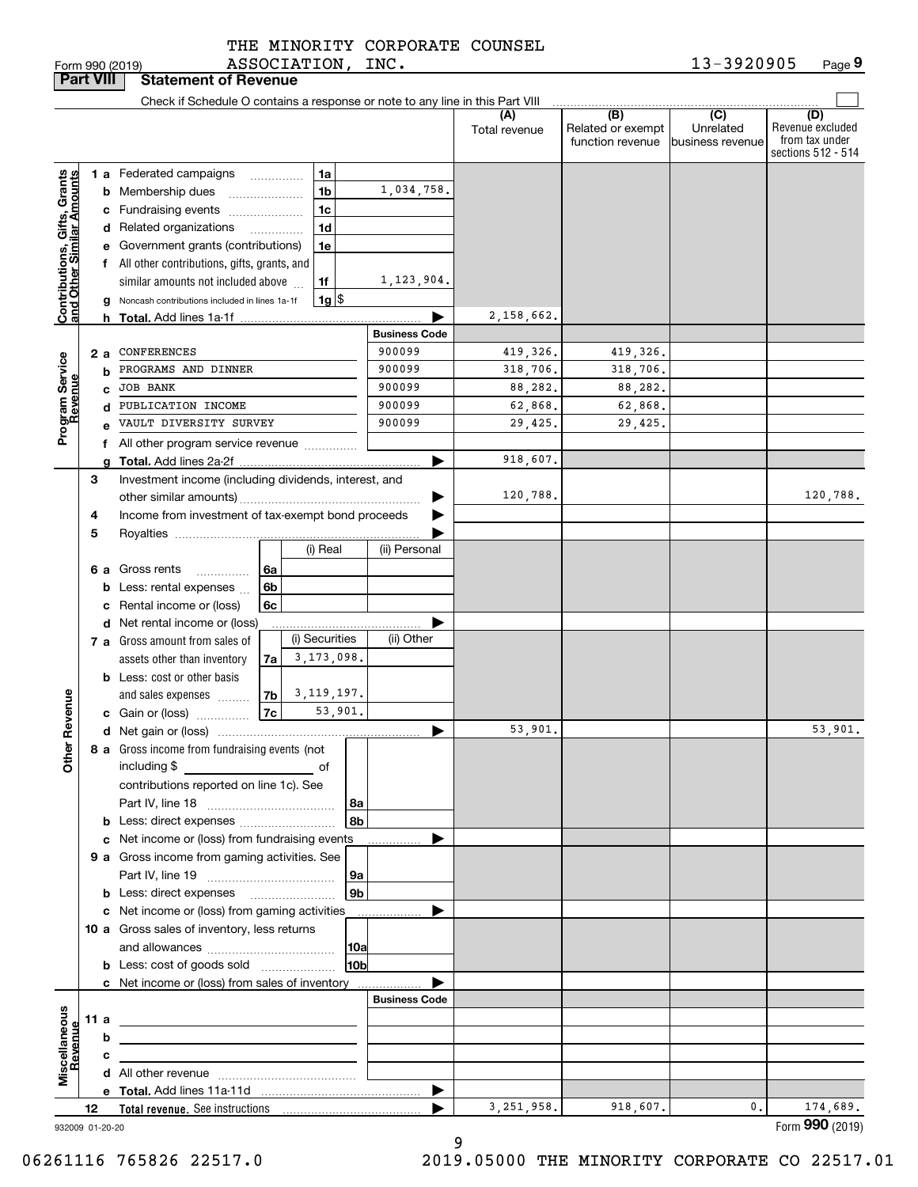THE MINORITY CORPORATE COUNSEL ASSOCIATION, INC. 13-3920905

Form 990 (2019)

## Part VIII Statement of Revenue

Check if Schedule O contains a response or note to any line in this Part VIII

| | | | | (A) Total revenue | (B) Related or exempt function revenue | (C) Unrelated business revenue | (D) Revenue excluded from tax under sections 512 - 514 |
|---|---|---|---|---|---|---|---|
| **Contributions, Gifts, Grants and Other Similar Amounts** | 1a Federated campaigns | 1a | | | | | |
| | b Membership dues | 1b | 1,034,758. | | | | |
| | c Fundraising events | 1c | | | | | |
| | d Related organizations | 1d | | | | | |
| | e Government grants (contributions) | 1e | | | | | |
| | f All other contributions, gifts, grants, and similar amounts not included above | 1f | 1,123,904. | | | | |
| | g Noncash contributions included in lines 1a-1f | 1g | $ | | | | |
| | h **Total.** Add lines 1a-1f | | | 2,158,662. | | | |
| **Program Service Revenue** | | | **Business Code** | | | | |
| | 2a CONFERENCES | | 900099 | 419,326. | 419,326. | | |
| | b PROGRAMS AND DINNER | | 900099 | 318,706. | 318,706. | | |
| | c JOB BANK | | 900099 | 88,282. | 88,282. | | |
| | d PUBLICATION INCOME | | 900099 | 62,868. | 62,868. | | |
| | e VAULT DIVERSITY SURVEY | | 900099 | 29,425. | 29,425. | | |
| | f All other program service revenue | | | | | | |
| | g **Total.** Add lines 2a-2f | | | 918,607. | | | |
| **Other Revenue** | 3 Investment income (including dividends, interest, and other similar amounts) | | | 120,788. | | | 120,788. |
| | 4 Income from investment of tax-exempt bond proceeds | | | | | | |
| | 5 Royalties | | | | | | |
| | | | (i) Real | (ii) Personal | | | |
| | 6a Gross rents | 6a | | | | | |
| | b Less: rental expenses | 6b | | | | | |
| | c Rental income or (loss) | 6c | | | | | |
| | d Net rental income or (loss) | | | | | | |
| | | | (i) Securities | (ii) Other | | | |
| | 7a Gross amount from sales of assets other than inventory | 7a | 3,173,098. | | | | |
| | b Less: cost or other basis and sales expenses | 7b | 3,119,197. | | | | |
| | c Gain or (loss) | 7c | 53,901. | | | | |
| | d Net gain or (loss) | | | 53,901. | | | 53,901. |
| | 8a Gross income from fundraising events (not including $ ______ of contributions reported on line 1c). See Part IV, line 18 | 8a | | | | | |
| | b Less: direct expenses | 8b | | | | | |
| | c Net income or (loss) from fundraising events | | | | | | |
| | 9a Gross income from gaming activities. See Part IV, line 19 | 9a | | | | | |
| | b Less: direct expenses | 9b | | | | | |
| | c Net income or (loss) from gaming activities | | | | | | |
| | 10a Gross sales of inventory, less returns and allowances | 10a | | | | | |
| | b Less: cost of goods sold | 10b | | | | | |
| | c Net income or (loss) from sales of inventory | | | | | | |
| **Miscellaneous Revenue** | | | **Business Code** | | | | |
| | 11a | | | | | | |
| | b | | | | | | |
| | c | | | | | | |
| | d All other revenue | | | | | | |
| | e **Total.** Add lines 11a-11d | | | | | | |
| | 12 **Total revenue.** See instructions | | | 3,251,958. | 918,607. | 0. | 174,689. |

932009 01-20-20

Form **990** (2019)

06261116 765826 22517.0 2019.05000 THE MINORITY CORPORATE CO 22517.01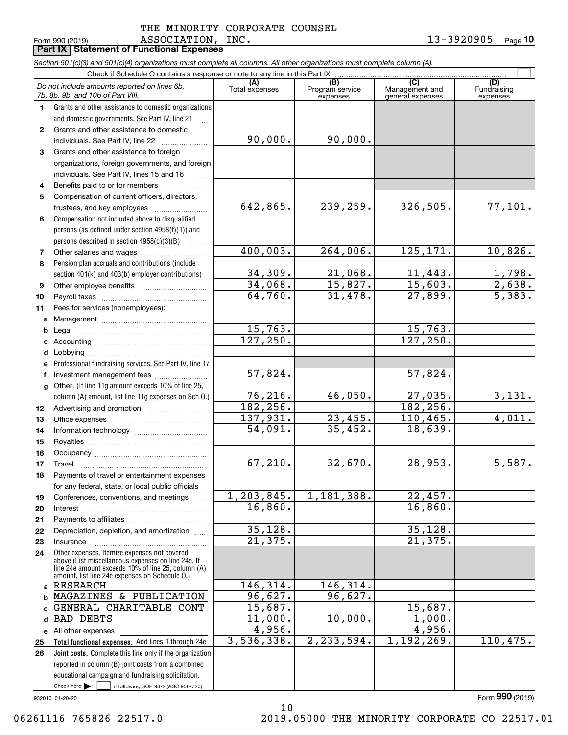THE MINORITY CORPORATE COUNSEL ASSOCIATION, INC. 13-3920905

Form 990 (2019)

## Part IX Statement of Functional Expenses

*Section 501(c)(3) and 501(c)(4) organizations must complete all columns. All other organizations must complete column (A).*

Check if Schedule O contains a response or note to any line in this Part IX

| *Do not include amounts reported on lines 6b, 7b, 8b, 9b, and 10b of Part VIII.* | (A) Total expenses | (B) Program service expenses | (C) Management and general expenses | (D) Fundraising expenses |
|---|---|---|---|---|
| **1** Grants and other assistance to domestic organizations and domestic governments. See Part IV, line 21 | | | | |
| **2** Grants and other assistance to domestic individuals. See Part IV, line 22 | 90,000. | 90,000. | | |
| **3** Grants and other assistance to foreign organizations, foreign governments, and foreign individuals. See Part IV, lines 15 and 16 | | | | |
| **4** Benefits paid to or for members | | | | |
| **5** Compensation of current officers, directors, trustees, and key employees | 642,865. | 239,259. | 326,505. | 77,101. |
| **6** Compensation not included above to disqualified persons (as defined under section 4958(f)(1)) and persons described in section 4958(c)(3)(B) | | | | |
| **7** Other salaries and wages | 400,003. | 264,006. | 125,171. | 10,826. |
| **8** Pension plan accruals and contributions (include section 401(k) and 403(b) employer contributions) | 34,309. | 21,068. | 11,443. | 1,798. |
| **9** Other employee benefits | 34,068. | 15,827. | 15,603. | 2,638. |
| **10** Payroll taxes | 64,760. | 31,478. | 27,899. | 5,383. |
| **11** Fees for services (nonemployees): | | | | |
| **a** Management | | | | |
| **b** Legal | 15,763. | | 15,763. | |
| **c** Accounting | 127,250. | | 127,250. | |
| **d** Lobbying | | | | |
| **e** Professional fundraising services. See Part IV, line 17 | | | | |
| **f** Investment management fees | 57,824. | | 57,824. | |
| **g** Other. (If line 11g amount exceeds 10% of line 25, column (A) amount, list line 11g expenses on Sch O.) | 76,216. | 46,050. | 27,035. | 3,131. |
| **12** Advertising and promotion | 182,256. | | 182,256. | |
| **13** Office expenses | 137,931. | 23,455. | 110,465. | 4,011. |
| **14** Information technology | 54,091. | 35,452. | 18,639. | |
| **15** Royalties | | | | |
| **16** Occupancy | | | | |
| **17** Travel | 67,210. | 32,670. | 28,953. | 5,587. |
| **18** Payments of travel or entertainment expenses for any federal, state, or local public officials | | | | |
| **19** Conferences, conventions, and meetings | 1,203,845. | 1,181,388. | 22,457. | |
| **20** Interest | 16,860. | | 16,860. | |
| **21** Payments to affiliates | | | | |
| **22** Depreciation, depletion, and amortization | 35,128. | | 35,128. | |
| **23** Insurance | 21,375. | | 21,375. | |
| **24** Other expenses. Itemize expenses not covered above (List miscellaneous expenses on line 24e. If line 24e amount exceeds 10% of line 25, column (A) amount, list line 24e expenses on Schedule O.) | | | | |
| **a** RESEARCH | 146,314. | 146,314. | | |
| **b** MAGAZINES & PUBLICATION | 96,627. | 96,627. | | |
| **c** GENERAL CHARITABLE CONT | 15,687. | | 15,687. | |
| **d** BAD DEBTS | 11,000. | 10,000. | 1,000. | |
| **e** All other expenses | 4,956. | | 4,956. | |
| **25 Total functional expenses.** Add lines 1 through 24e | 3,536,338. | 2,233,594. | 1,192,269. | 110,475. |
| **26 Joint costs.** Complete this line only if the organization reported in column (B) joint costs from a combined educational campaign and fundraising solicitation. Check here ☐ if following SOP 98-2 (ASC 958-720) | | | | |

932010 01-20-20

Form **990** (2019)

06261116 765826 22517.0 2019.05000 THE MINORITY CORPORATE CO 22517.01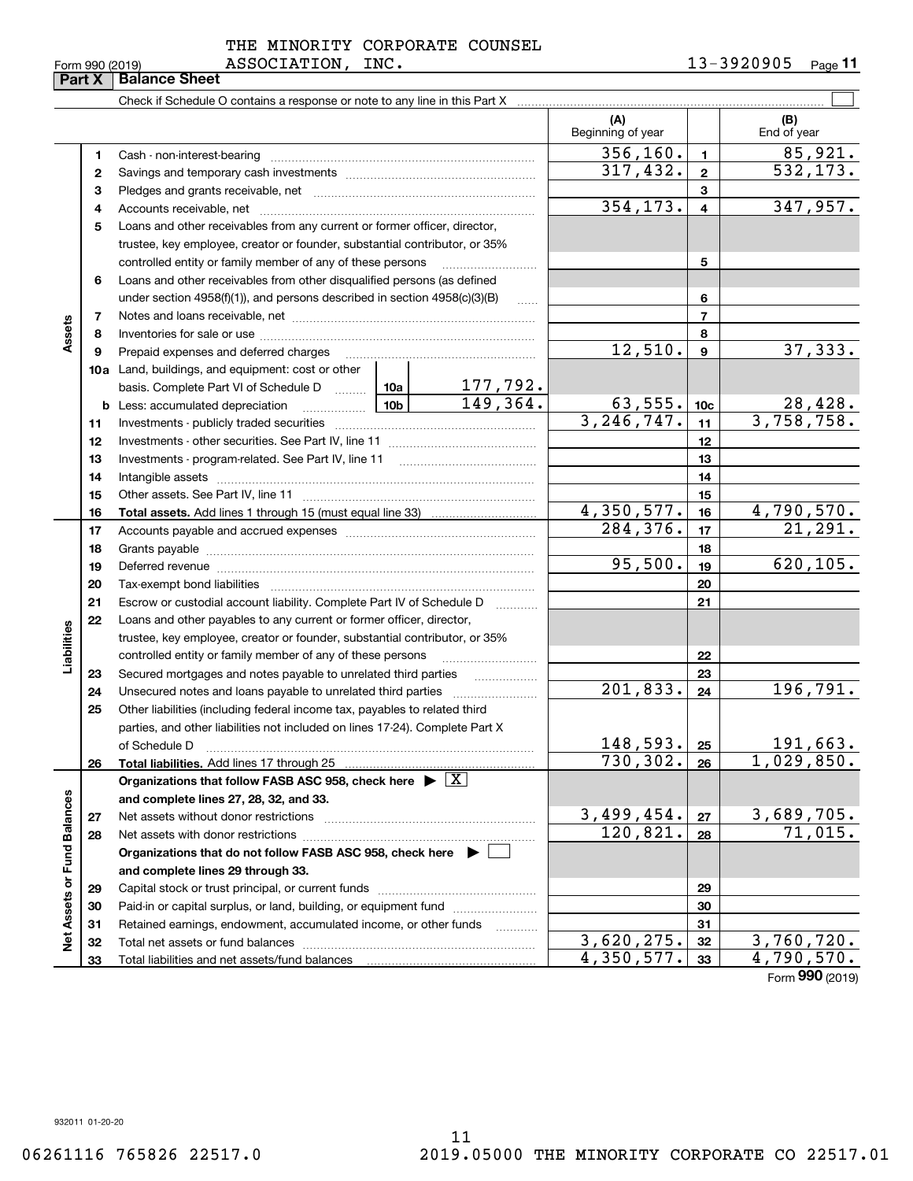THE MINORITY CORPORATE COUNSEL ASSOCIATION, INC.

Form 990 (2019) 13-3920905

## Part X Balance Sheet

Check if Schedule O contains a response or note to any line in this Part X

| | | | (A) Beginning of year | | (B) End of year |
|---|---|---|---|---|---|
| Assets | 1 | Cash - non-interest-bearing | 356,160. | 1 | 85,921. |
| | 2 | Savings and temporary cash investments | 317,432. | 2 | 532,173. |
| | 3 | Pledges and grants receivable, net | | 3 | |
| | 4 | Accounts receivable, net | 354,173. | 4 | 347,957. |
| | 5 | Loans and other receivables from any current or former officer, director, trustee, key employee, creator or founder, substantial contributor, or 35% controlled entity or family member of any of these persons | | 5 | |
| | 6 | Loans and other receivables from other disqualified persons (as defined under section 4958(f)(1)), and persons described in section 4958(c)(3)(B) | | 6 | |
| | 7 | Notes and loans receivable, net | | 7 | |
| | 8 | Inventories for sale or use | | 8 | |
| | 9 | Prepaid expenses and deferred charges | 12,510. | 9 | 37,333. |
| | 10a | Land, buildings, and equipment: cost or other basis. Complete Part VI of Schedule D — 10a: 177,792. | | | |
| | b | Less: accumulated depreciation — 10b: 149,364. | 63,555. | 10c | 28,428. |
| | 11 | Investments - publicly traded securities | 3,246,747. | 11 | 3,758,758. |
| | 12 | Investments - other securities. See Part IV, line 11 | | 12 | |
| | 13 | Investments - program-related. See Part IV, line 11 | | 13 | |
| | 14 | Intangible assets | | 14 | |
| | 15 | Other assets. See Part IV, line 11 | | 15 | |
| | 16 | **Total assets.** Add lines 1 through 15 (must equal line 33) | 4,350,577. | 16 | 4,790,570. |
| Liabilities | 17 | Accounts payable and accrued expenses | 284,376. | 17 | 21,291. |
| | 18 | Grants payable | | 18 | |
| | 19 | Deferred revenue | 95,500. | 19 | 620,105. |
| | 20 | Tax-exempt bond liabilities | | 20 | |
| | 21 | Escrow or custodial account liability. Complete Part IV of Schedule D | | 21 | |
| | 22 | Loans and other payables to any current or former officer, director, trustee, key employee, creator or founder, substantial contributor, or 35% controlled entity or family member of any of these persons | | 22 | |
| | 23 | Secured mortgages and notes payable to unrelated third parties | | 23 | |
| | 24 | Unsecured notes and loans payable to unrelated third parties | 201,833. | 24 | 196,791. |
| | 25 | Other liabilities (including federal income tax, payables to related third parties, and other liabilities not included on lines 17-24). Complete Part X of Schedule D | 148,593. | 25 | 191,663. |
| | 26 | **Total liabilities.** Add lines 17 through 25 | 730,302. | 26 | 1,029,850. |
| Net Assets or Fund Balances | | **Organizations that follow FASB ASC 958, check here ▶ [X] and complete lines 27, 28, 32, and 33.** | | | |
| | 27 | Net assets without donor restrictions | 3,499,454. | 27 | 3,689,705. |
| | 28 | Net assets with donor restrictions | 120,821. | 28 | 71,015. |
| | | **Organizations that do not follow FASB ASC 958, check here ▶ [ ] and complete lines 29 through 33.** | | | |
| | 29 | Capital stock or trust principal, or current funds | | 29 | |
| | 30 | Paid-in or capital surplus, or land, building, or equipment fund | | 30 | |
| | 31 | Retained earnings, endowment, accumulated income, or other funds | | 31 | |
| | 32 | Total net assets or fund balances | 3,620,275. | 32 | 3,760,720. |
| | 33 | Total liabilities and net assets/fund balances | 4,350,577. | 33 | 4,790,570. |

Form **990** (2019)

932011 01-20-20

06261116 765826 22517.0 2019.05000 THE MINORITY CORPORATE CO 22517.01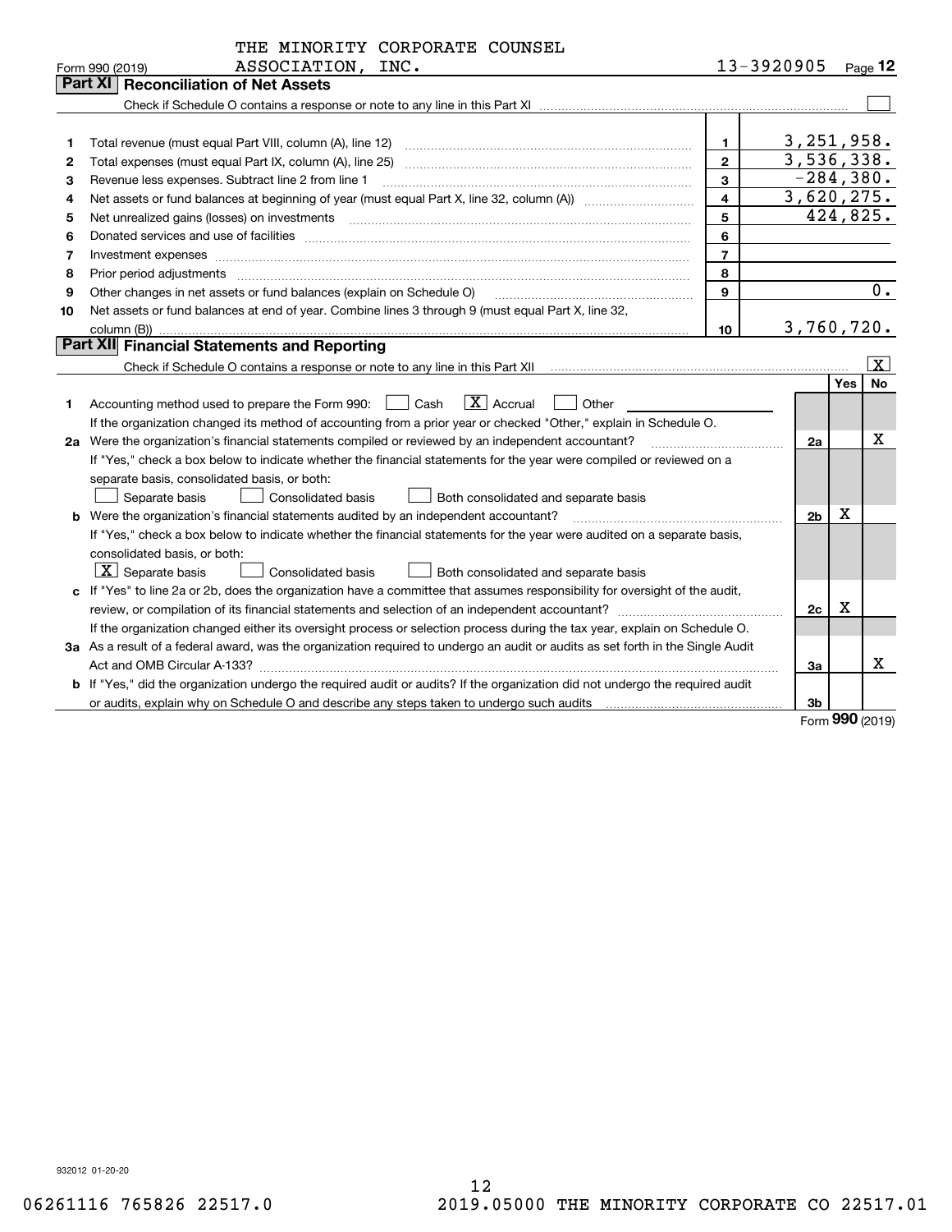THE MINORITY CORPORATE COUNSEL ASSOCIATION, INC.

Form 990 (2019) 13-3920905 Page 12

## Part XI Reconciliation of Net Assets

Check if Schedule O contains a response or note to any line in this Part XI ☐

| | | | |
|---|---|---|---|
| 1 | Total revenue (must equal Part VIII, column (A), line 12) | 1 | 3,251,958. |
| 2 | Total expenses (must equal Part IX, column (A), line 25) | 2 | 3,536,338. |
| 3 | Revenue less expenses. Subtract line 2 from line 1 | 3 | -284,380. |
| 4 | Net assets or fund balances at beginning of year (must equal Part X, line 32, column (A)) | 4 | 3,620,275. |
| 5 | Net unrealized gains (losses) on investments | 5 | 424,825. |
| 6 | Donated services and use of facilities | 6 | |
| 7 | Investment expenses | 7 | |
| 8 | Prior period adjustments | 8 | |
| 9 | Other changes in net assets or fund balances (explain on Schedule O) | 9 | 0. |
| 10 | Net assets or fund balances at end of year. Combine lines 3 through 9 (must equal Part X, line 32, column (B)) | 10 | 3,760,720. |

## Part XII Financial Statements and Reporting

Check if Schedule O contains a response or note to any line in this Part XII ☒

| | | | Yes | No |
|---|---|---|---|---|
| 1 | Accounting method used to prepare the Form 990: ☐ Cash ☒ Accrual ☐ Other<br>If the organization changed its method of accounting from a prior year or checked "Other," explain in Schedule O. | | | |
| 2a | Were the organization's financial statements compiled or reviewed by an independent accountant?<br>If "Yes," check a box below to indicate whether the financial statements for the year were compiled or reviewed on a separate basis, consolidated basis, or both:<br>☐ Separate basis ☐ Consolidated basis ☐ Both consolidated and separate basis | 2a | | X |
| b | Were the organization's financial statements audited by an independent accountant?<br>If "Yes," check a box below to indicate whether the financial statements for the year were audited on a separate basis, consolidated basis, or both:<br>☒ Separate basis ☐ Consolidated basis ☐ Both consolidated and separate basis | 2b | X | |
| c | If "Yes" to line 2a or 2b, does the organization have a committee that assumes responsibility for oversight of the audit, review, or compilation of its financial statements and selection of an independent accountant?<br>If the organization changed either its oversight process or selection process during the tax year, explain on Schedule O. | 2c | X | |
| 3a | As a result of a federal award, was the organization required to undergo an audit or audits as set forth in the Single Audit Act and OMB Circular A-133? | 3a | | X |
| b | If "Yes," did the organization undergo the required audit or audits? If the organization did not undergo the required audit or audits, explain why on Schedule O and describe any steps taken to undergo such audits | 3b | | |

Form **990** (2019)

932012 01-20-20

06261116 765826 22517.0 2019.05000 THE MINORITY CORPORATE CO 22517.01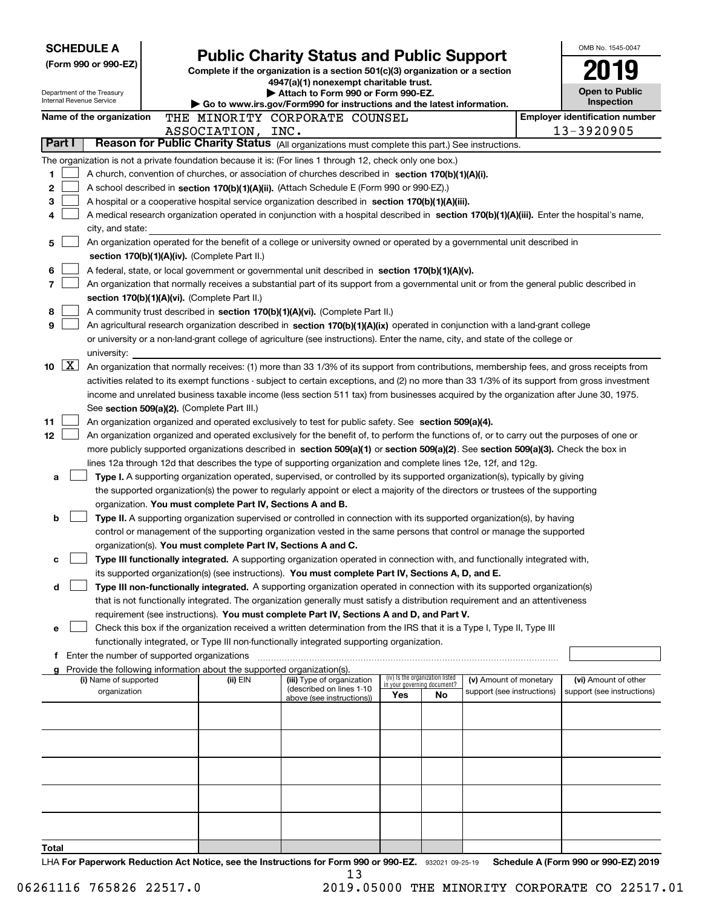**SCHEDULE A**
**(Form 990 or 990-EZ)**

Department of the Treasury
Internal Revenue Service

# Public Charity Status and Public Support

**Complete if the organization is a section 501(c)(3) organization or a section 4947(a)(1) nonexempt charitable trust.**
**▶ Attach to Form 990 or Form 990-EZ.**
**▶ Go to www.irs.gov/Form990 for instructions and the latest information.**

OMB No. 1545-0047

**2019**

**Open to Public Inspection**

**Name of the organization** THE MINORITY CORPORATE COUNSEL ASSOCIATION, INC.

**Employer identification number** 13-3920905

## Part I — Reason for Public Charity Status (All organizations must complete this part.) See instructions.

The organization is not a private foundation because it is: (For lines 1 through 12, check only one box.)

1. ☐ A church, convention of churches, or association of churches described in **section 170(b)(1)(A)(i).**
2. ☐ A school described in **section 170(b)(1)(A)(ii).** (Attach Schedule E (Form 990 or 990-EZ).)
3. ☐ A hospital or a cooperative hospital service organization described in **section 170(b)(1)(A)(iii).**
4. ☐ A medical research organization operated in conjunction with a hospital described in **section 170(b)(1)(A)(iii).** Enter the hospital's name, city, and state:
5. ☐ An organization operated for the benefit of a college or university owned or operated by a governmental unit described in **section 170(b)(1)(A)(iv).** (Complete Part II.)
6. ☐ A federal, state, or local government or governmental unit described in **section 170(b)(1)(A)(v).**
7. ☐ An organization that normally receives a substantial part of its support from a governmental unit or from the general public described in **section 170(b)(1)(A)(vi).** (Complete Part II.)
8. ☐ A community trust described in **section 170(b)(1)(A)(vi).** (Complete Part II.)
9. ☐ An agricultural research organization described in **section 170(b)(1)(A)(ix)** operated in conjunction with a land-grant college or university or a non-land-grant college of agriculture (see instructions). Enter the name, city, and state of the college or university:
10. ☒ An organization that normally receives: (1) more than 33 1/3% of its support from contributions, membership fees, and gross receipts from activities related to its exempt functions - subject to certain exceptions, and (2) no more than 33 1/3% of its support from gross investment income and unrelated business taxable income (less section 511 tax) from businesses acquired by the organization after June 30, 1975. See **section 509(a)(2).** (Complete Part III.)
11. ☐ An organization organized and operated exclusively to test for public safety. See **section 509(a)(4).**
12. ☐ An organization organized and operated exclusively for the benefit of, to perform the functions of, or to carry out the purposes of one or more publicly supported organizations described in **section 509(a)(1)** or **section 509(a)(2).** See **section 509(a)(3).** Check the box in lines 12a through 12d that describes the type of supporting organization and complete lines 12e, 12f, and 12g.
   - **a** ☐ **Type I.** A supporting organization operated, supervised, or controlled by its supported organization(s), typically by giving the supported organization(s) the power to regularly appoint or elect a majority of the directors or trustees of the supporting organization. **You must complete Part IV, Sections A and B.**
   - **b** ☐ **Type II.** A supporting organization supervised or controlled in connection with its supported organization(s), by having control or management of the supporting organization vested in the same persons that control or manage the supported organization(s). **You must complete Part IV, Sections A and C.**
   - **c** ☐ **Type III functionally integrated.** A supporting organization operated in connection with, and functionally integrated with, its supported organization(s) (see instructions). **You must complete Part IV, Sections A, D, and E.**
   - **d** ☐ **Type III non-functionally integrated.** A supporting organization operated in connection with its supported organization(s) that is not functionally integrated. The organization generally must satisfy a distribution requirement and an attentiveness requirement (see instructions). **You must complete Part IV, Sections A and D, and Part V.**
   - **e** ☐ Check this box if the organization received a written determination from the IRS that it is a Type I, Type II, Type III functionally integrated, or Type III non-functionally integrated supporting organization.
   - **f** Enter the number of supported organizations
   - **g** Provide the following information about the supported organization(s).

| (i) Name of supported organization | (ii) EIN | (iii) Type of organization (described on lines 1-10 above (see instructions)) | (iv) Is the organization listed in your governing document? Yes | No | (v) Amount of monetary support (see instructions) | (vi) Amount of other support (see instructions) |
|---|---|---|---|---|---|---|
| | | | | | | |
| | | | | | | |
| | | | | | | |
| | | | | | | |
| | | | | | | |
| **Total** | | | | | | |

LHA **For Paperwork Reduction Act Notice, see the Instructions for Form 990 or 990-EZ.** 932021 09-25-19 **Schedule A (Form 990 or 990-EZ) 2019**

06261116 765826 22517.0 2019.05000 THE MINORITY CORPORATE CO 22517.01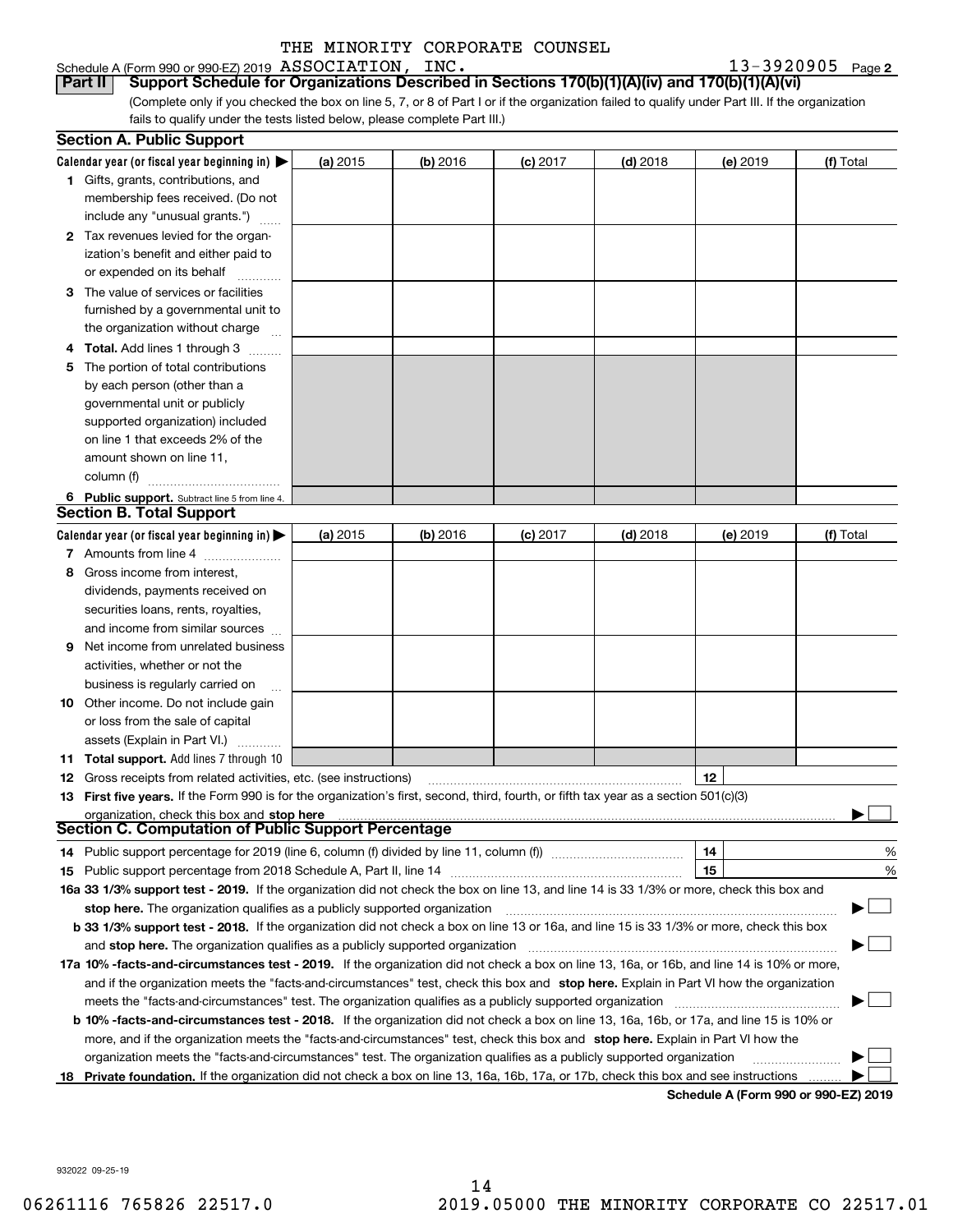THE MINORITY CORPORATE COUNSEL

Schedule A (Form 990 or 990-EZ) 2019 ASSOCIATION, INC. 13-3920905 Page 2

**Part II** **Support Schedule for Organizations Described in Sections 170(b)(1)(A)(iv) and 170(b)(1)(A)(vi)**

(Complete only if you checked the box on line 5, 7, or 8 of Part I or if the organization failed to qualify under Part III. If the organization fails to qualify under the tests listed below, please complete Part III.)

**Section A. Public Support**

| Calendar year (or fiscal year beginning in) ▶ | (a) 2015 | (b) 2016 | (c) 2017 | (d) 2018 | (e) 2019 | (f) Total |
|---|---|---|---|---|---|---|
| 1 Gifts, grants, contributions, and membership fees received. (Do not include any "unusual grants.") | | | | | | |
| 2 Tax revenues levied for the organization's benefit and either paid to or expended on its behalf | | | | | | |
| 3 The value of services or facilities furnished by a governmental unit to the organization without charge | | | | | | |
| 4 **Total.** Add lines 1 through 3 | | | | | | |
| 5 The portion of total contributions by each person (other than a governmental unit or publicly supported organization) included on line 1 that exceeds 2% of the amount shown on line 11, column (f) | | | | | | |
| 6 **Public support.** Subtract line 5 from line 4. | | | | | | |

**Section B. Total Support**

| Calendar year (or fiscal year beginning in) ▶ | (a) 2015 | (b) 2016 | (c) 2017 | (d) 2018 | (e) 2019 | (f) Total |
|---|---|---|---|---|---|---|
| 7 Amounts from line 4 | | | | | | |
| 8 Gross income from interest, dividends, payments received on securities loans, rents, royalties, and income from similar sources | | | | | | |
| 9 Net income from unrelated business activities, whether or not the business is regularly carried on | | | | | | |
| 10 Other income. Do not include gain or loss from the sale of capital assets (Explain in Part VI.) | | | | | | |
| 11 **Total support.** Add lines 7 through 10 | | | | | | |

12 Gross receipts from related activities, etc. (see instructions) | 12 |

13 **First five years.** If the Form 990 is for the organization's first, second, third, fourth, or fifth tax year as a section 501(c)(3) organization, check this box and **stop here** ▶ ☐

**Section C. Computation of Public Support Percentage**

14 Public support percentage for 2019 (line 6, column (f) divided by line 11, column (f)) | 14 | %

15 Public support percentage from 2018 Schedule A, Part II, line 14 | 15 | %

**16a 33 1/3% support test - 2019.** If the organization did not check the box on line 13, and line 14 is 33 1/3% or more, check this box and **stop here.** The organization qualifies as a publicly supported organization ▶ ☐

**b 33 1/3% support test - 2018.** If the organization did not check a box on line 13 or 16a, and line 15 is 33 1/3% or more, check this box and **stop here.** The organization qualifies as a publicly supported organization ▶ ☐

**17a 10% -facts-and-circumstances test - 2019.** If the organization did not check a box on line 13, 16a, or 16b, and line 14 is 10% or more, and if the organization meets the "facts-and-circumstances" test, check this box and **stop here.** Explain in Part VI how the organization meets the "facts-and-circumstances" test. The organization qualifies as a publicly supported organization ▶ ☐

**b 10% -facts-and-circumstances test - 2018.** If the organization did not check a box on line 13, 16a, 16b, or 17a, and line 15 is 10% or more, and if the organization meets the "facts-and-circumstances" test, check this box and **stop here.** Explain in Part VI how the organization meets the "facts-and-circumstances" test. The organization qualifies as a publicly supported organization ▶ ☐

**18 Private foundation.** If the organization did not check a box on line 13, 16a, 16b, 17a, or 17b, check this box and see instructions ▶ ☐

**Schedule A (Form 990 or 990-EZ) 2019**

932022 09-25-19

06261116 765826 22517.0 2019.05000 THE MINORITY CORPORATE CO 22517.01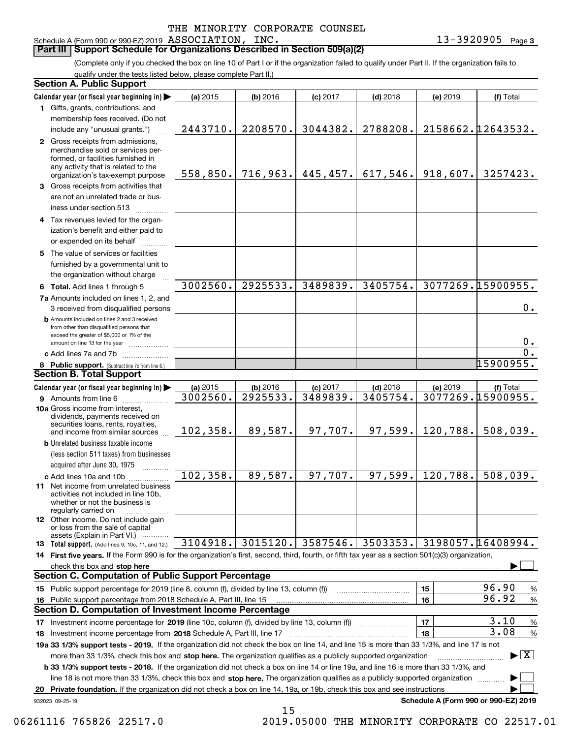THE MINORITY CORPORATE COUNSEL

Schedule A (Form 990 or 990-EZ) 2019 ASSOCIATION, INC. 13-3920905 Page 3

## Part III Support Schedule for Organizations Described in Section 509(a)(2)

(Complete only if you checked the box on line 10 of Part I or if the organization failed to qualify under Part II. If the organization fails to qualify under the tests listed below, please complete Part II.)

### Section A. Public Support

| Calendar year (or fiscal year beginning in) | (a) 2015 | (b) 2016 | (c) 2017 | (d) 2018 | (e) 2019 | (f) Total |
|---|---|---|---|---|---|---|
| 1 Gifts, grants, contributions, and membership fees received. (Do not include any "unusual grants.") | 2443710. | 2208570. | 3044382. | 2788208. | 2158662. | 12643532. |
| 2 Gross receipts from admissions, merchandise sold or services performed, or facilities furnished in any activity that is related to the organization's tax-exempt purpose | 558,850. | 716,963. | 445,457. | 617,546. | 918,607. | 3257423. |
| 3 Gross receipts from activities that are not an unrelated trade or business under section 513 | | | | | | |
| 4 Tax revenues levied for the organization's benefit and either paid to or expended on its behalf | | | | | | |
| 5 The value of services or facilities furnished by a governmental unit to the organization without charge | | | | | | |
| 6 Total. Add lines 1 through 5 | 3002560. | 2925533. | 3489839. | 3405754. | 3077269. | 15900955. |
| 7a Amounts included on lines 1, 2, and 3 received from disqualified persons | | | | | | 0. |
| b Amounts included on lines 2 and 3 received from other than disqualified persons that exceed the greater of $5,000 or 1% of the amount on line 13 for the year | | | | | | 0. |
| c Add lines 7a and 7b | | | | | | 0. |
| 8 Public support. (Subtract line 7c from line 6.) | | | | | | 15900955. |

### Section B. Total Support

| Calendar year (or fiscal year beginning in) | (a) 2015 | (b) 2016 | (c) 2017 | (d) 2018 | (e) 2019 | (f) Total |
|---|---|---|---|---|---|---|
| 9 Amounts from line 6 | 3002560. | 2925533. | 3489839. | 3405754. | 3077269. | 15900955. |
| 10a Gross income from interest, dividends, payments received on securities loans, rents, royalties, and income from similar sources | 102,358. | 89,587. | 97,707. | 97,599. | 120,788. | 508,039. |
| b Unrelated business taxable income (less section 511 taxes) from businesses acquired after June 30, 1975 | | | | | | |
| c Add lines 10a and 10b | 102,358. | 89,587. | 97,707. | 97,599. | 120,788. | 508,039. |
| 11 Net income from unrelated business activities not included in line 10b, whether or not the business is regularly carried on | | | | | | |
| 12 Other income. Do not include gain or loss from the sale of capital assets (Explain in Part VI.) | | | | | | |
| 13 Total support. (Add lines 9, 10c, 11, and 12.) | 3104918. | 3015120. | 3587546. | 3503353. | 3198057. | 16408994. |

14 **First five years.** If the Form 990 is for the organization's first, second, third, fourth, or fifth tax year as a section 501(c)(3) organization, check this box and **stop here** ☐

### Section C. Computation of Public Support Percentage

| | | |
|---|---|---|
| 15 Public support percentage for 2019 (line 8, column (f), divided by line 13, column (f)) | 15 | 96.90 % |
| 16 Public support percentage from 2018 Schedule A, Part III, line 15 | 16 | 96.92 % |

### Section D. Computation of Investment Income Percentage

| | | |
|---|---|---|
| 17 Investment income percentage for **2019** (line 10c, column (f), divided by line 13, column (f)) | 17 | 3.10 % |
| 18 Investment income percentage from **2018** Schedule A, Part III, line 17 | 18 | 3.08 % |

**19a 33 1/3% support tests - 2019.** If the organization did not check the box on line 14, and line 15 is more than 33 1/3%, and line 17 is not more than 33 1/3%, check this box and **stop here.** The organization qualifies as a publicly supported organization ☒

**b 33 1/3% support tests - 2018.** If the organization did not check a box on line 14 or line 19a, and line 16 is more than 33 1/3%, and line 18 is not more than 33 1/3%, check this box and **stop here.** The organization qualifies as a publicly supported organization ☐

**20 Private foundation.** If the organization did not check a box on line 14, 19a, or 19b, check this box and see instructions ☐

932023 09-25-19 **Schedule A (Form 990 or 990-EZ) 2019**

06261116 765826 22517.0 2019.05000 THE MINORITY CORPORATE CO 22517.01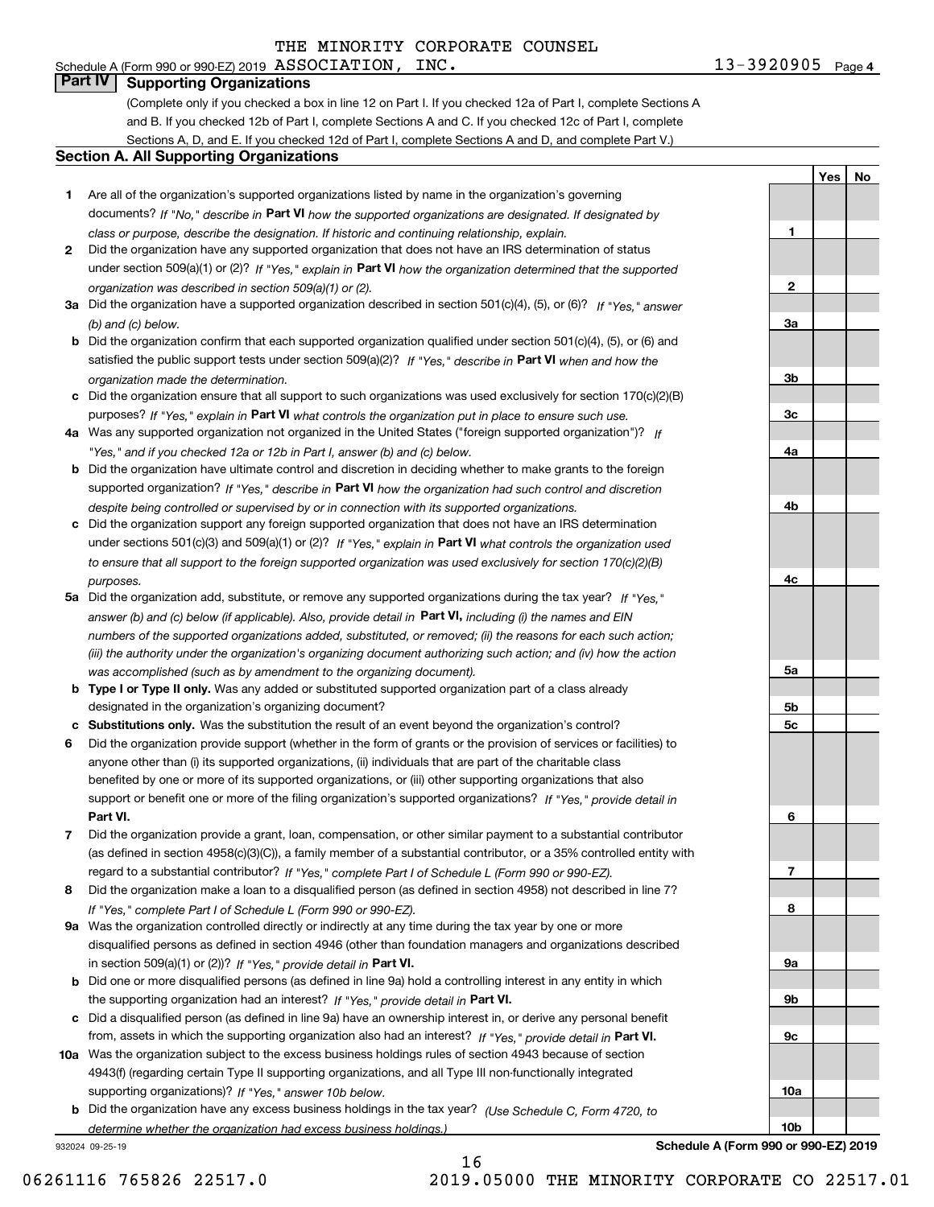Schedule A (Form 990 or 990-EZ) 2019 THE MINORITY CORPORATE COUNSEL ASSOCIATION, INC. 13-3920905 Page 4

## Part IV Supporting Organizations

(Complete only if you checked a box in line 12 on Part I. If you checked 12a of Part I, complete Sections A and B. If you checked 12b of Part I, complete Sections A and C. If you checked 12c of Part I, complete Sections A, D, and E. If you checked 12d of Part I, complete Sections A and D, and complete Part V.)

### Section A. All Supporting Organizations

| | | Line | Yes | No |
|---|---|---|---|---|
| 1 | Are all of the organization's supported organizations listed by name in the organization's governing documents? *If "No," describe in* **Part VI** *how the supported organizations are designated. If designated by class or purpose, describe the designation. If historic and continuing relationship, explain.* | 1 | | |
| 2 | Did the organization have any supported organization that does not have an IRS determination of status under section 509(a)(1) or (2)? *If "Yes," explain in* **Part VI** *how the organization determined that the supported organization was described in section 509(a)(1) or (2).* | 2 | | |
| 3a | Did the organization have a supported organization described in section 501(c)(4), (5), or (6)? *If "Yes," answer (b) and (c) below.* | 3a | | |
| b | Did the organization confirm that each supported organization qualified under section 501(c)(4), (5), or (6) and satisfied the public support tests under section 509(a)(2)? *If "Yes," describe in* **Part VI** *when and how the organization made the determination.* | 3b | | |
| c | Did the organization ensure that all support to such organizations was used exclusively for section 170(c)(2)(B) purposes? *If "Yes," explain in* **Part VI** *what controls the organization put in place to ensure such use.* | 3c | | |
| 4a | Was any supported organization not organized in the United States ("foreign supported organization")? *If "Yes," and if you checked 12a or 12b in Part I, answer (b) and (c) below.* | 4a | | |
| b | Did the organization have ultimate control and discretion in deciding whether to make grants to the foreign supported organization? *If "Yes," describe in* **Part VI** *how the organization had such control and discretion despite being controlled or supervised by or in connection with its supported organizations.* | 4b | | |
| c | Did the organization support any foreign supported organization that does not have an IRS determination under sections 501(c)(3) and 509(a)(1) or (2)? *If "Yes," explain in* **Part VI** *what controls the organization used to ensure that all support to the foreign supported organization was used exclusively for section 170(c)(2)(B) purposes.* | 4c | | |
| 5a | Did the organization add, substitute, or remove any supported organizations during the tax year? *If "Yes," answer (b) and (c) below (if applicable). Also, provide detail in* **Part VI,** *including (i) the names and EIN numbers of the supported organizations added, substituted, or removed; (ii) the reasons for each such action; (iii) the authority under the organization's organizing document authorizing such action; and (iv) how the action was accomplished (such as by amendment to the organizing document).* | 5a | | |
| b | **Type I or Type II only.** Was any added or substituted supported organization part of a class already designated in the organization's organizing document? | 5b | | |
| c | **Substitutions only.** Was the substitution the result of an event beyond the organization's control? | 5c | | |
| 6 | Did the organization provide support (whether in the form of grants or the provision of services or facilities) to anyone other than (i) its supported organizations, (ii) individuals that are part of the charitable class benefited by one or more of its supported organizations, or (iii) other supporting organizations that also support or benefit one or more of the filing organization's supported organizations? *If "Yes," provide detail in* **Part VI.** | 6 | | |
| 7 | Did the organization provide a grant, loan, compensation, or other similar payment to a substantial contributor (as defined in section 4958(c)(3)(C)), a family member of a substantial contributor, or a 35% controlled entity with regard to a substantial contributor? *If "Yes," complete Part I of Schedule L (Form 990 or 990-EZ).* | 7 | | |
| 8 | Did the organization make a loan to a disqualified person (as defined in section 4958) not described in line 7? *If "Yes," complete Part I of Schedule L (Form 990 or 990-EZ).* | 8 | | |
| 9a | Was the organization controlled directly or indirectly at any time during the tax year by one or more disqualified persons as defined in section 4946 (other than foundation managers and organizations described in section 509(a)(1) or (2))? *If "Yes," provide detail in* **Part VI.** | 9a | | |
| b | Did one or more disqualified persons (as defined in line 9a) hold a controlling interest in any entity in which the supporting organization had an interest? *If "Yes," provide detail in* **Part VI.** | 9b | | |
| c | Did a disqualified person (as defined in line 9a) have an ownership interest in, or derive any personal benefit from, assets in which the supporting organization also had an interest? *If "Yes," provide detail in* **Part VI.** | 9c | | |
| 10a | Was the organization subject to the excess business holdings rules of section 4943 because of section 4943(f) (regarding certain Type II supporting organizations, and all Type III non-functionally integrated supporting organizations)? *If "Yes," answer 10b below.* | 10a | | |
| b | Did the organization have any excess business holdings in the tax year? *(Use Schedule C, Form 4720, to determine whether the organization had excess business holdings.)* | 10b | | |

932024 09-25-19

**Schedule A (Form 990 or 990-EZ) 2019**

06261116 765826 22517.0 2019.05000 THE MINORITY CORPORATE CO 22517.01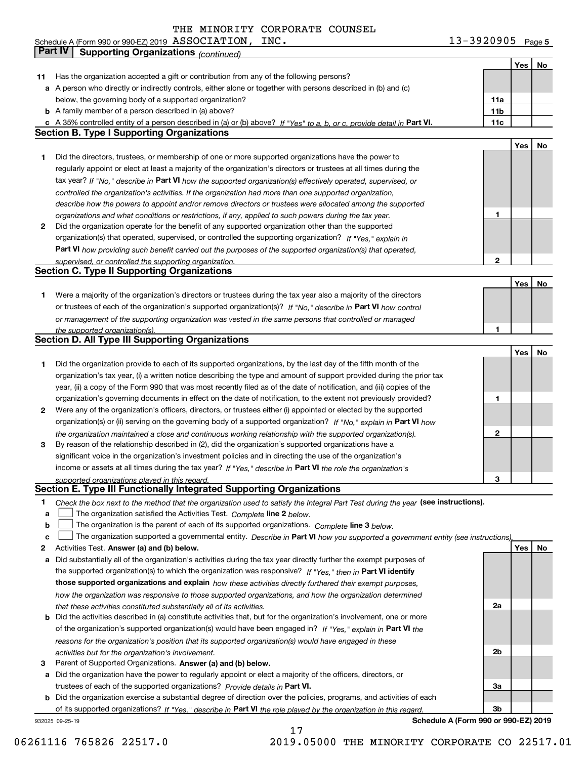THE MINORITY CORPORATE COUNSEL

Schedule A (Form 990 or 990-EZ) 2019 ASSOCIATION, INC. 13-3920905 Page 5

**Part IV | Supporting Organizations** *(continued)*

| | | | Yes | No |
|---|---|---|---|---|
| **11** | Has the organization accepted a gift or contribution from any of the following persons? | | | |
| **a** | A person who directly or indirectly controls, either alone or together with persons described in (b) and (c) below, the governing body of a supported organization? | **11a** | | |
| **b** | A family member of a person described in (a) above? | **11b** | | |
| **c** | A 35% controlled entity of a person described in (a) or (b) above? *If "Yes" to a, b, or c, provide detail in* **Part VI.** | **11c** | | |

**Section B. Type I Supporting Organizations**

| | | | Yes | No |
|---|---|---|---|---|
| **1** | Did the directors, trustees, or membership of one or more supported organizations have the power to regularly appoint or elect at least a majority of the organization's directors or trustees at all times during the tax year? *If "No," describe in* **Part VI** *how the supported organization(s) effectively operated, supervised, or controlled the organization's activities. If the organization had more than one supported organization, describe how the powers to appoint and/or remove directors or trustees were allocated among the supported organizations and what conditions or restrictions, if any, applied to such powers during the tax year.* | **1** | | |
| **2** | Did the organization operate for the benefit of any supported organization other than the supported organization(s) that operated, supervised, or controlled the supporting organization? *If "Yes," explain in* **Part VI** *how providing such benefit carried out the purposes of the supported organization(s) that operated, supervised, or controlled the supporting organization.* | **2** | | |

**Section C. Type II Supporting Organizations**

| | | | Yes | No |
|---|---|---|---|---|
| **1** | Were a majority of the organization's directors or trustees during the tax year also a majority of the directors or trustees of each of the organization's supported organization(s)? *If "No," describe in* **Part VI** *how control or management of the supporting organization was vested in the same persons that controlled or managed the supported organization(s).* | **1** | | |

**Section D. All Type III Supporting Organizations**

| | | | Yes | No |
|---|---|---|---|---|
| **1** | Did the organization provide to each of its supported organizations, by the last day of the fifth month of the organization's tax year, (i) a written notice describing the type and amount of support provided during the prior tax year, (ii) a copy of the Form 990 that was most recently filed as of the date of notification, and (iii) copies of the organization's governing documents in effect on the date of notification, to the extent not previously provided? | **1** | | |
| **2** | Were any of the organization's officers, directors, or trustees either (i) appointed or elected by the supported organization(s) or (ii) serving on the governing body of a supported organization? *If "No," explain in* **Part VI** *how the organization maintained a close and continuous working relationship with the supported organization(s).* | **2** | | |
| **3** | By reason of the relationship described in (2), did the organization's supported organizations have a significant voice in the organization's investment policies and in directing the use of the organization's income or assets at all times during the tax year? *If "Yes," describe in* **Part VI** *the role the organization's supported organizations played in this regard.* | **3** | | |

**Section E. Type III Functionally Integrated Supporting Organizations**

**1** *Check the box next to the method that the organization used to satisfy the Integral Part Test during the year* **(see instructions).**

- **a** ☐ The organization satisfied the Activities Test. *Complete* **line 2** *below.*
- **b** ☐ The organization is the parent of each of its supported organizations. *Complete* **line 3** *below.*
- **c** ☐ The organization supported a governmental entity. *Describe in* **Part VI** *how you supported a government entity (see instructions).*

| | | | Yes | No |
|---|---|---|---|---|
| **2** | Activities Test. **Answer (a) and (b) below.** | | | |
| **a** | Did substantially all of the organization's activities during the tax year directly further the exempt purposes of the supported organization(s) to which the organization was responsive? *If "Yes," then in* **Part VI identify those supported organizations and explain** *how these activities directly furthered their exempt purposes, how the organization was responsive to those supported organizations, and how the organization determined that these activities constituted substantially all of its activities.* | **2a** | | |
| **b** | Did the activities described in (a) constitute activities that, but for the organization's involvement, one or more of the organization's supported organization(s) would have been engaged in? *If "Yes," explain in* **Part VI** *the reasons for the organization's position that its supported organization(s) would have engaged in these activities but for the organization's involvement.* | **2b** | | |
| **3** | Parent of Supported Organizations. **Answer (a) and (b) below.** | | | |
| **a** | Did the organization have the power to regularly appoint or elect a majority of the officers, directors, or trustees of each of the supported organizations? *Provide details in* **Part VI.** | **3a** | | |
| **b** | Did the organization exercise a substantial degree of direction over the policies, programs, and activities of each of its supported organizations? *If "Yes," describe in* **Part VI** *the role played by the organization in this regard.* | **3b** | | |

932025 09-25-19 **Schedule A (Form 990 or 990-EZ) 2019**

06261116 765826 22517.0 2019.05000 THE MINORITY CORPORATE CO 22517.01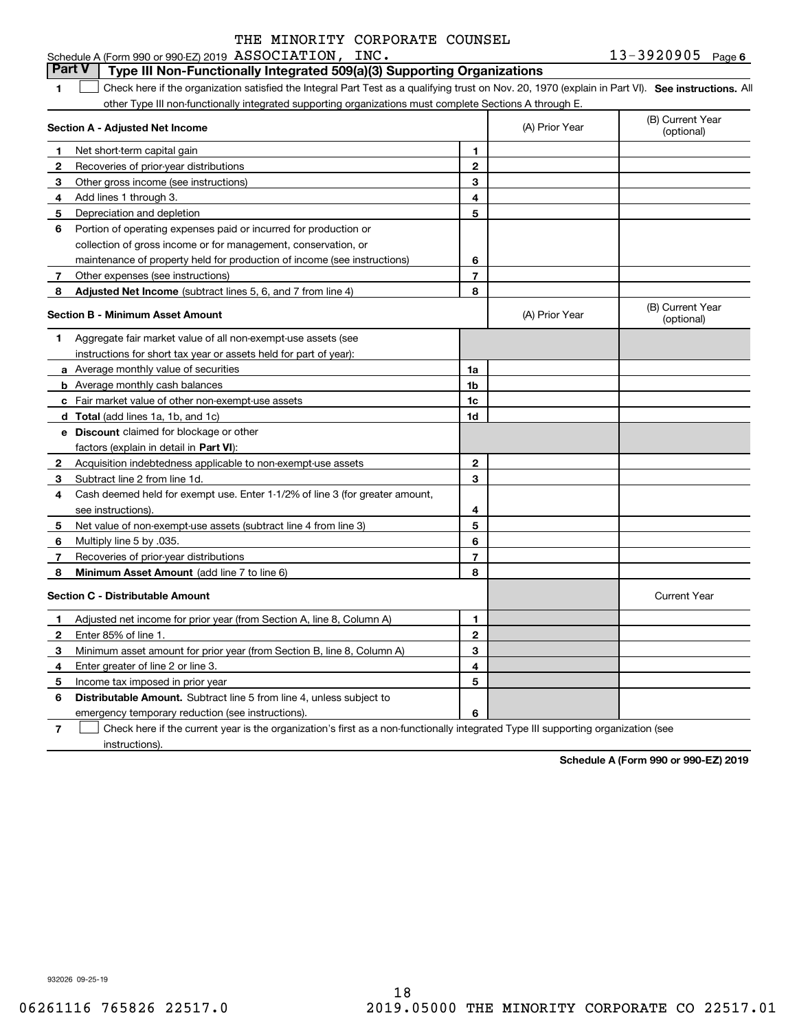Schedule A (Form 990 or 990-EZ) 2019 THE MINORITY CORPORATE COUNSEL ASSOCIATION, INC. 13-3920905 Page 6

## Part V Type III Non-Functionally Integrated 509(a)(3) Supporting Organizations

**1** ☐ Check here if the organization satisfied the Integral Part Test as a qualifying trust on Nov. 20, 1970 (explain in Part VI). **See instructions.** All other Type III non-functionally integrated supporting organizations must complete Sections A through E.

| Section A - Adjusted Net Income | | | (A) Prior Year | (B) Current Year (optional) |
|---|---|---|---|---|
| 1 | Net short-term capital gain | 1 | | |
| 2 | Recoveries of prior-year distributions | 2 | | |
| 3 | Other gross income (see instructions) | 3 | | |
| 4 | Add lines 1 through 3. | 4 | | |
| 5 | Depreciation and depletion | 5 | | |
| 6 | Portion of operating expenses paid or incurred for production or collection of gross income or for management, conservation, or maintenance of property held for production of income (see instructions) | 6 | | |
| 7 | Other expenses (see instructions) | 7 | | |
| 8 | **Adjusted Net Income** (subtract lines 5, 6, and 7 from line 4) | 8 | | |

| Section B - Minimum Asset Amount | | | (A) Prior Year | (B) Current Year (optional) |
|---|---|---|---|---|
| 1 | Aggregate fair market value of all non-exempt-use assets (see instructions for short tax year or assets held for part of year): | | | |
| a | Average monthly value of securities | 1a | | |
| b | Average monthly cash balances | 1b | | |
| c | Fair market value of other non-exempt-use assets | 1c | | |
| d | **Total** (add lines 1a, 1b, and 1c) | 1d | | |
| e | **Discount** claimed for blockage or other factors (explain in detail in **Part VI**): | | | |
| 2 | Acquisition indebtedness applicable to non-exempt-use assets | 2 | | |
| 3 | Subtract line 2 from line 1d. | 3 | | |
| 4 | Cash deemed held for exempt use. Enter 1-1/2% of line 3 (for greater amount, see instructions). | 4 | | |
| 5 | Net value of non-exempt-use assets (subtract line 4 from line 3) | 5 | | |
| 6 | Multiply line 5 by .035. | 6 | | |
| 7 | Recoveries of prior-year distributions | 7 | | |
| 8 | **Minimum Asset Amount** (add line 7 to line 6) | 8 | | |

| Section C - Distributable Amount | | | | Current Year |
|---|---|---|---|---|
| 1 | Adjusted net income for prior year (from Section A, line 8, Column A) | 1 | | |
| 2 | Enter 85% of line 1. | 2 | | |
| 3 | Minimum asset amount for prior year (from Section B, line 8, Column A) | 3 | | |
| 4 | Enter greater of line 2 or line 3. | 4 | | |
| 5 | Income tax imposed in prior year | 5 | | |
| 6 | **Distributable Amount.** Subtract line 5 from line 4, unless subject to emergency temporary reduction (see instructions). | 6 | | |

**7** ☐ Check here if the current year is the organization's first as a non-functionally integrated Type III supporting organization (see instructions).

**Schedule A (Form 990 or 990-EZ) 2019**

932026 09-25-19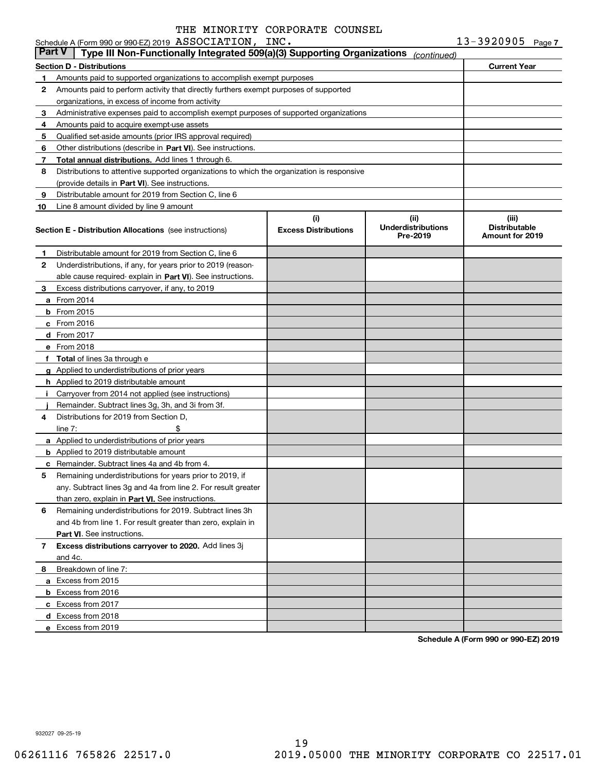THE MINORITY CORPORATE COUNSEL

Schedule A (Form 990 or 990-EZ) 2019 ASSOCIATION, INC. 13-3920905 Page 7

## Part V | Type III Non-Functionally Integrated 509(a)(3) Supporting Organizations *(continued)*

| Section D - Distributions | Current Year |
|---|---|
| 1 Amounts paid to supported organizations to accomplish exempt purposes | |
| 2 Amounts paid to perform activity that directly furthers exempt purposes of supported organizations, in excess of income from activity | |
| 3 Administrative expenses paid to accomplish exempt purposes of supported organizations | |
| 4 Amounts paid to acquire exempt-use assets | |
| 5 Qualified set-aside amounts (prior IRS approval required) | |
| 6 Other distributions (describe in **Part VI**). See instructions. | |
| 7 **Total annual distributions.** Add lines 1 through 6. | |
| 8 Distributions to attentive supported organizations to which the organization is responsive (provide details in **Part VI**). See instructions. | |
| 9 Distributable amount for 2019 from Section C, line 6 | |
| 10 Line 8 amount divided by line 9 amount | |

| Section E - Distribution Allocations (see instructions) | (i) Excess Distributions | (ii) Underdistributions Pre-2019 | (iii) Distributable Amount for 2019 |
|---|---|---|---|
| 1 Distributable amount for 2019 from Section C, line 6 | | | |
| 2 Underdistributions, if any, for years prior to 2019 (reasonable cause required- explain in **Part VI**). See instructions. | | | |
| 3 Excess distributions carryover, if any, to 2019 | | | |
| a From 2014 | | | |
| b From 2015 | | | |
| c From 2016 | | | |
| d From 2017 | | | |
| e From 2018 | | | |
| f **Total** of lines 3a through e | | | |
| g Applied to underdistributions of prior years | | | |
| h Applied to 2019 distributable amount | | | |
| i Carryover from 2014 not applied (see instructions) | | | |
| j Remainder. Subtract lines 3g, 3h, and 3i from 3f. | | | |
| 4 Distributions for 2019 from Section D, line 7: $ | | | |
| a Applied to underdistributions of prior years | | | |
| b Applied to 2019 distributable amount | | | |
| c Remainder. Subtract lines 4a and 4b from 4. | | | |
| 5 Remaining underdistributions for years prior to 2019, if any. Subtract lines 3g and 4a from line 2. For result greater than zero, explain in **Part VI.** See instructions. | | | |
| 6 Remaining underdistributions for 2019. Subtract lines 3h and 4b from line 1. For result greater than zero, explain in **Part VI**. See instructions. | | | |
| 7 **Excess distributions carryover to 2020.** Add lines 3j and 4c. | | | |
| 8 Breakdown of line 7: | | | |
| a Excess from 2015 | | | |
| b Excess from 2016 | | | |
| c Excess from 2017 | | | |
| d Excess from 2018 | | | |
| e Excess from 2019 | | | |

**Schedule A (Form 990 or 990-EZ) 2019**

932027 09-25-19

06261116 765826 22517.0 2019.05000 THE MINORITY CORPORATE CO 22517.01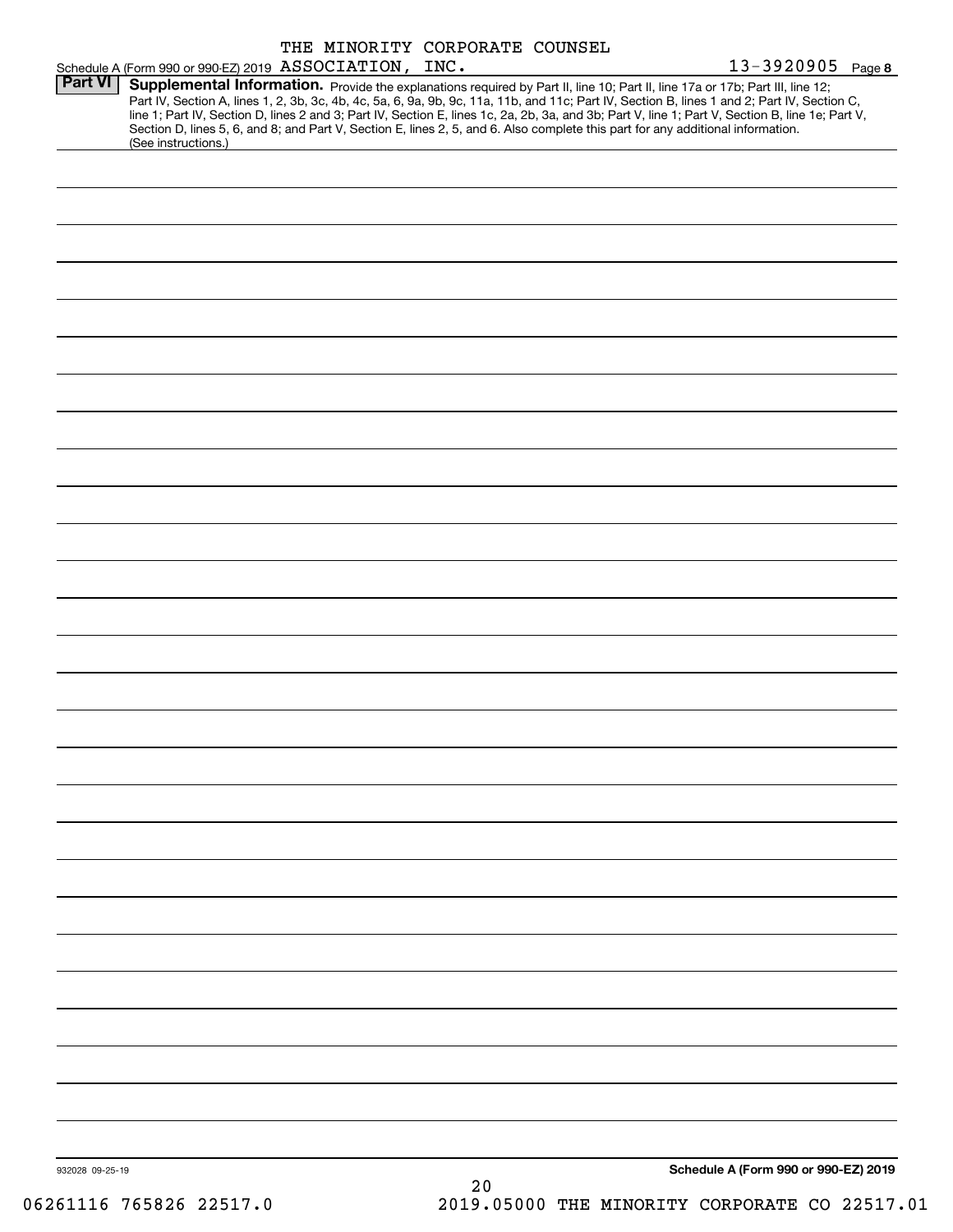THE MINORITY CORPORATE COUNSEL

Schedule A (Form 990 or 990-EZ) 2019 ASSOCIATION, INC. 13-3920905 Page **8**

**Part VI** **Supplemental Information.** Provide the explanations required by Part II, line 10; Part II, line 17a or 17b; Part III, line 12; Part IV, Section A, lines 1, 2, 3b, 3c, 4b, 4c, 5a, 6, 9a, 9b, 9c, 11a, 11b, and 11c; Part IV, Section B, lines 1 and 2; Part IV, Section C, line 1; Part IV, Section D, lines 2 and 3; Part IV, Section E, lines 1c, 2a, 2b, 3a, and 3b; Part V, line 1; Part V, Section B, line 1e; Part V, Section D, lines 5, 6, and 8; and Part V, Section E, lines 2, 5, and 6. Also complete this part for any additional information. (See instructions.)

932028 09-25-19

**Schedule A (Form 990 or 990-EZ) 2019**

06261116 765826 22517.0 2019.05000 THE MINORITY CORPORATE CO 22517.01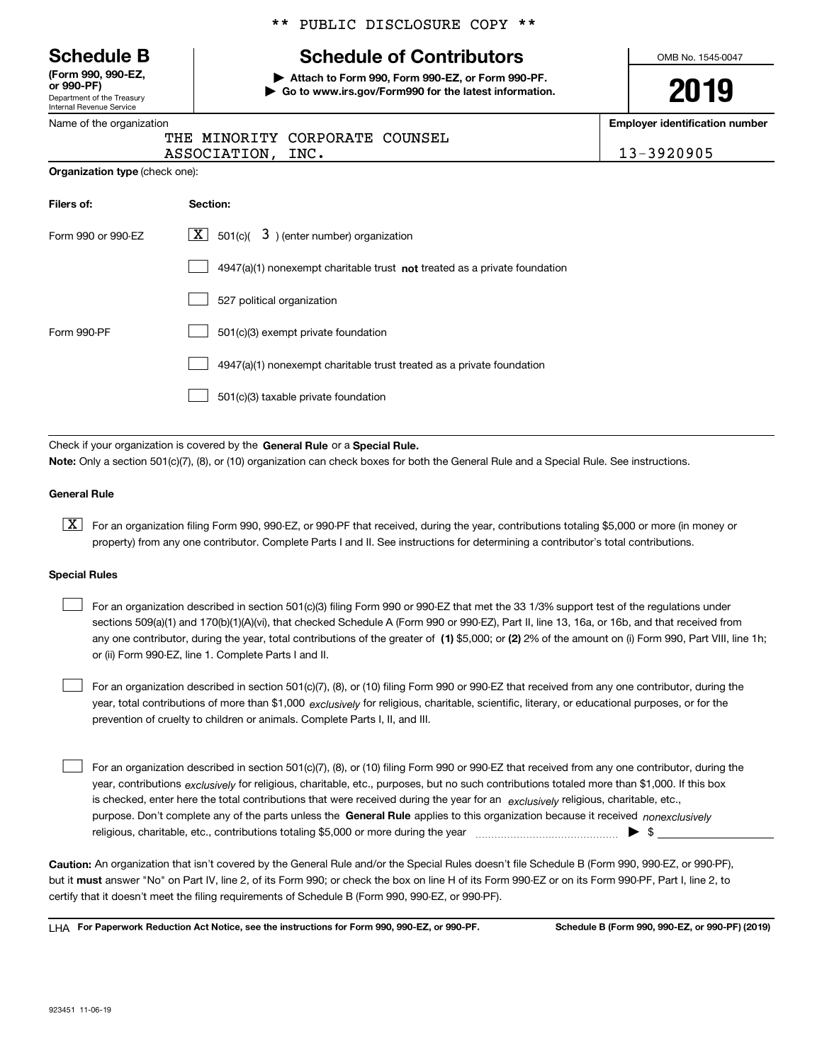** PUBLIC DISCLOSURE COPY **

# Schedule B

**(Form 990, 990-EZ, or 990-PF)**
Department of the Treasury
Internal Revenue Service

## Schedule of Contributors

▶ **Attach to Form 990, Form 990-EZ, or Form 990-PF.**
▶ **Go to www.irs.gov/Form990 for the latest information.**

OMB No. 1545-0047

**2019**

Name of the organization: THE MINORITY CORPORATE COUNSEL ASSOCIATION, INC.

**Employer identification number:** 13-3920905

**Organization type** (check one):

| **Filers of:** | **Section:** |
|---|---|
| Form 990 or 990-EZ | [X] 501(c)( 3 ) (enter number) organization |
| | [ ] 4947(a)(1) nonexempt charitable trust **not** treated as a private foundation |
| | [ ] 527 political organization |
| Form 990-PF | [ ] 501(c)(3) exempt private foundation |
| | [ ] 4947(a)(1) nonexempt charitable trust treated as a private foundation |
| | [ ] 501(c)(3) taxable private foundation |

Check if your organization is covered by the **General Rule** or a **Special Rule.**
**Note:** Only a section 501(c)(7), (8), or (10) organization can check boxes for both the General Rule and a Special Rule. See instructions.

**General Rule**

[X] For an organization filing Form 990, 990-EZ, or 990-PF that received, during the year, contributions totaling $5,000 or more (in money or property) from any one contributor. Complete Parts I and II. See instructions for determining a contributor's total contributions.

**Special Rules**

[ ] For an organization described in section 501(c)(3) filing Form 990 or 990-EZ that met the 33 1/3% support test of the regulations under sections 509(a)(1) and 170(b)(1)(A)(vi), that checked Schedule A (Form 990 or 990-EZ), Part II, line 13, 16a, or 16b, and that received from any one contributor, during the year, total contributions of the greater of **(1)** $5,000; or **(2)** 2% of the amount on (i) Form 990, Part VIII, line 1h; or (ii) Form 990-EZ, line 1. Complete Parts I and II.

[ ] For an organization described in section 501(c)(7), (8), or (10) filing Form 990 or 990-EZ that received from any one contributor, during the year, total contributions of more than $1,000 *exclusively* for religious, charitable, scientific, literary, or educational purposes, or for the prevention of cruelty to children or animals. Complete Parts I, II, and III.

[ ] For an organization described in section 501(c)(7), (8), or (10) filing Form 990 or 990-EZ that received from any one contributor, during the year, contributions *exclusively* for religious, charitable, etc., purposes, but no such contributions totaled more than $1,000. If this box is checked, enter here the total contributions that were received during the year for an *exclusively* religious, charitable, etc., purpose. Don't complete any of the parts unless the **General Rule** applies to this organization because it received *nonexclusively* religious, charitable, etc., contributions totaling $5,000 or more during the year ▶ $ ______

**Caution:** An organization that isn't covered by the General Rule and/or the Special Rules doesn't file Schedule B (Form 990, 990-EZ, or 990-PF), but it **must** answer "No" on Part IV, line 2, of its Form 990; or check the box on line H of its Form 990-EZ or on its Form 990-PF, Part I, line 2, to certify that it doesn't meet the filing requirements of Schedule B (Form 990, 990-EZ, or 990-PF).

LHA **For Paperwork Reduction Act Notice, see the instructions for Form 990, 990-EZ, or 990-PF.** **Schedule B (Form 990, 990-EZ, or 990-PF) (2019)**

923451 11-06-19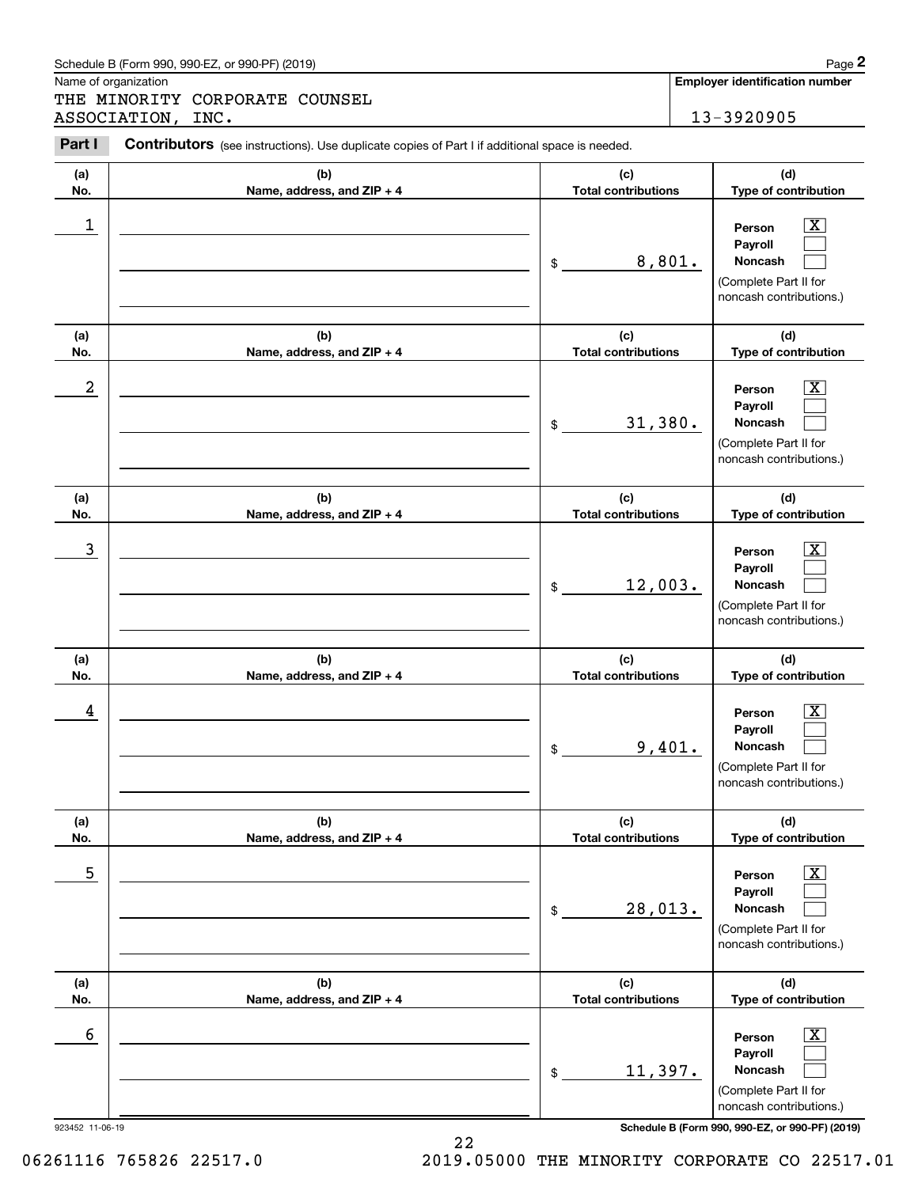Schedule B (Form 990, 990-EZ, or 990-PF) (2019)

Name of organization: THE MINORITY CORPORATE COUNSEL ASSOCIATION, INC.

**Employer identification number:** 13-3920905

**Part I** **Contributors** (see instructions). Use duplicate copies of Part I if additional space is needed.

| (a) No. | (b) Name, address, and ZIP + 4 | (c) Total contributions | (d) Type of contribution |
|---|---|---|---|
| 1 | | $ 8,801. | Person [X] Payroll [ ] Noncash [ ] (Complete Part II for noncash contributions.) |
| 2 | | $ 31,380. | Person [X] Payroll [ ] Noncash [ ] (Complete Part II for noncash contributions.) |
| 3 | | $ 12,003. | Person [X] Payroll [ ] Noncash [ ] (Complete Part II for noncash contributions.) |
| 4 | | $ 9,401. | Person [X] Payroll [ ] Noncash [ ] (Complete Part II for noncash contributions.) |
| 5 | | $ 28,013. | Person [X] Payroll [ ] Noncash [ ] (Complete Part II for noncash contributions.) |
| 6 | | $ 11,397. | Person [X] Payroll [ ] Noncash [ ] (Complete Part II for noncash contributions.) |

923452 11-06-19

**Schedule B (Form 990, 990-EZ, or 990-PF) (2019)**

06261116 765826 22517.0 2019.05000 THE MINORITY CORPORATE CO 22517.01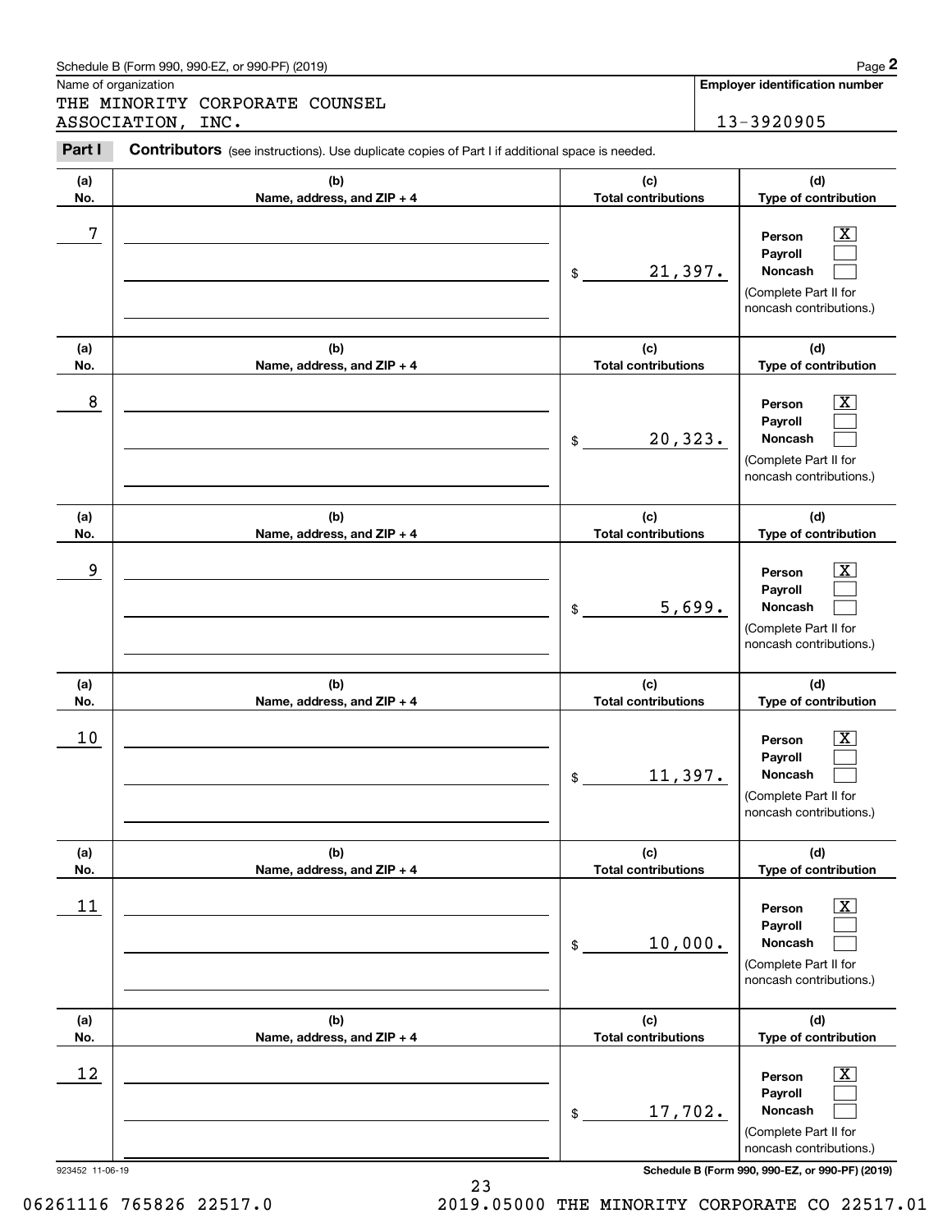Schedule B (Form 990, 990-EZ, or 990-PF) (2019)

Name of organization: THE MINORITY CORPORATE COUNSEL ASSOCIATION, INC.

**Employer identification number:** 13-3920905

**Part I** **Contributors** (see instructions). Use duplicate copies of Part I if additional space is needed.

| (a) No. | (b) Name, address, and ZIP + 4 | (c) Total contributions | (d) Type of contribution |
|---|---|---|---|
| 7 | | $ 21,397. | Person [X] Payroll [ ] Noncash [ ] (Complete Part II for noncash contributions.) |
| 8 | | $ 20,323. | Person [X] Payroll [ ] Noncash [ ] (Complete Part II for noncash contributions.) |
| 9 | | $ 5,699. | Person [X] Payroll [ ] Noncash [ ] (Complete Part II for noncash contributions.) |
| 10 | | $ 11,397. | Person [X] Payroll [ ] Noncash [ ] (Complete Part II for noncash contributions.) |
| 11 | | $ 10,000. | Person [X] Payroll [ ] Noncash [ ] (Complete Part II for noncash contributions.) |
| 12 | | $ 17,702. | Person [X] Payroll [ ] Noncash [ ] (Complete Part II for noncash contributions.) |

923452 11-06-19

Schedule B (Form 990, 990-EZ, or 990-PF) (2019)

06261116 765826 22517.0 2019.05000 THE MINORITY CORPORATE CO 22517.01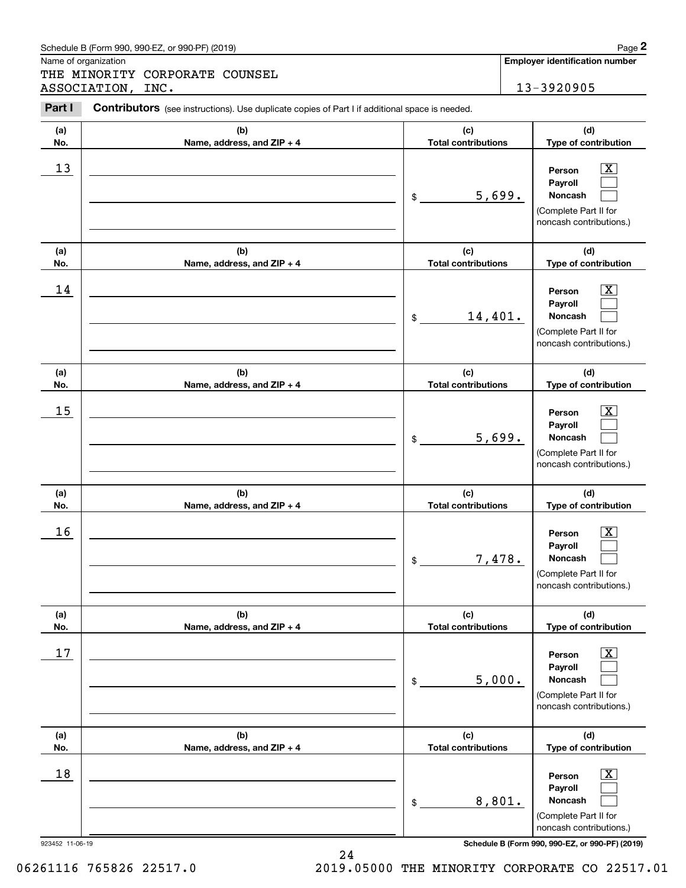Schedule B (Form 990, 990-EZ, or 990-PF) (2019)

Name of organization: THE MINORITY CORPORATE COUNSEL ASSOCIATION, INC.

**Employer identification number:** 13-3920905

**Part I** **Contributors** (see instructions). Use duplicate copies of Part I if additional space is needed.

| (a) No. | (b) Name, address, and ZIP + 4 | (c) Total contributions | (d) Type of contribution |
|---|---|---|---|
| 13 | | $ 5,699. | Person [X] Payroll [ ] Noncash [ ] (Complete Part II for noncash contributions.) |
| 14 | | $ 14,401. | Person [X] Payroll [ ] Noncash [ ] (Complete Part II for noncash contributions.) |
| 15 | | $ 5,699. | Person [X] Payroll [ ] Noncash [ ] (Complete Part II for noncash contributions.) |
| 16 | | $ 7,478. | Person [X] Payroll [ ] Noncash [ ] (Complete Part II for noncash contributions.) |
| 17 | | $ 5,000. | Person [X] Payroll [ ] Noncash [ ] (Complete Part II for noncash contributions.) |
| 18 | | $ 8,801. | Person [X] Payroll [ ] Noncash [ ] (Complete Part II for noncash contributions.) |

923452 11-06-19

Schedule B (Form 990, 990-EZ, or 990-PF) (2019)

06261116 765826 22517.0 2019.05000 THE MINORITY CORPORATE CO 22517.01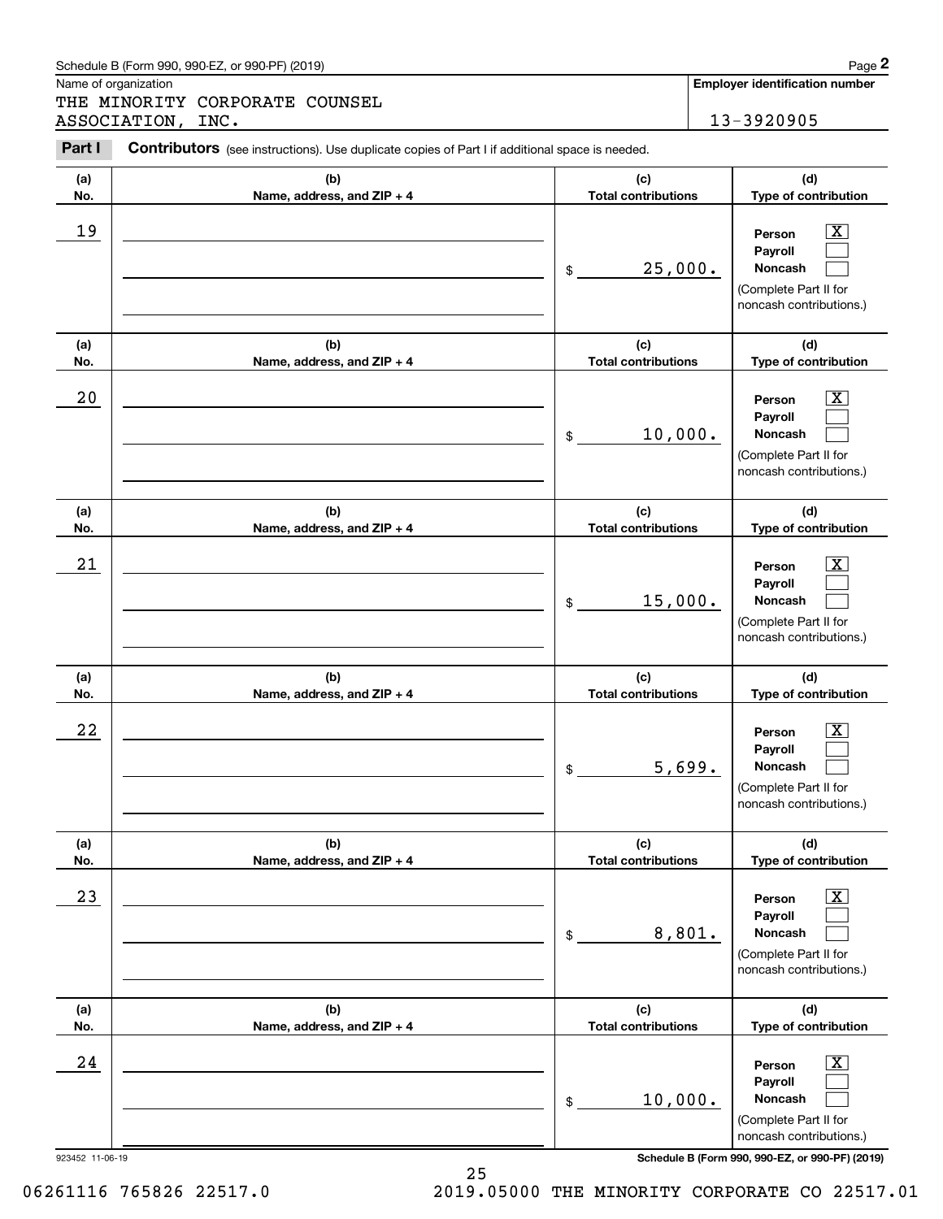Schedule B (Form 990, 990-EZ, or 990-PF) (2019)

Name of organization: THE MINORITY CORPORATE COUNSEL ASSOCIATION, INC.

Employer identification number: 13-3920905

**Part I — Contributors** (see instructions). Use duplicate copies of Part I if additional space is needed.

| (a) No. | (b) Name, address, and ZIP + 4 | (c) Total contributions | (d) Type of contribution |
|---|---|---|---|
| 19 | | $ 25,000. | Person [X] Payroll [ ] Noncash [ ] (Complete Part II for noncash contributions.) |
| 20 | | $ 10,000. | Person [X] Payroll [ ] Noncash [ ] (Complete Part II for noncash contributions.) |
| 21 | | $ 15,000. | Person [X] Payroll [ ] Noncash [ ] (Complete Part II for noncash contributions.) |
| 22 | | $ 5,699. | Person [X] Payroll [ ] Noncash [ ] (Complete Part II for noncash contributions.) |
| 23 | | $ 8,801. | Person [X] Payroll [ ] Noncash [ ] (Complete Part II for noncash contributions.) |
| 24 | | $ 10,000. | Person [X] Payroll [ ] Noncash [ ] (Complete Part II for noncash contributions.) |

923452 11-06-19

Schedule B (Form 990, 990-EZ, or 990-PF) (2019)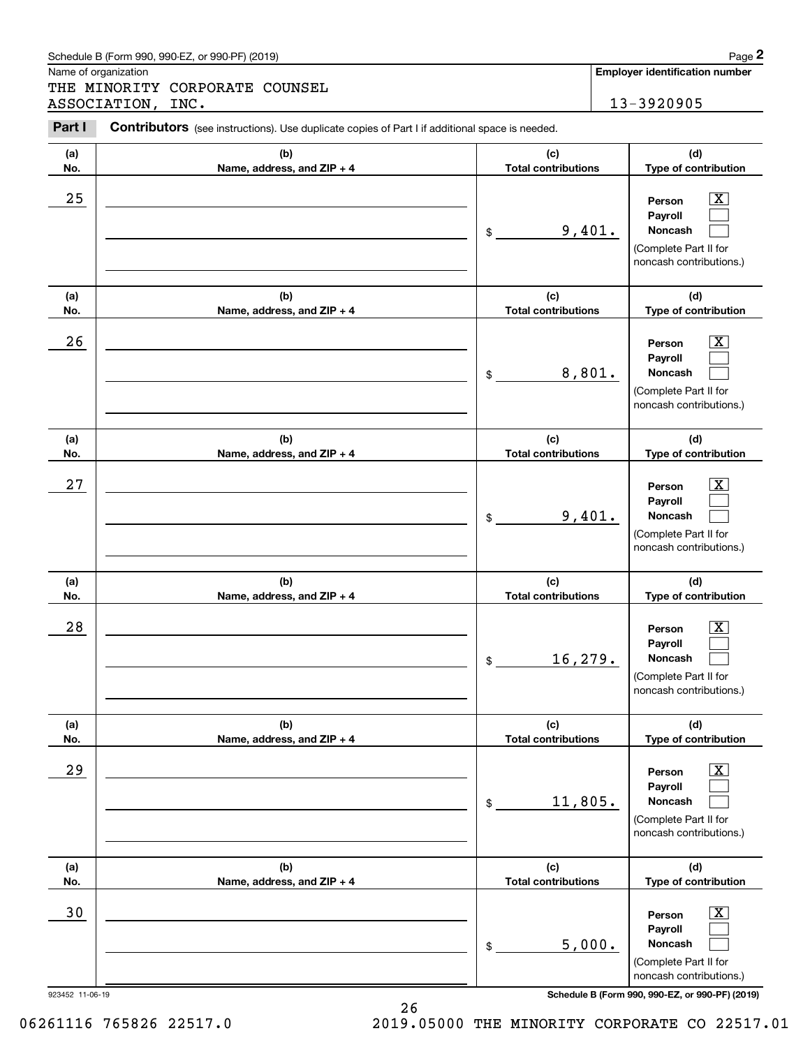Schedule B (Form 990, 990-EZ, or 990-PF) (2019)

Name of organization: THE MINORITY CORPORATE COUNSEL ASSOCIATION, INC.

**Employer identification number**: 13-3920905

**Part I** **Contributors** (see instructions). Use duplicate copies of Part I if additional space is needed.

| (a) No. | (b) Name, address, and ZIP + 4 | (c) Total contributions | (d) Type of contribution |
|---|---|---|---|
| 25 | | $ 9,401. | Person [X] Payroll [ ] Noncash [ ] (Complete Part II for noncash contributions.) |
| 26 | | $ 8,801. | Person [X] Payroll [ ] Noncash [ ] (Complete Part II for noncash contributions.) |
| 27 | | $ 9,401. | Person [X] Payroll [ ] Noncash [ ] (Complete Part II for noncash contributions.) |
| 28 | | $ 16,279. | Person [X] Payroll [ ] Noncash [ ] (Complete Part II for noncash contributions.) |
| 29 | | $ 11,805. | Person [X] Payroll [ ] Noncash [ ] (Complete Part II for noncash contributions.) |
| 30 | | $ 5,000. | Person [X] Payroll [ ] Noncash [ ] (Complete Part II for noncash contributions.) |

923452 11-06-19

**Schedule B (Form 990, 990-EZ, or 990-PF) (2019)**

06261116 765826 22517.0 2019.05000 THE MINORITY CORPORATE CO 22517.01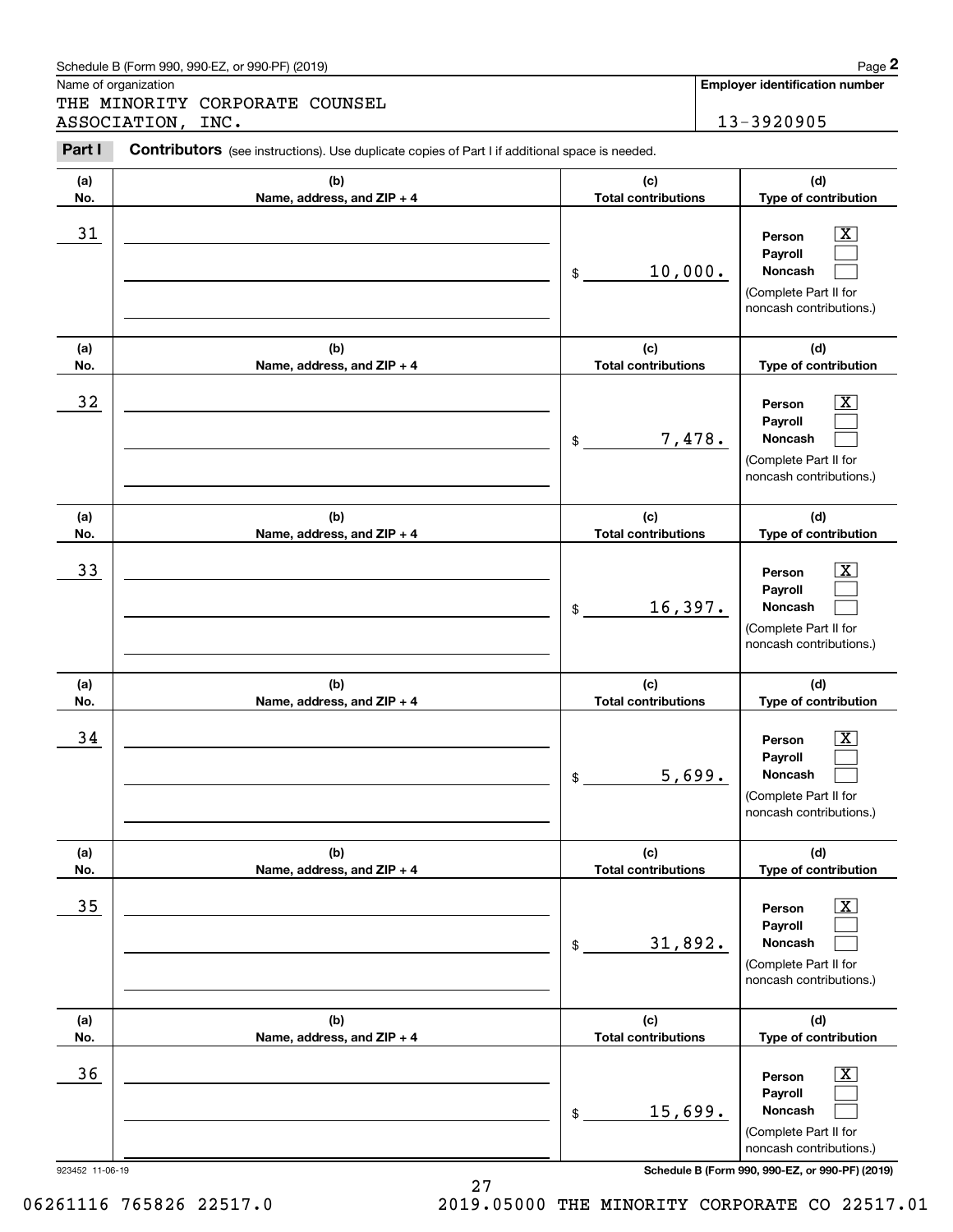Schedule B (Form 990, 990-EZ, or 990-PF) (2019)

Name of organization: THE MINORITY CORPORATE COUNSEL ASSOCIATION, INC.

**Employer identification number:** 13-3920905

**Part I** **Contributors** (see instructions). Use duplicate copies of Part I if additional space is needed.

| (a) No. | (b) Name, address, and ZIP + 4 | (c) Total contributions | (d) Type of contribution |
|---|---|---|---|
| 31 | | $ 10,000. | Person [X] Payroll [ ] Noncash [ ] (Complete Part II for noncash contributions.) |
| 32 | | $ 7,478. | Person [X] Payroll [ ] Noncash [ ] (Complete Part II for noncash contributions.) |
| 33 | | $ 16,397. | Person [X] Payroll [ ] Noncash [ ] (Complete Part II for noncash contributions.) |
| 34 | | $ 5,699. | Person [X] Payroll [ ] Noncash [ ] (Complete Part II for noncash contributions.) |
| 35 | | $ 31,892. | Person [X] Payroll [ ] Noncash [ ] (Complete Part II for noncash contributions.) |
| 36 | | $ 15,699. | Person [X] Payroll [ ] Noncash [ ] (Complete Part II for noncash contributions.) |

923452 11-06-19 **Schedule B (Form 990, 990-EZ, or 990-PF) (2019)**

06261116 765826 22517.0 2019.05000 THE MINORITY CORPORATE CO 22517.01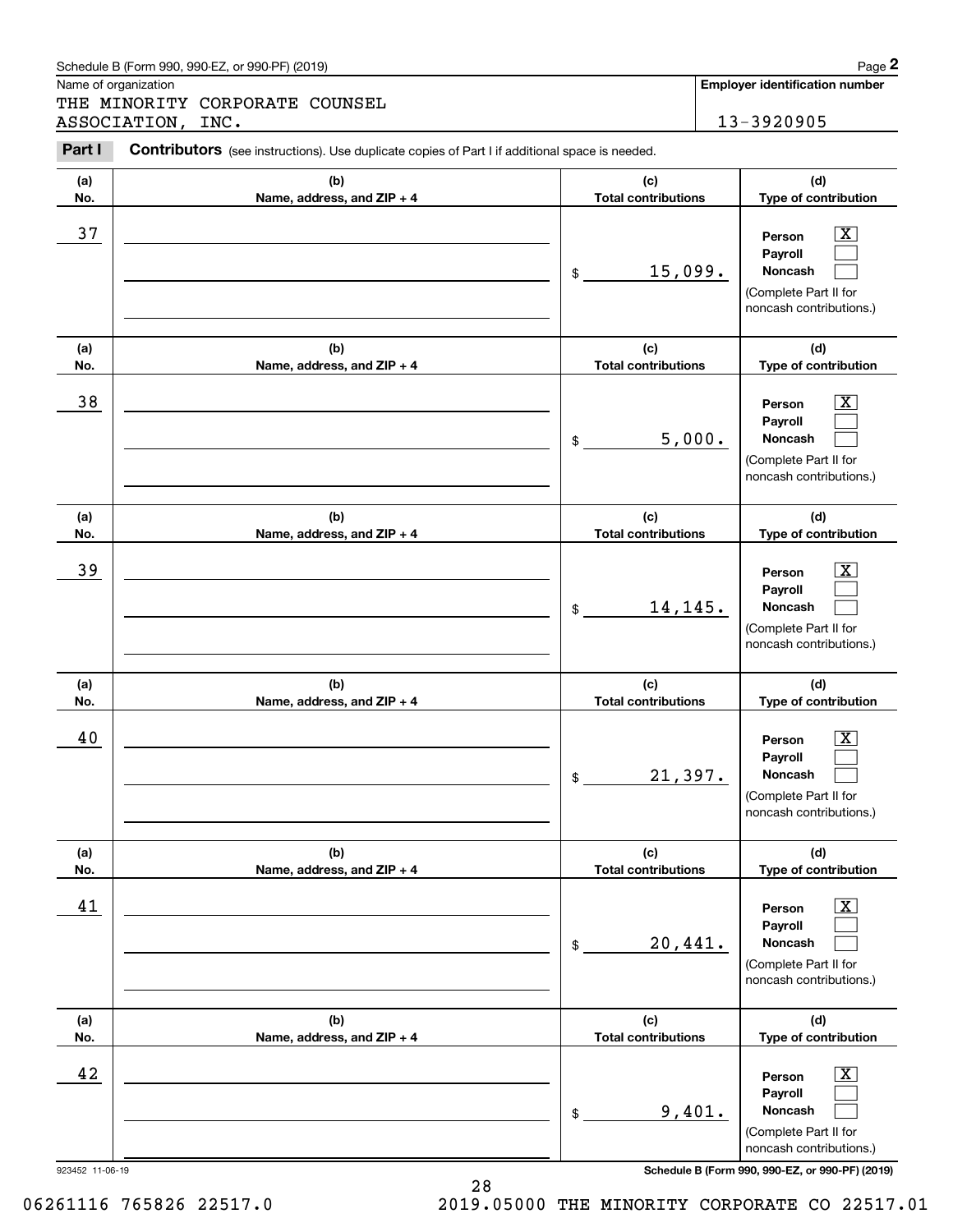Schedule B (Form 990, 990-EZ, or 990-PF) (2019) Page **2**

Name of organization: THE MINORITY CORPORATE COUNSEL ASSOCIATION, INC.

**Employer identification number**: 13-3920905

**Part I** **Contributors** (see instructions). Use duplicate copies of Part I if additional space is needed.

| (a) No. | (b) Name, address, and ZIP + 4 | (c) Total contributions | (d) Type of contribution |
|---|---|---|---|
| 37 | | $ 15,099. | Person [X] Payroll [ ] Noncash [ ] (Complete Part II for noncash contributions.) |
| 38 | | $ 5,000. | Person [X] Payroll [ ] Noncash [ ] (Complete Part II for noncash contributions.) |
| 39 | | $ 14,145. | Person [X] Payroll [ ] Noncash [ ] (Complete Part II for noncash contributions.) |
| 40 | | $ 21,397. | Person [X] Payroll [ ] Noncash [ ] (Complete Part II for noncash contributions.) |
| 41 | | $ 20,441. | Person [X] Payroll [ ] Noncash [ ] (Complete Part II for noncash contributions.) |
| 42 | | $ 9,401. | Person [X] Payroll [ ] Noncash [ ] (Complete Part II for noncash contributions.) |

923452 11-06-19 **Schedule B (Form 990, 990-EZ, or 990-PF) (2019)**

06261116 765826 22517.0 2019.05000 THE MINORITY CORPORATE CO 22517.01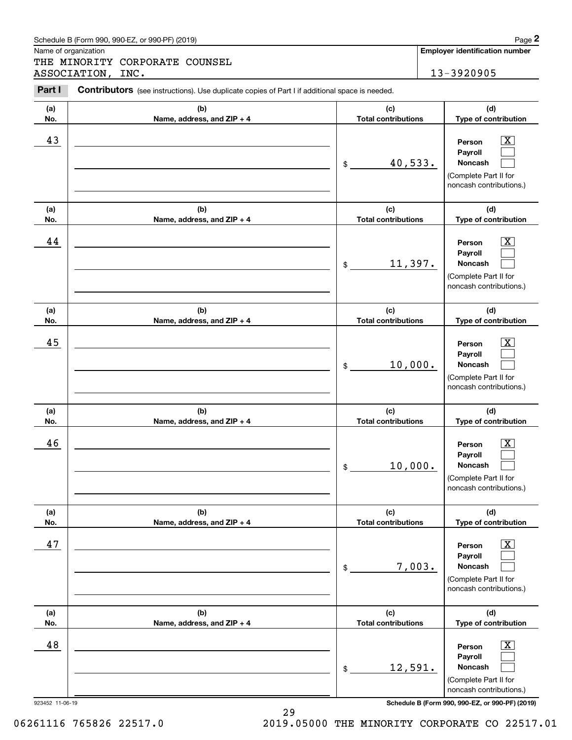Schedule B (Form 990, 990-EZ, or 990-PF) (2019) Page **2**

Name of organization

THE MINORITY CORPORATE COUNSEL ASSOCIATION, INC.

**Employer identification number**

13-3920905

**Part I** **Contributors** (see instructions). Use duplicate copies of Part I if additional space is needed.

| (a) No. | (b) Name, address, and ZIP + 4 | (c) Total contributions | (d) Type of contribution |
|---|---|---|---|
| 43 | | $ 40,533. | Person [X] Payroll [ ] Noncash [ ] (Complete Part II for noncash contributions.) |
| 44 | | $ 11,397. | Person [X] Payroll [ ] Noncash [ ] (Complete Part II for noncash contributions.) |
| 45 | | $ 10,000. | Person [X] Payroll [ ] Noncash [ ] (Complete Part II for noncash contributions.) |
| 46 | | $ 10,000. | Person [X] Payroll [ ] Noncash [ ] (Complete Part II for noncash contributions.) |
| 47 | | $ 7,003. | Person [X] Payroll [ ] Noncash [ ] (Complete Part II for noncash contributions.) |
| 48 | | $ 12,591. | Person [X] Payroll [ ] Noncash [ ] (Complete Part II for noncash contributions.) |

923452 11-06-19 **Schedule B (Form 990, 990-EZ, or 990-PF) (2019)**

06261116 765826 22517.0 2019.05000 THE MINORITY CORPORATE CO 22517.01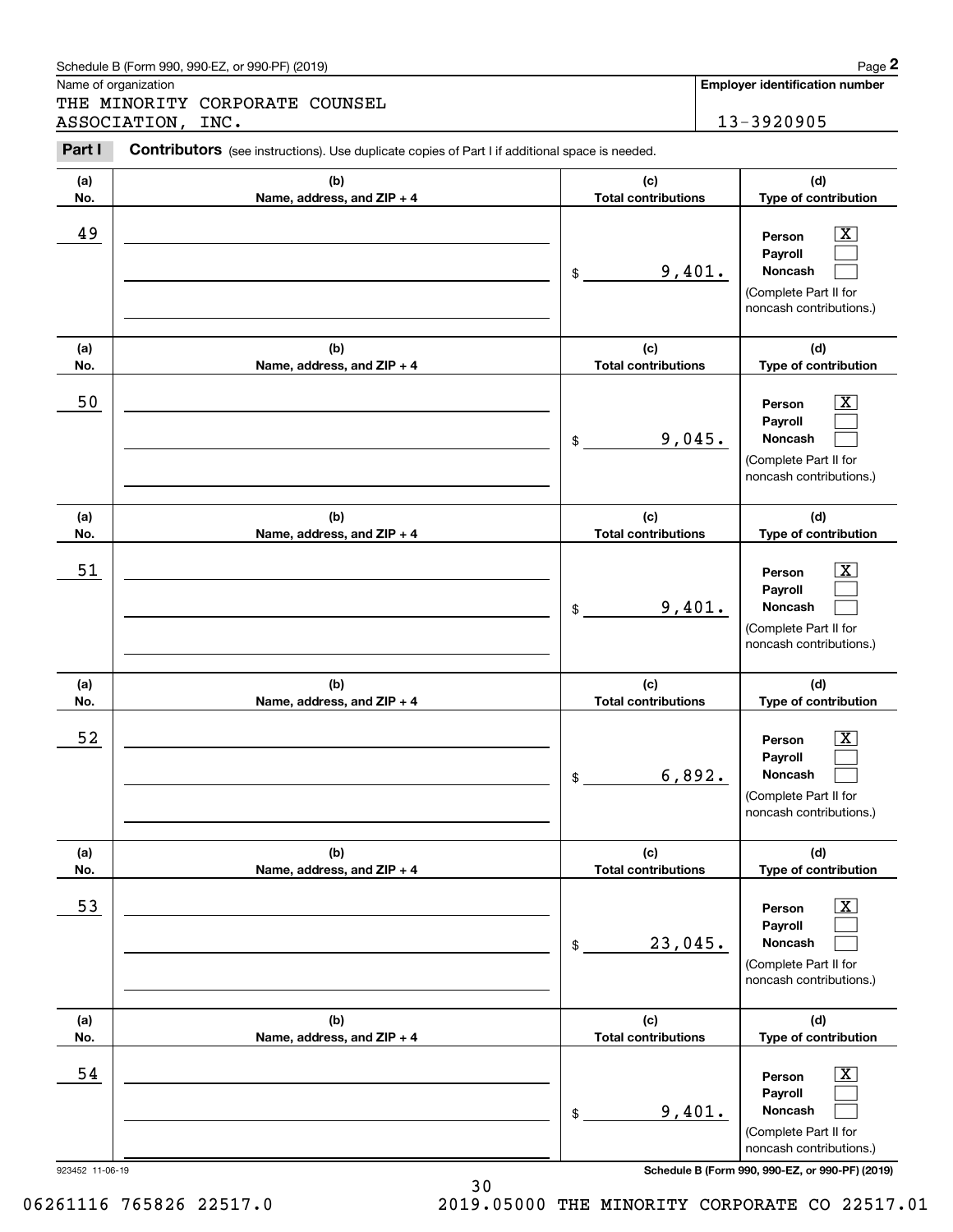Schedule B (Form 990, 990-EZ, or 990-PF) (2019)

Name of organization: THE MINORITY CORPORATE COUNSEL ASSOCIATION, INC.

**Employer identification number:** 13-3920905

**Part I** **Contributors** (see instructions). Use duplicate copies of Part I if additional space is needed.

| (a) No. | (b) Name, address, and ZIP + 4 | (c) Total contributions | (d) Type of contribution |
|---|---|---|---|
| 49 | | $ 9,401. | Person [X] Payroll [ ] Noncash [ ] (Complete Part II for noncash contributions.) |
| 50 | | $ 9,045. | Person [X] Payroll [ ] Noncash [ ] (Complete Part II for noncash contributions.) |
| 51 | | $ 9,401. | Person [X] Payroll [ ] Noncash [ ] (Complete Part II for noncash contributions.) |
| 52 | | $ 6,892. | Person [X] Payroll [ ] Noncash [ ] (Complete Part II for noncash contributions.) |
| 53 | | $ 23,045. | Person [X] Payroll [ ] Noncash [ ] (Complete Part II for noncash contributions.) |
| 54 | | $ 9,401. | Person [X] Payroll [ ] Noncash [ ] (Complete Part II for noncash contributions.) |

923452 11-06-19

**Schedule B (Form 990, 990-EZ, or 990-PF) (2019)**

06261116 765826 22517.0 2019.05000 THE MINORITY CORPORATE CO 22517.01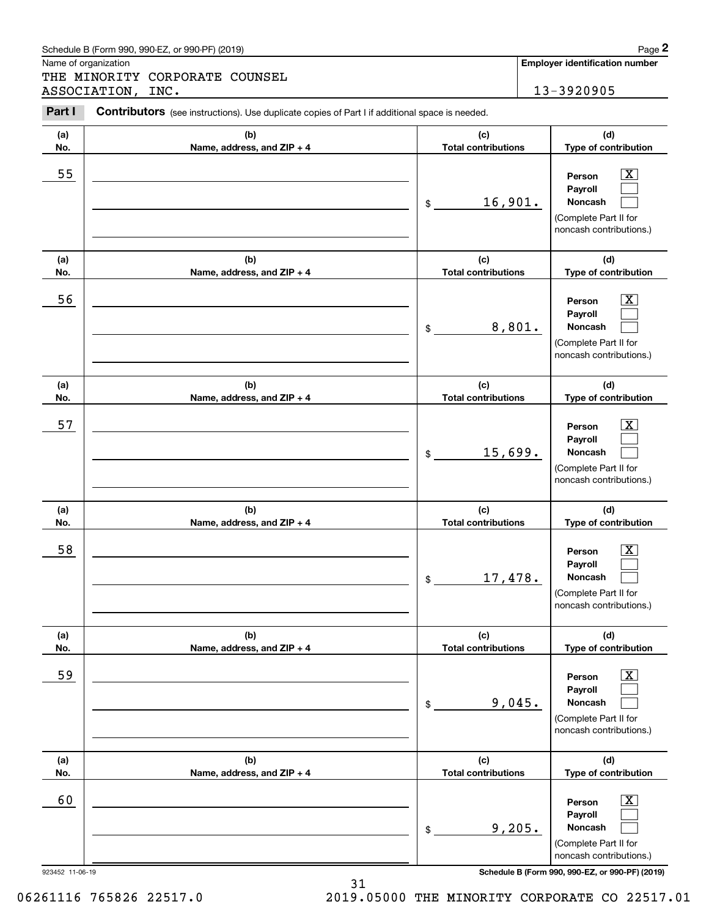Schedule B (Form 990, 990-EZ, or 990-PF) (2019) Page **2**

Name of organization: THE MINORITY CORPORATE COUNSEL ASSOCIATION, INC.

**Employer identification number**: 13-3920905

**Part I** **Contributors** (see instructions). Use duplicate copies of Part I if additional space is needed.

| (a) No. | (b) Name, address, and ZIP + 4 | (c) Total contributions | (d) Type of contribution |
|---|---|---|---|
| 55 | | $ 16,901. | Person [X] Payroll [ ] Noncash [ ] (Complete Part II for noncash contributions.) |
| 56 | | $ 8,801. | Person [X] Payroll [ ] Noncash [ ] (Complete Part II for noncash contributions.) |
| 57 | | $ 15,699. | Person [X] Payroll [ ] Noncash [ ] (Complete Part II for noncash contributions.) |
| 58 | | $ 17,478. | Person [X] Payroll [ ] Noncash [ ] (Complete Part II for noncash contributions.) |
| 59 | | $ 9,045. | Person [X] Payroll [ ] Noncash [ ] (Complete Part II for noncash contributions.) |
| 60 | | $ 9,205. | Person [X] Payroll [ ] Noncash [ ] (Complete Part II for noncash contributions.) |

923452 11-06-19 **Schedule B (Form 990, 990-EZ, or 990-PF) (2019)**

06261116 765826 22517.0 2019.05000 THE MINORITY CORPORATE CO 22517.01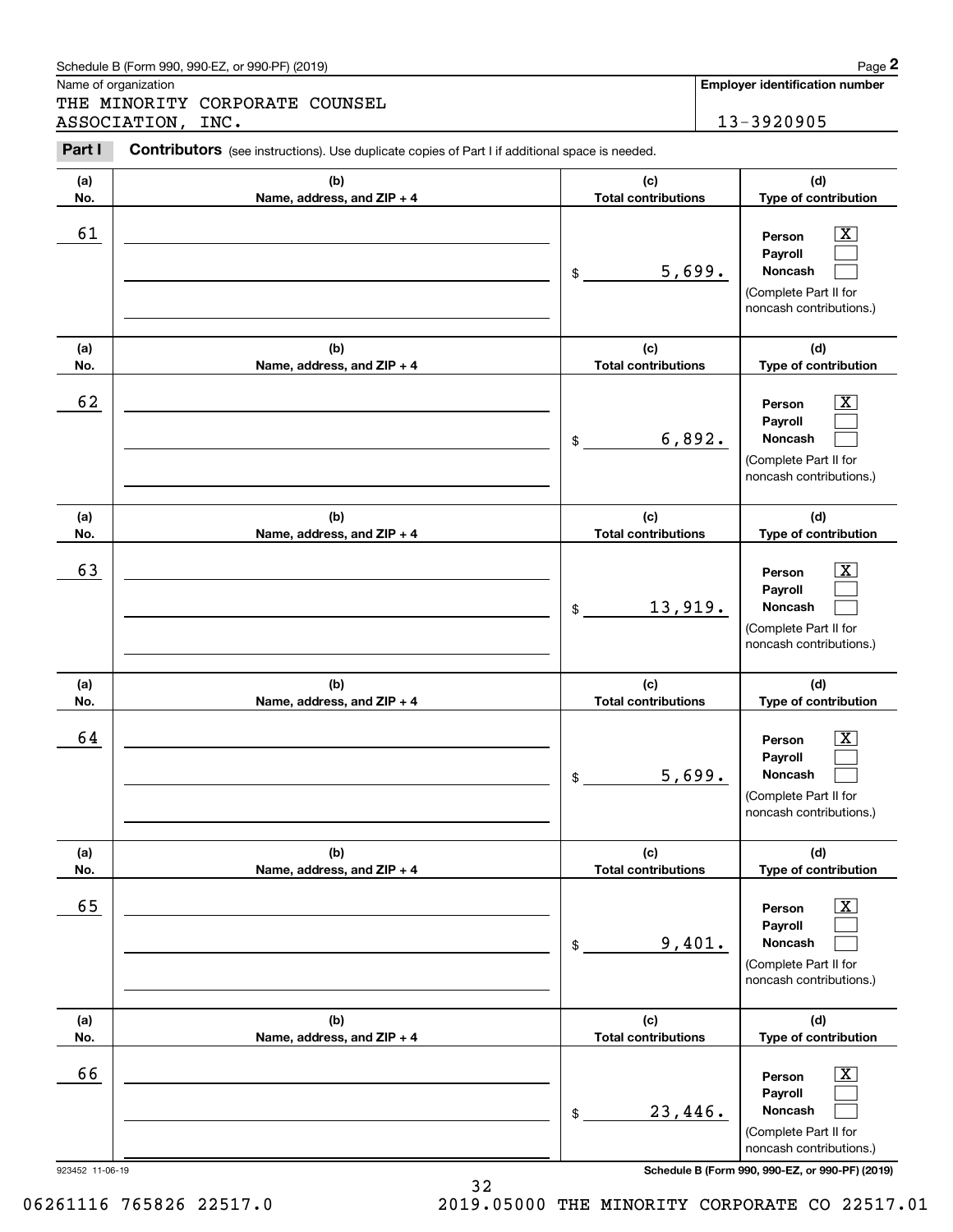Schedule B (Form 990, 990-EZ, or 990-PF) (2019) Page **2**

Name of organization

THE MINORITY CORPORATE COUNSEL ASSOCIATION, INC.

**Employer identification number**

13-3920905

**Part I** **Contributors** (see instructions). Use duplicate copies of Part I if additional space is needed.

| (a) No. | (b) Name, address, and ZIP + 4 | (c) Total contributions | (d) Type of contribution |
|---|---|---|---|
| 61 | | $ 5,699. | Person [X] Payroll [ ] Noncash [ ] (Complete Part II for noncash contributions.) |
| 62 | | $ 6,892. | Person [X] Payroll [ ] Noncash [ ] (Complete Part II for noncash contributions.) |
| 63 | | $ 13,919. | Person [X] Payroll [ ] Noncash [ ] (Complete Part II for noncash contributions.) |
| 64 | | $ 5,699. | Person [X] Payroll [ ] Noncash [ ] (Complete Part II for noncash contributions.) |
| 65 | | $ 9,401. | Person [X] Payroll [ ] Noncash [ ] (Complete Part II for noncash contributions.) |
| 66 | | $ 23,446. | Person [X] Payroll [ ] Noncash [ ] (Complete Part II for noncash contributions.) |

923452 11-06-19 **Schedule B (Form 990, 990-EZ, or 990-PF) (2019)**

06261116 765826 22517.0 2019.05000 THE MINORITY CORPORATE CO 22517.01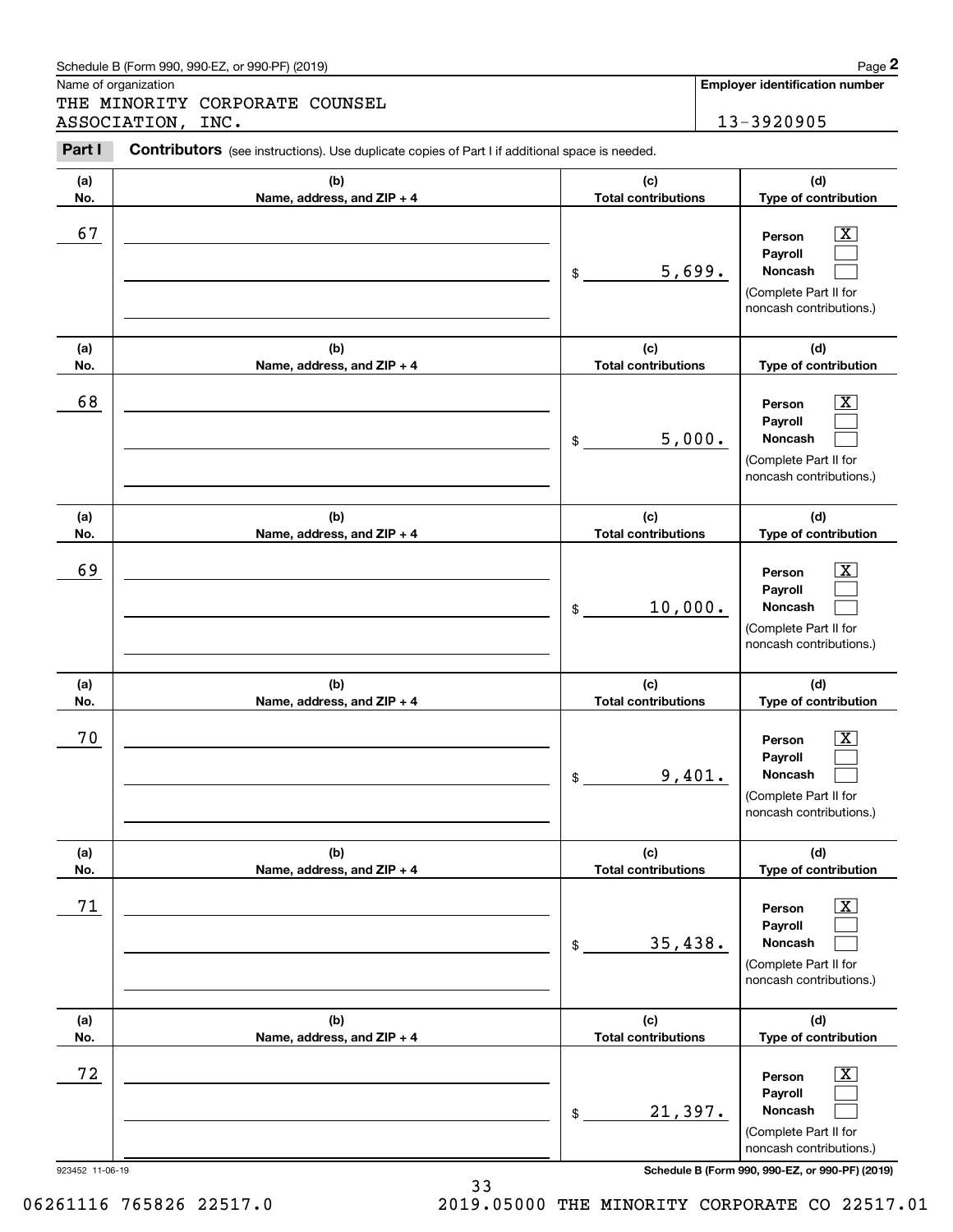Schedule B (Form 990, 990-EZ, or 990-PF) (2019)

Name of organization: THE MINORITY CORPORATE COUNSEL ASSOCIATION, INC.

Employer identification number: 13-3920905

**Part I** **Contributors** (see instructions). Use duplicate copies of Part I if additional space is needed.

| (a) No. | (b) Name, address, and ZIP + 4 | (c) Total contributions | (d) Type of contribution |
|---|---|---|---|
| 67 | | $ 5,699. | Person [X] Payroll [ ] Noncash [ ] (Complete Part II for noncash contributions.) |
| 68 | | $ 5,000. | Person [X] Payroll [ ] Noncash [ ] (Complete Part II for noncash contributions.) |
| 69 | | $ 10,000. | Person [X] Payroll [ ] Noncash [ ] (Complete Part II for noncash contributions.) |
| 70 | | $ 9,401. | Person [X] Payroll [ ] Noncash [ ] (Complete Part II for noncash contributions.) |
| 71 | | $ 35,438. | Person [X] Payroll [ ] Noncash [ ] (Complete Part II for noncash contributions.) |
| 72 | | $ 21,397. | Person [X] Payroll [ ] Noncash [ ] (Complete Part II for noncash contributions.) |

923452 11-06-19

Schedule B (Form 990, 990-EZ, or 990-PF) (2019)

06261116 765826 22517.0 2019.05000 THE MINORITY CORPORATE CO 22517.01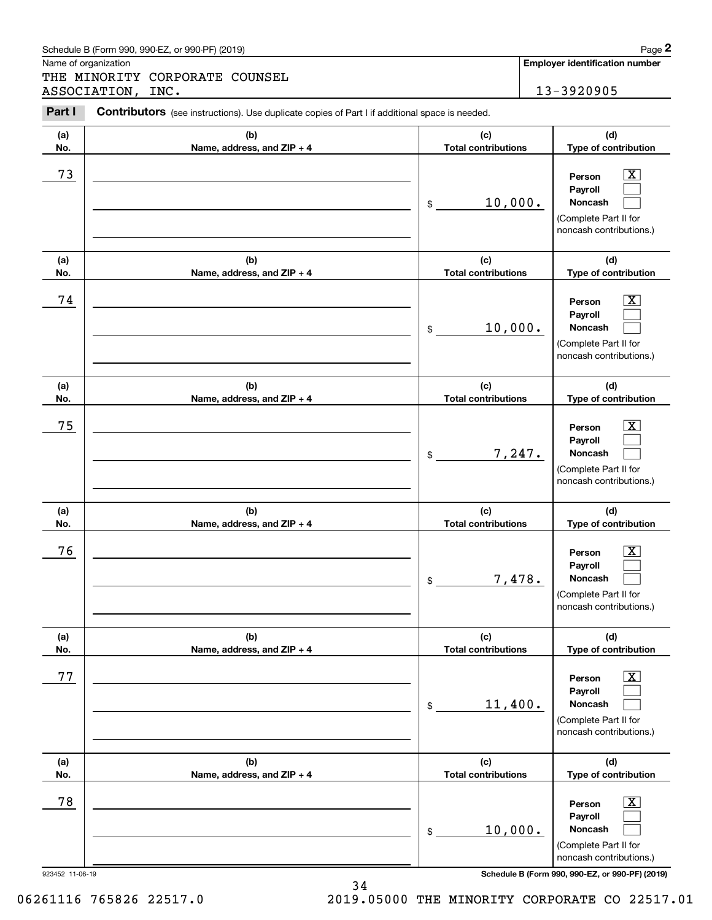Schedule B (Form 990, 990-EZ, or 990-PF) (2019)

Name of organization: THE MINORITY CORPORATE COUNSEL ASSOCIATION, INC.

**Employer identification number:** 13-3920905

**Part I** **Contributors** (see instructions). Use duplicate copies of Part I if additional space is needed.

| (a) No. | (b) Name, address, and ZIP + 4 | (c) Total contributions | (d) Type of contribution |
|---|---|---|---|
| 73 | | $ 10,000. | Person [X] Payroll [ ] Noncash [ ] (Complete Part II for noncash contributions.) |
| 74 | | $ 10,000. | Person [X] Payroll [ ] Noncash [ ] (Complete Part II for noncash contributions.) |
| 75 | | $ 7,247. | Person [X] Payroll [ ] Noncash [ ] (Complete Part II for noncash contributions.) |
| 76 | | $ 7,478. | Person [X] Payroll [ ] Noncash [ ] (Complete Part II for noncash contributions.) |
| 77 | | $ 11,400. | Person [X] Payroll [ ] Noncash [ ] (Complete Part II for noncash contributions.) |
| 78 | | $ 10,000. | Person [X] Payroll [ ] Noncash [ ] (Complete Part II for noncash contributions.) |

923452 11-06-19 Schedule B (Form 990, 990-EZ, or 990-PF) (2019)

06261116 765826 22517.0 2019.05000 THE MINORITY CORPORATE CO 22517.01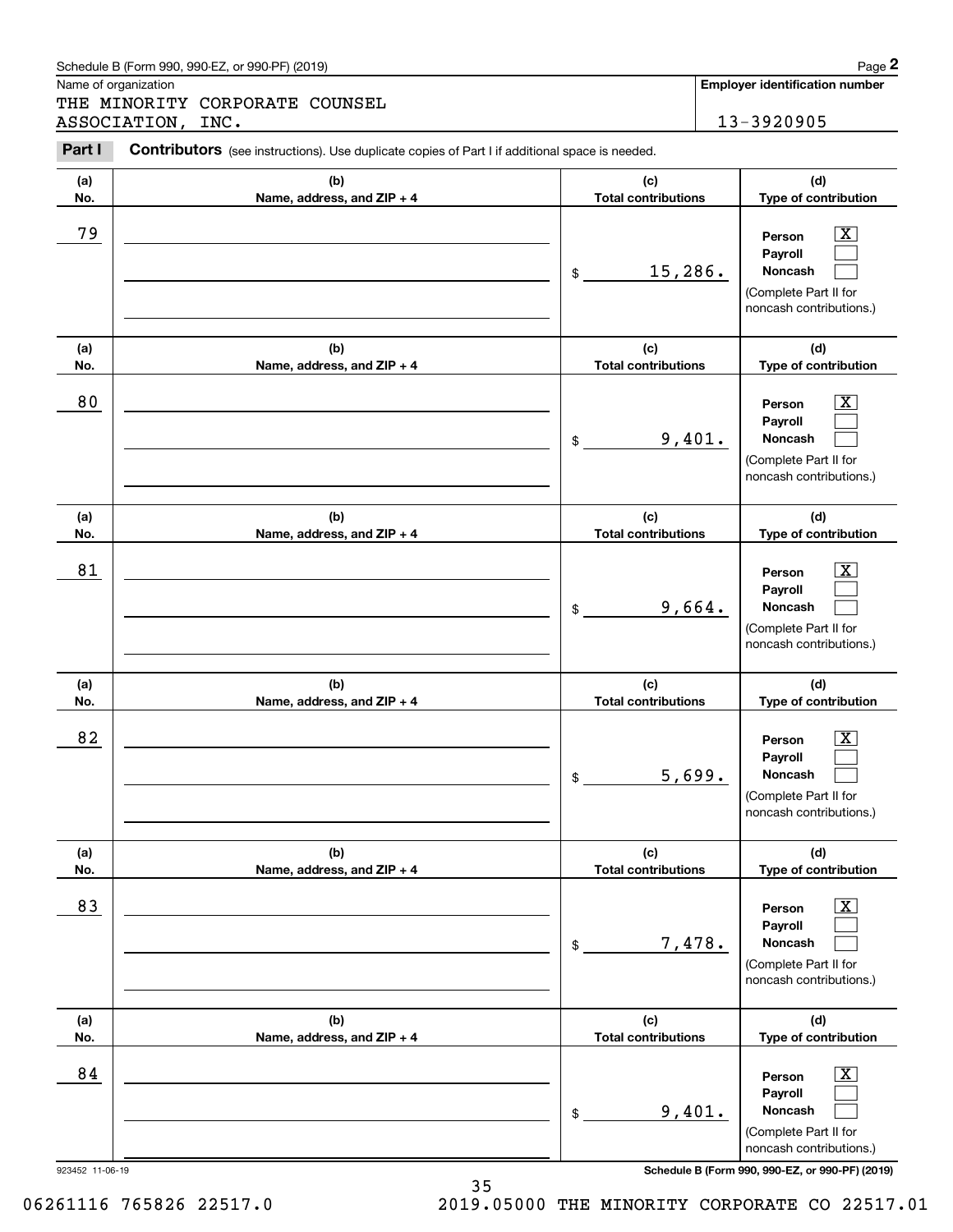Schedule B (Form 990, 990-EZ, or 990-PF) (2019)

Name of organization: THE MINORITY CORPORATE COUNSEL ASSOCIATION, INC.

Employer identification number: 13-3920905

**Part I Contributors** (see instructions). Use duplicate copies of Part I if additional space is needed.

| (a) No. | (b) Name, address, and ZIP + 4 | (c) Total contributions | (d) Type of contribution |
|---|---|---|---|
| 79 | | $ 15,286. | Person [X] Payroll [ ] Noncash [ ] (Complete Part II for noncash contributions.) |
| 80 | | $ 9,401. | Person [X] Payroll [ ] Noncash [ ] (Complete Part II for noncash contributions.) |
| 81 | | $ 9,664. | Person [X] Payroll [ ] Noncash [ ] (Complete Part II for noncash contributions.) |
| 82 | | $ 5,699. | Person [X] Payroll [ ] Noncash [ ] (Complete Part II for noncash contributions.) |
| 83 | | $ 7,478. | Person [X] Payroll [ ] Noncash [ ] (Complete Part II for noncash contributions.) |
| 84 | | $ 9,401. | Person [X] Payroll [ ] Noncash [ ] (Complete Part II for noncash contributions.) |

923452 11-06-19

06261116 765826 22517.0 2019.05000 THE MINORITY CORPORATE CO 22517.01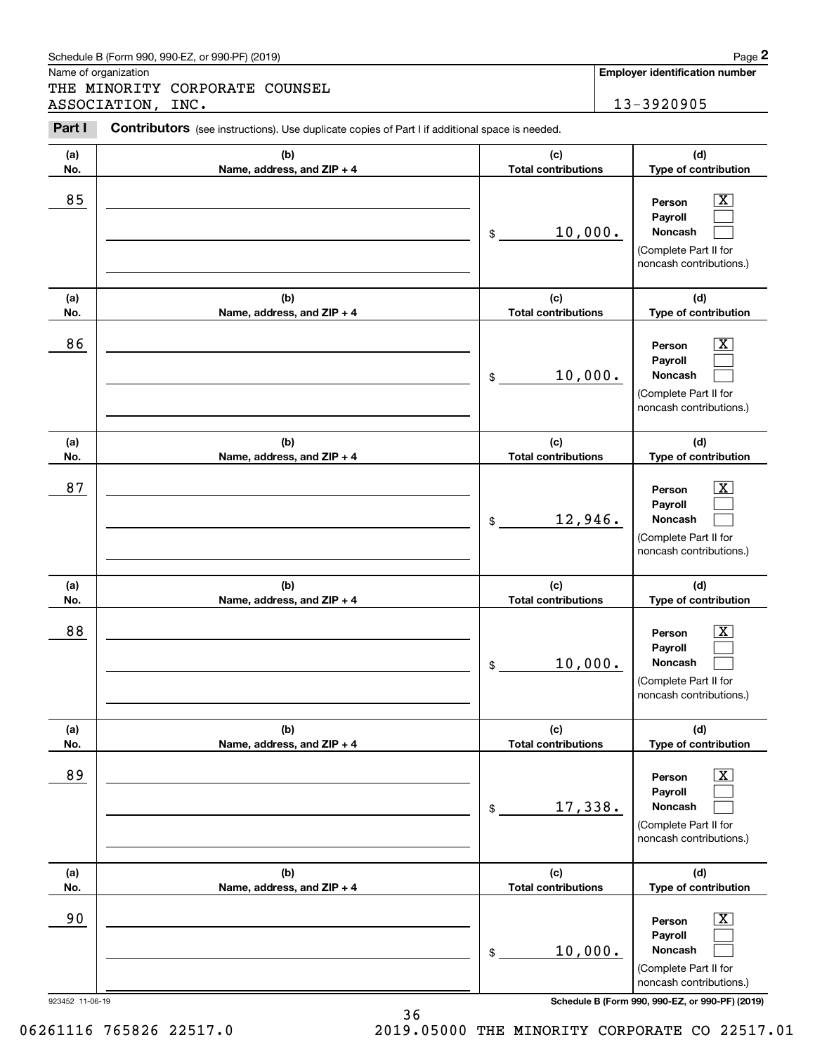Schedule B (Form 990, 990-EZ, or 990-PF) (2019)

Name of organization: THE MINORITY CORPORATE COUNSEL ASSOCIATION, INC.

Employer identification number: 13-3920905

**Part I** **Contributors** (see instructions). Use duplicate copies of Part I if additional space is needed.

| (a) No. | (b) Name, address, and ZIP + 4 | (c) Total contributions | (d) Type of contribution |
|---|---|---|---|
| 85 | | $ 10,000. | Person [X] Payroll [ ] Noncash [ ] (Complete Part II for noncash contributions.) |
| 86 | | $ 10,000. | Person [X] Payroll [ ] Noncash [ ] (Complete Part II for noncash contributions.) |
| 87 | | $ 12,946. | Person [X] Payroll [ ] Noncash [ ] (Complete Part II for noncash contributions.) |
| 88 | | $ 10,000. | Person [X] Payroll [ ] Noncash [ ] (Complete Part II for noncash contributions.) |
| 89 | | $ 17,338. | Person [X] Payroll [ ] Noncash [ ] (Complete Part II for noncash contributions.) |
| 90 | | $ 10,000. | Person [X] Payroll [ ] Noncash [ ] (Complete Part II for noncash contributions.) |

923452 11-06-19

Schedule B (Form 990, 990-EZ, or 990-PF) (2019)

06261116 765826 22517.0 2019.05000 THE MINORITY CORPORATE CO 22517.01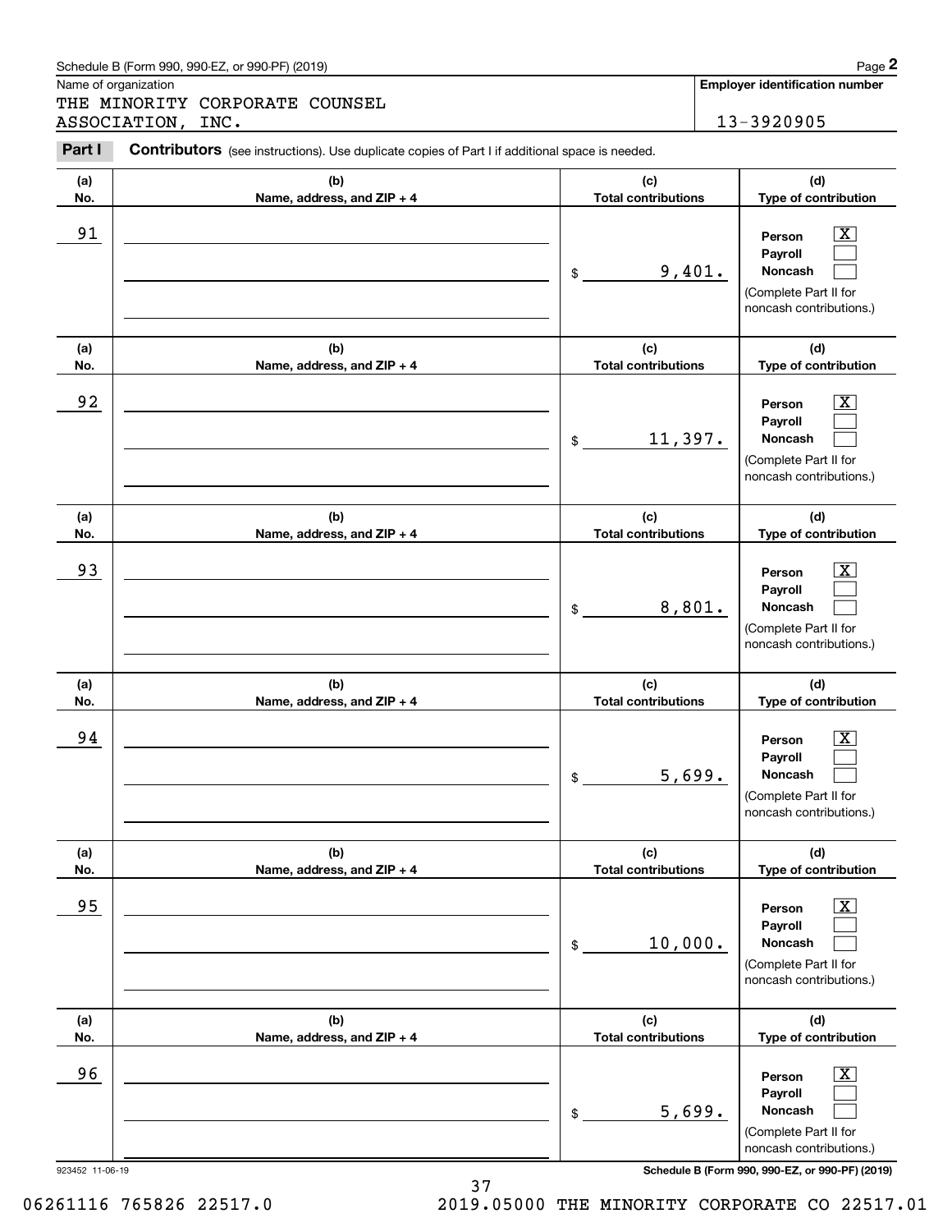Schedule B (Form 990, 990-EZ, or 990-PF) (2019)

Name of organization: THE MINORITY CORPORATE COUNSEL ASSOCIATION, INC.

Employer identification number: 13-3920905

**Part I** **Contributors** (see instructions). Use duplicate copies of Part I if additional space is needed.

| (a) No. | (b) Name, address, and ZIP + 4 | (c) Total contributions | (d) Type of contribution |
|---|---|---|---|
| 91 | | $ 9,401. | Person [X] Payroll [ ] Noncash [ ] (Complete Part II for noncash contributions.) |
| 92 | | $ 11,397. | Person [X] Payroll [ ] Noncash [ ] (Complete Part II for noncash contributions.) |
| 93 | | $ 8,801. | Person [X] Payroll [ ] Noncash [ ] (Complete Part II for noncash contributions.) |
| 94 | | $ 5,699. | Person [X] Payroll [ ] Noncash [ ] (Complete Part II for noncash contributions.) |
| 95 | | $ 10,000. | Person [X] Payroll [ ] Noncash [ ] (Complete Part II for noncash contributions.) |
| 96 | | $ 5,699. | Person [X] Payroll [ ] Noncash [ ] (Complete Part II for noncash contributions.) |

923452 11-06-19 Schedule B (Form 990, 990-EZ, or 990-PF) (2019)

06261116 765826 22517.0 2019.05000 THE MINORITY CORPORATE CO 22517.01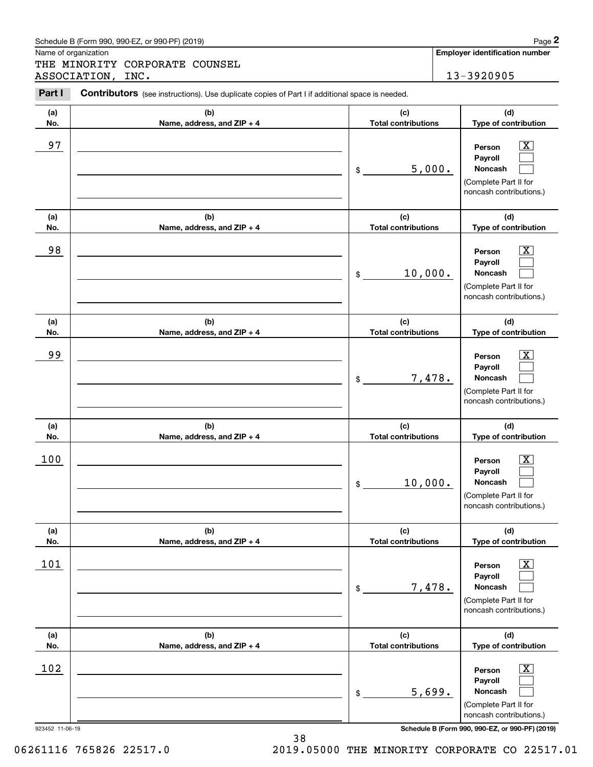Schedule B (Form 990, 990-EZ, or 990-PF) (2019) Page **2**

Name of organization

THE MINORITY CORPORATE COUNSEL ASSOCIATION, INC.

**Employer identification number**

13-3920905

**Part I** **Contributors** (see instructions). Use duplicate copies of Part I if additional space is needed.

| (a) No. | (b) Name, address, and ZIP + 4 | (c) Total contributions | (d) Type of contribution |
|---|---|---|---|
| 97 | | $ 5,000. | Person [X] Payroll [ ] Noncash [ ] (Complete Part II for noncash contributions.) |
| 98 | | $ 10,000. | Person [X] Payroll [ ] Noncash [ ] (Complete Part II for noncash contributions.) |
| 99 | | $ 7,478. | Person [X] Payroll [ ] Noncash [ ] (Complete Part II for noncash contributions.) |
| 100 | | $ 10,000. | Person [X] Payroll [ ] Noncash [ ] (Complete Part II for noncash contributions.) |
| 101 | | $ 7,478. | Person [X] Payroll [ ] Noncash [ ] (Complete Part II for noncash contributions.) |
| 102 | | $ 5,699. | Person [X] Payroll [ ] Noncash [ ] (Complete Part II for noncash contributions.) |

923452 11-06-19 **Schedule B (Form 990, 990-EZ, or 990-PF) (2019)**

06261116 765826 22517.0 2019.05000 THE MINORITY CORPORATE CO 22517.01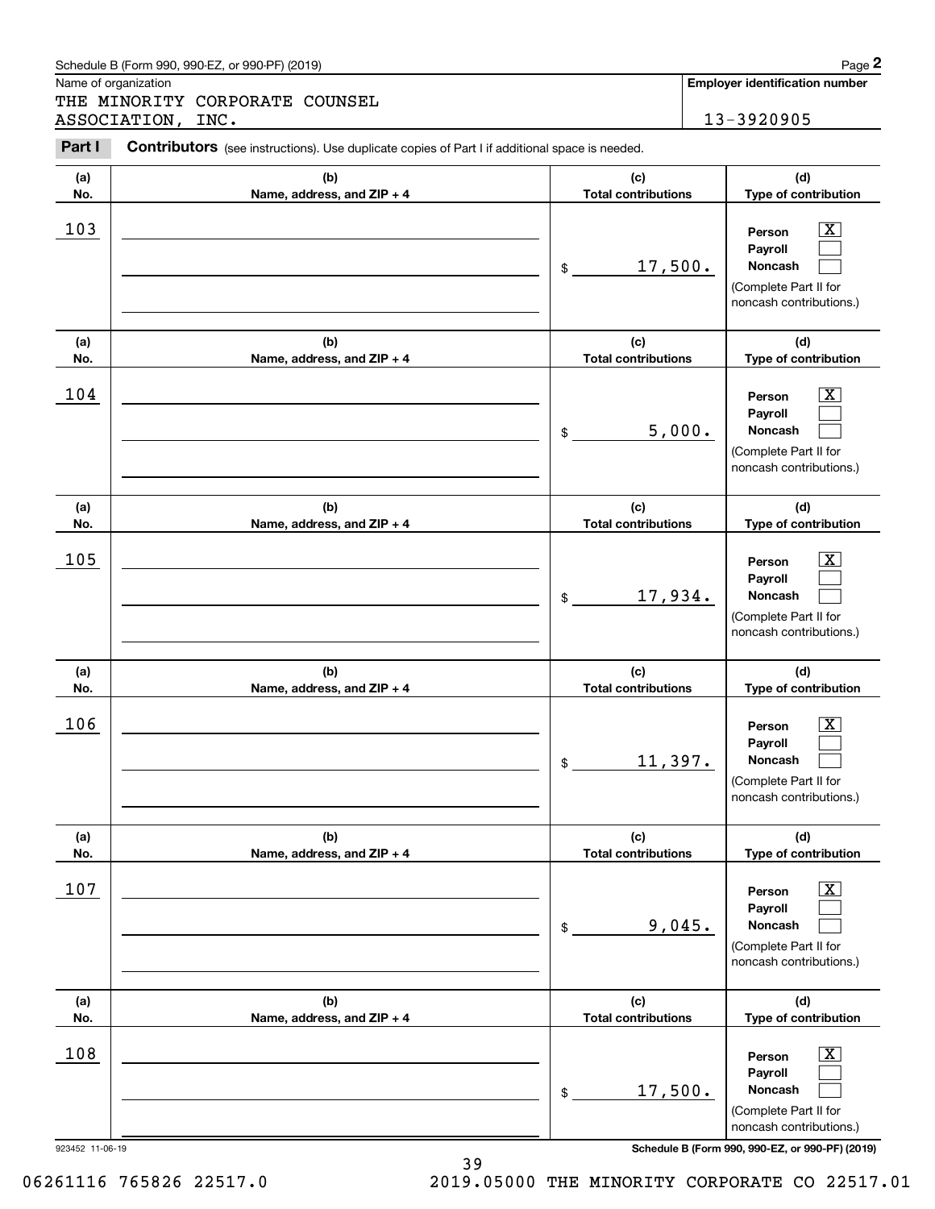Schedule B (Form 990, 990-EZ, or 990-PF) (2019) Page **2**

Name of organization

THE MINORITY CORPORATE COUNSEL ASSOCIATION, INC.

**Employer identification number**

13-3920905

**Part I** **Contributors** (see instructions). Use duplicate copies of Part I if additional space is needed.

| (a) No. | (b) Name, address, and ZIP + 4 | (c) Total contributions | (d) Type of contribution |
|---|---|---|---|
| 103 | | $ 17,500. | Person [X] Payroll [ ] Noncash [ ] (Complete Part II for noncash contributions.) |
| 104 | | $ 5,000. | Person [X] Payroll [ ] Noncash [ ] (Complete Part II for noncash contributions.) |
| 105 | | $ 17,934. | Person [X] Payroll [ ] Noncash [ ] (Complete Part II for noncash contributions.) |
| 106 | | $ 11,397. | Person [X] Payroll [ ] Noncash [ ] (Complete Part II for noncash contributions.) |
| 107 | | $ 9,045. | Person [X] Payroll [ ] Noncash [ ] (Complete Part II for noncash contributions.) |
| 108 | | $ 17,500. | Person [X] Payroll [ ] Noncash [ ] (Complete Part II for noncash contributions.) |

923452 11-06-19 **Schedule B (Form 990, 990-EZ, or 990-PF) (2019)**

06261116 765826 22517.0 2019.05000 THE MINORITY CORPORATE CO 22517.01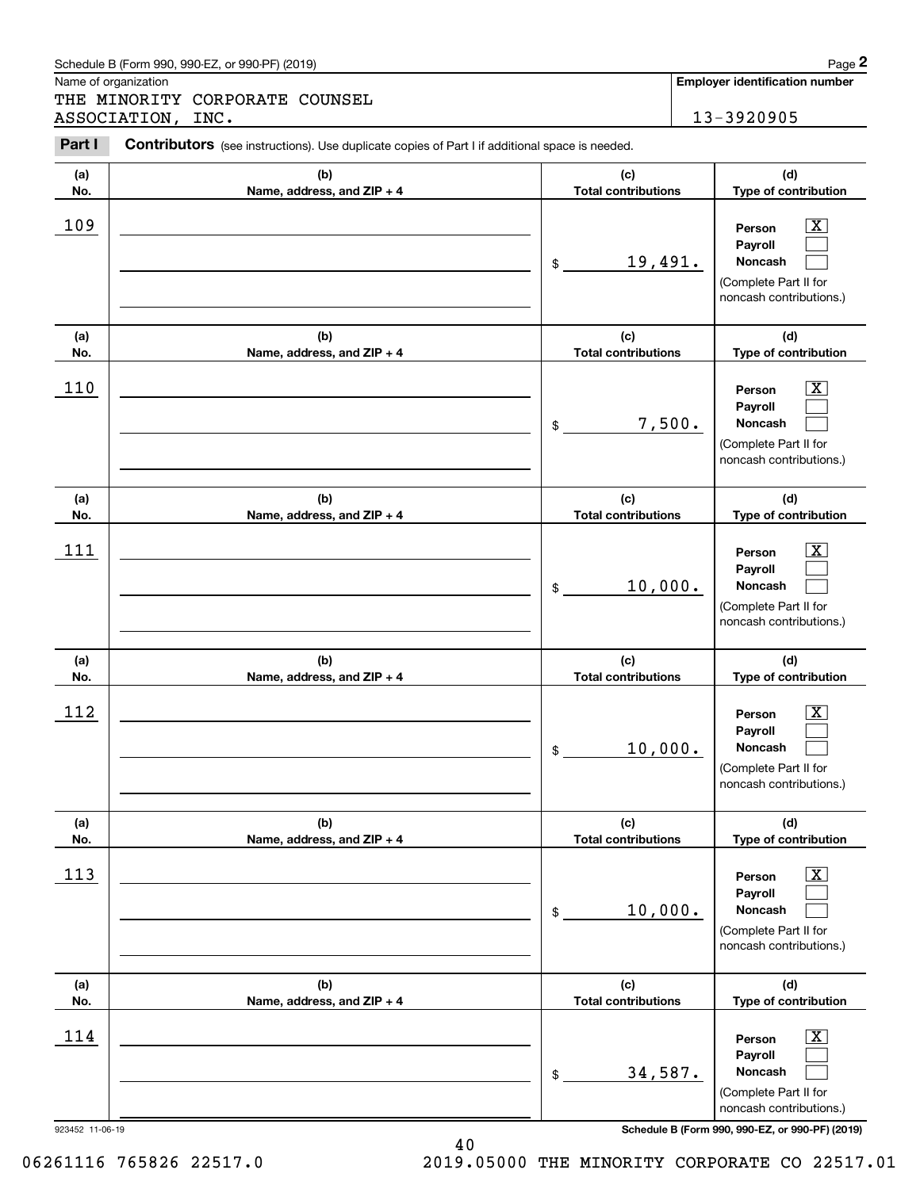Schedule B (Form 990, 990-EZ, or 990-PF) (2019)

Name of organization

THE MINORITY CORPORATE COUNSEL ASSOCIATION, INC.

**Employer identification number**

13-3920905

**Part I** **Contributors** (see instructions). Use duplicate copies of Part I if additional space is needed.

| (a) No. | (b) Name, address, and ZIP + 4 | (c) Total contributions | (d) Type of contribution |
|---|---|---|---|
| 109 | | $ 19,491. | Person [X] Payroll [ ] Noncash [ ] (Complete Part II for noncash contributions.) |
| 110 | | $ 7,500. | Person [X] Payroll [ ] Noncash [ ] (Complete Part II for noncash contributions.) |
| 111 | | $ 10,000. | Person [X] Payroll [ ] Noncash [ ] (Complete Part II for noncash contributions.) |
| 112 | | $ 10,000. | Person [X] Payroll [ ] Noncash [ ] (Complete Part II for noncash contributions.) |
| 113 | | $ 10,000. | Person [X] Payroll [ ] Noncash [ ] (Complete Part II for noncash contributions.) |
| 114 | | $ 34,587. | Person [X] Payroll [ ] Noncash [ ] (Complete Part II for noncash contributions.) |

923452 11-06-19 **Schedule B (Form 990, 990-EZ, or 990-PF) (2019)**

06261116 765826 22517.0 2019.05000 THE MINORITY CORPORATE CO 22517.01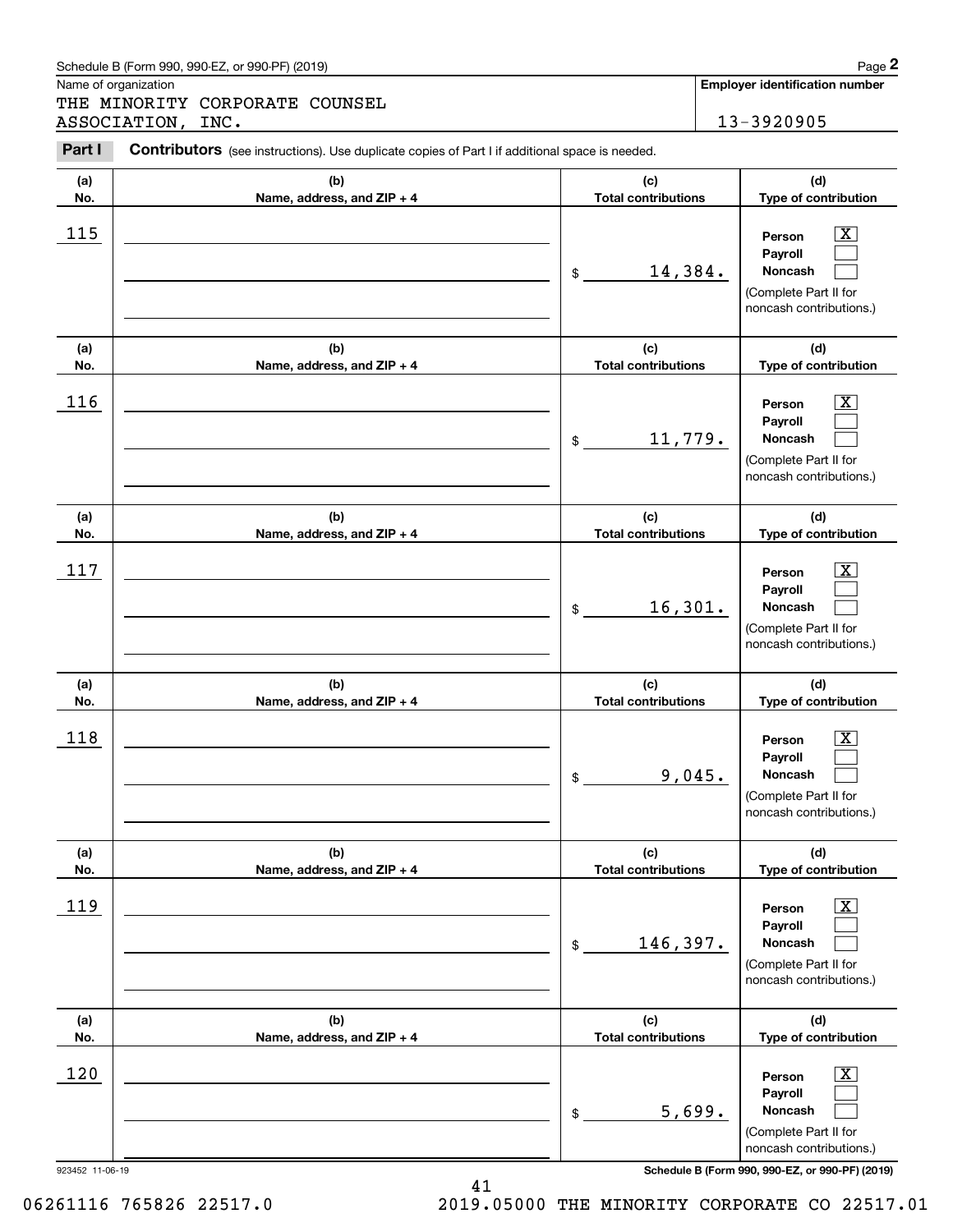Schedule B (Form 990, 990-EZ, or 990-PF) (2019)

Name of organization: THE MINORITY CORPORATE COUNSEL ASSOCIATION, INC.

**Employer identification number:** 13-3920905

**Part I** **Contributors** (see instructions). Use duplicate copies of Part I if additional space is needed.

| (a) No. | (b) Name, address, and ZIP + 4 | (c) Total contributions | (d) Type of contribution |
|---|---|---|---|
| 115 | | $ 14,384. | Person [X] Payroll [ ] Noncash [ ] (Complete Part II for noncash contributions.) |
| 116 | | $ 11,779. | Person [X] Payroll [ ] Noncash [ ] (Complete Part II for noncash contributions.) |
| 117 | | $ 16,301. | Person [X] Payroll [ ] Noncash [ ] (Complete Part II for noncash contributions.) |
| 118 | | $ 9,045. | Person [X] Payroll [ ] Noncash [ ] (Complete Part II for noncash contributions.) |
| 119 | | $ 146,397. | Person [X] Payroll [ ] Noncash [ ] (Complete Part II for noncash contributions.) |
| 120 | | $ 5,699. | Person [X] Payroll [ ] Noncash [ ] (Complete Part II for noncash contributions.) |

923452 11-06-19 **Schedule B (Form 990, 990-EZ, or 990-PF) (2019)**

06261116 765826 22517.0 2019.05000 THE MINORITY CORPORATE CO 22517.01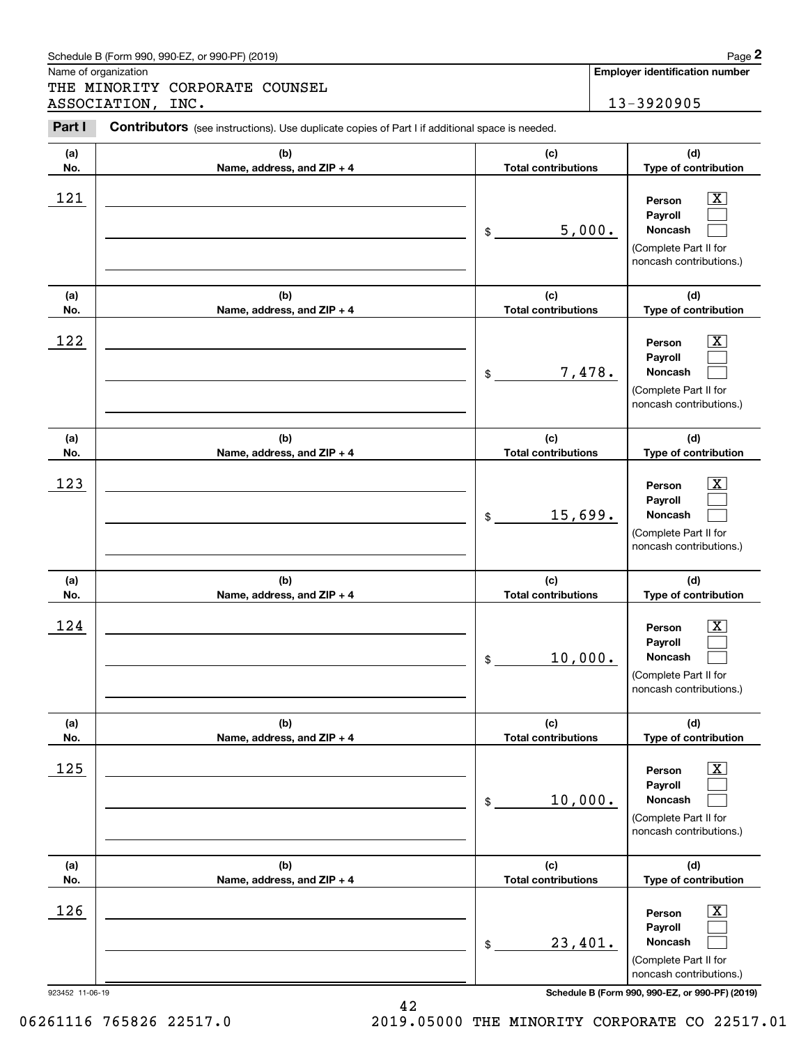Schedule B (Form 990, 990-EZ, or 990-PF) (2019)

Name of organization: THE MINORITY CORPORATE COUNSEL ASSOCIATION, INC.

**Employer identification number:** 13-3920905

**Part I** **Contributors** (see instructions). Use duplicate copies of Part I if additional space is needed.

| (a) No. | (b) Name, address, and ZIP + 4 | (c) Total contributions | (d) Type of contribution |
|---|---|---|---|
| 121 | | $ 5,000. | Person [X] Payroll [ ] Noncash [ ] (Complete Part II for noncash contributions.) |
| 122 | | $ 7,478. | Person [X] Payroll [ ] Noncash [ ] (Complete Part II for noncash contributions.) |
| 123 | | $ 15,699. | Person [X] Payroll [ ] Noncash [ ] (Complete Part II for noncash contributions.) |
| 124 | | $ 10,000. | Person [X] Payroll [ ] Noncash [ ] (Complete Part II for noncash contributions.) |
| 125 | | $ 10,000. | Person [X] Payroll [ ] Noncash [ ] (Complete Part II for noncash contributions.) |
| 126 | | $ 23,401. | Person [X] Payroll [ ] Noncash [ ] (Complete Part II for noncash contributions.) |

923452 11-06-19

**Schedule B (Form 990, 990-EZ, or 990-PF) (2019)**

06261116 765826 22517.0 2019.05000 THE MINORITY CORPORATE CO 22517.01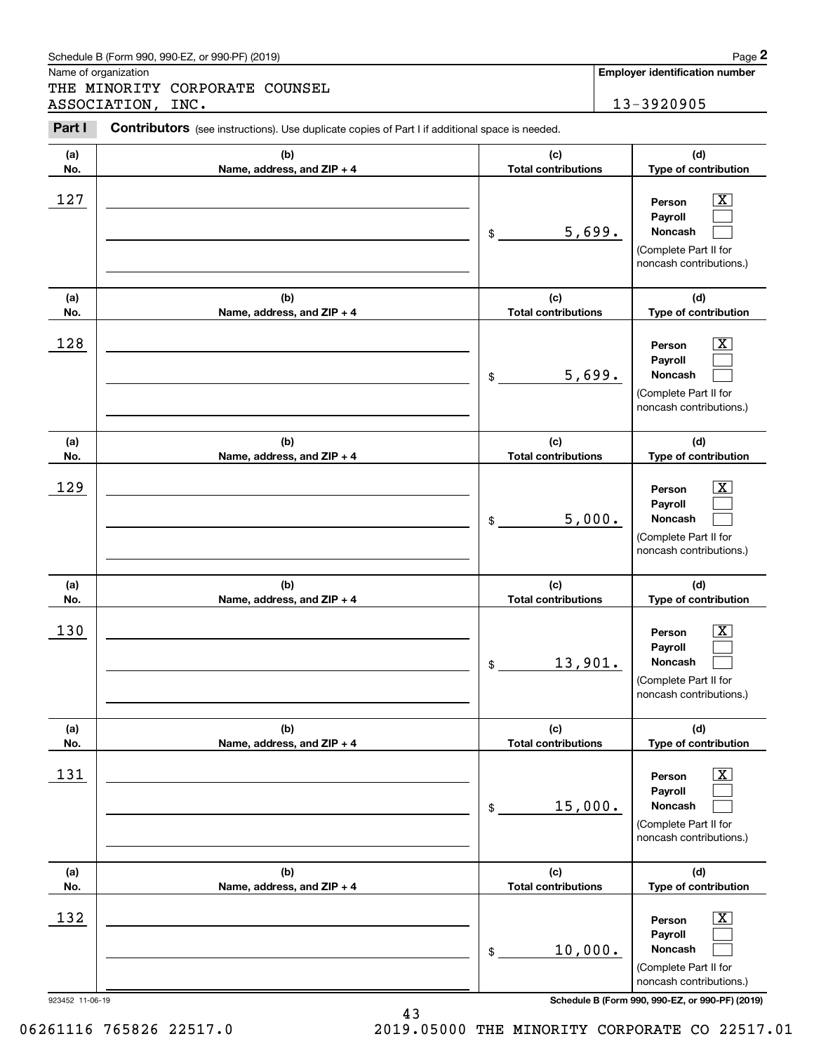Schedule B (Form 990, 990-EZ, or 990-PF) (2019)

Name of organization

THE MINORITY CORPORATE COUNSEL ASSOCIATION, INC.

**Employer identification number**

13-3920905

**Part I** **Contributors** (see instructions). Use duplicate copies of Part I if additional space is needed.

| (a) No. | (b) Name, address, and ZIP + 4 | (c) Total contributions | (d) Type of contribution |
|---|---|---|---|
| 127 | | $ 5,699. | Person [X] Payroll [ ] Noncash [ ] (Complete Part II for noncash contributions.) |
| 128 | | $ 5,699. | Person [X] Payroll [ ] Noncash [ ] (Complete Part II for noncash contributions.) |
| 129 | | $ 5,000. | Person [X] Payroll [ ] Noncash [ ] (Complete Part II for noncash contributions.) |
| 130 | | $ 13,901. | Person [X] Payroll [ ] Noncash [ ] (Complete Part II for noncash contributions.) |
| 131 | | $ 15,000. | Person [X] Payroll [ ] Noncash [ ] (Complete Part II for noncash contributions.) |
| 132 | | $ 10,000. | Person [X] Payroll [ ] Noncash [ ] (Complete Part II for noncash contributions.) |

923452 11-06-19

**Schedule B (Form 990, 990-EZ, or 990-PF) (2019)**

06261116 765826 22517.0 2019.05000 THE MINORITY CORPORATE CO 22517.01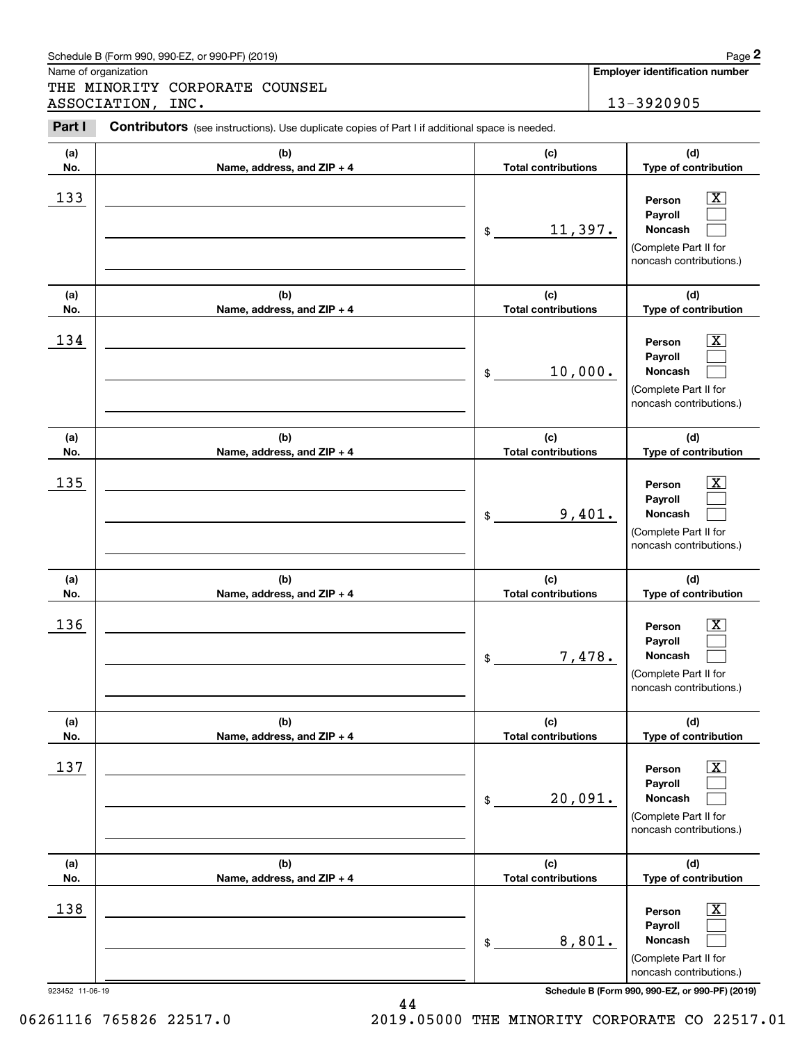Schedule B (Form 990, 990-EZ, or 990-PF) (2019)

Name of organization

THE MINORITY CORPORATE COUNSEL ASSOCIATION, INC.

**Employer identification number**

13-3920905

**Part I** **Contributors** (see instructions). Use duplicate copies of Part I if additional space is needed.

| (a) No. | (b) Name, address, and ZIP + 4 | (c) Total contributions | (d) Type of contribution |
|---|---|---|---|
| 133 | | $ 11,397. | Person [X] Payroll [ ] Noncash [ ] (Complete Part II for noncash contributions.) |
| 134 | | $ 10,000. | Person [X] Payroll [ ] Noncash [ ] (Complete Part II for noncash contributions.) |
| 135 | | $ 9,401. | Person [X] Payroll [ ] Noncash [ ] (Complete Part II for noncash contributions.) |
| 136 | | $ 7,478. | Person [X] Payroll [ ] Noncash [ ] (Complete Part II for noncash contributions.) |
| 137 | | $ 20,091. | Person [X] Payroll [ ] Noncash [ ] (Complete Part II for noncash contributions.) |
| 138 | | $ 8,801. | Person [X] Payroll [ ] Noncash [ ] (Complete Part II for noncash contributions.) |

923452 11-06-19

**Schedule B (Form 990, 990-EZ, or 990-PF) (2019)**

06261116 765826 22517.0 2019.05000 THE MINORITY CORPORATE CO 22517.01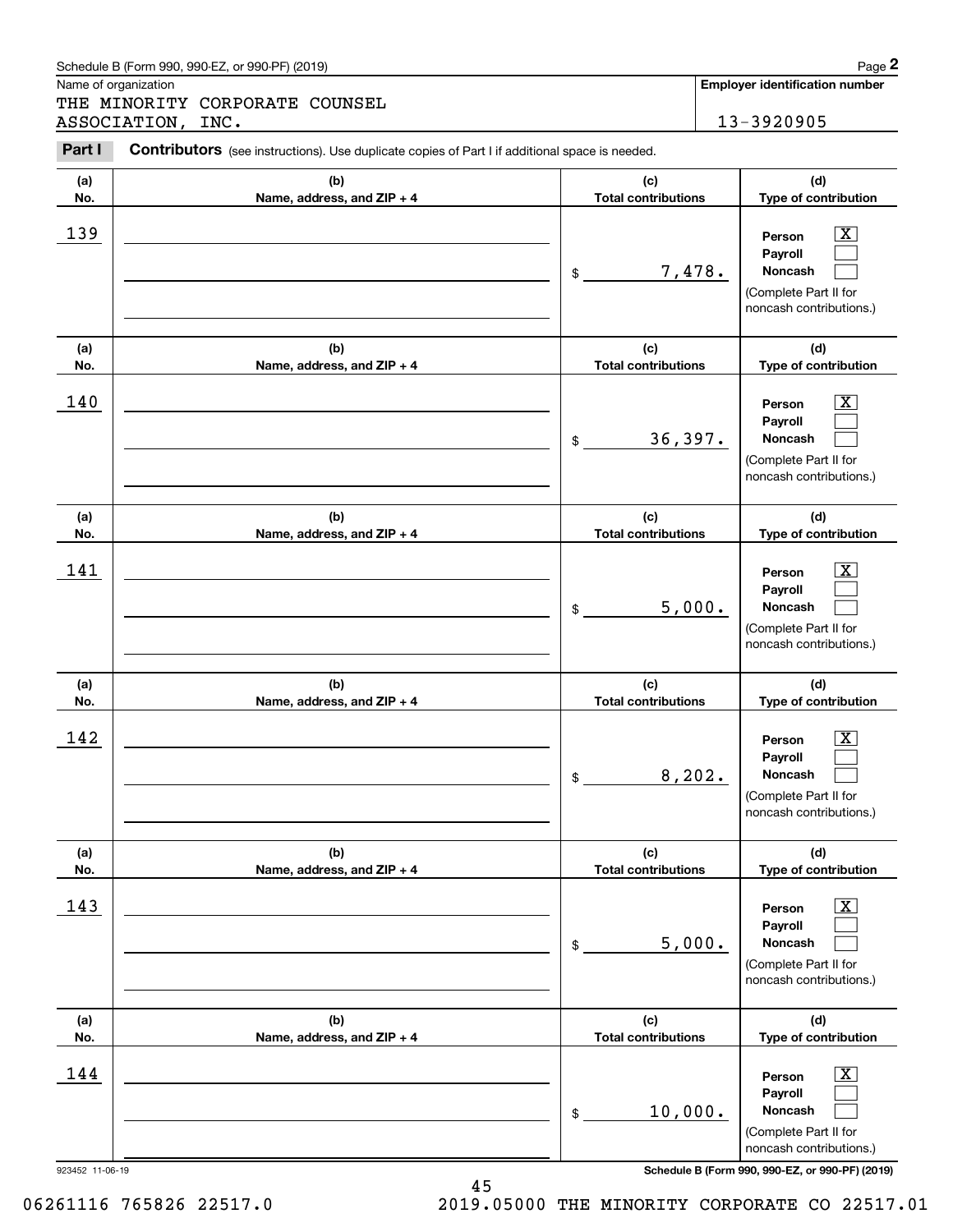Schedule B (Form 990, 990-EZ, or 990-PF) (2019)

Name of organization: THE MINORITY CORPORATE COUNSEL ASSOCIATION, INC.

**Employer identification number:** 13-3920905

**Part I** **Contributors** (see instructions). Use duplicate copies of Part I if additional space is needed.

| (a) No. | (b) Name, address, and ZIP + 4 | (c) Total contributions | (d) Type of contribution |
|---|---|---|---|
| 139 | | $ 7,478. | Person [X] Payroll [ ] Noncash [ ] (Complete Part II for noncash contributions.) |
| 140 | | $ 36,397. | Person [X] Payroll [ ] Noncash [ ] (Complete Part II for noncash contributions.) |
| 141 | | $ 5,000. | Person [X] Payroll [ ] Noncash [ ] (Complete Part II for noncash contributions.) |
| 142 | | $ 8,202. | Person [X] Payroll [ ] Noncash [ ] (Complete Part II for noncash contributions.) |
| 143 | | $ 5,000. | Person [X] Payroll [ ] Noncash [ ] (Complete Part II for noncash contributions.) |
| 144 | | $ 10,000. | Person [X] Payroll [ ] Noncash [ ] (Complete Part II for noncash contributions.) |

923452 11-06-19

**Schedule B (Form 990, 990-EZ, or 990-PF) (2019)**

06261116 765826 22517.0 2019.05000 THE MINORITY CORPORATE CO 22517.01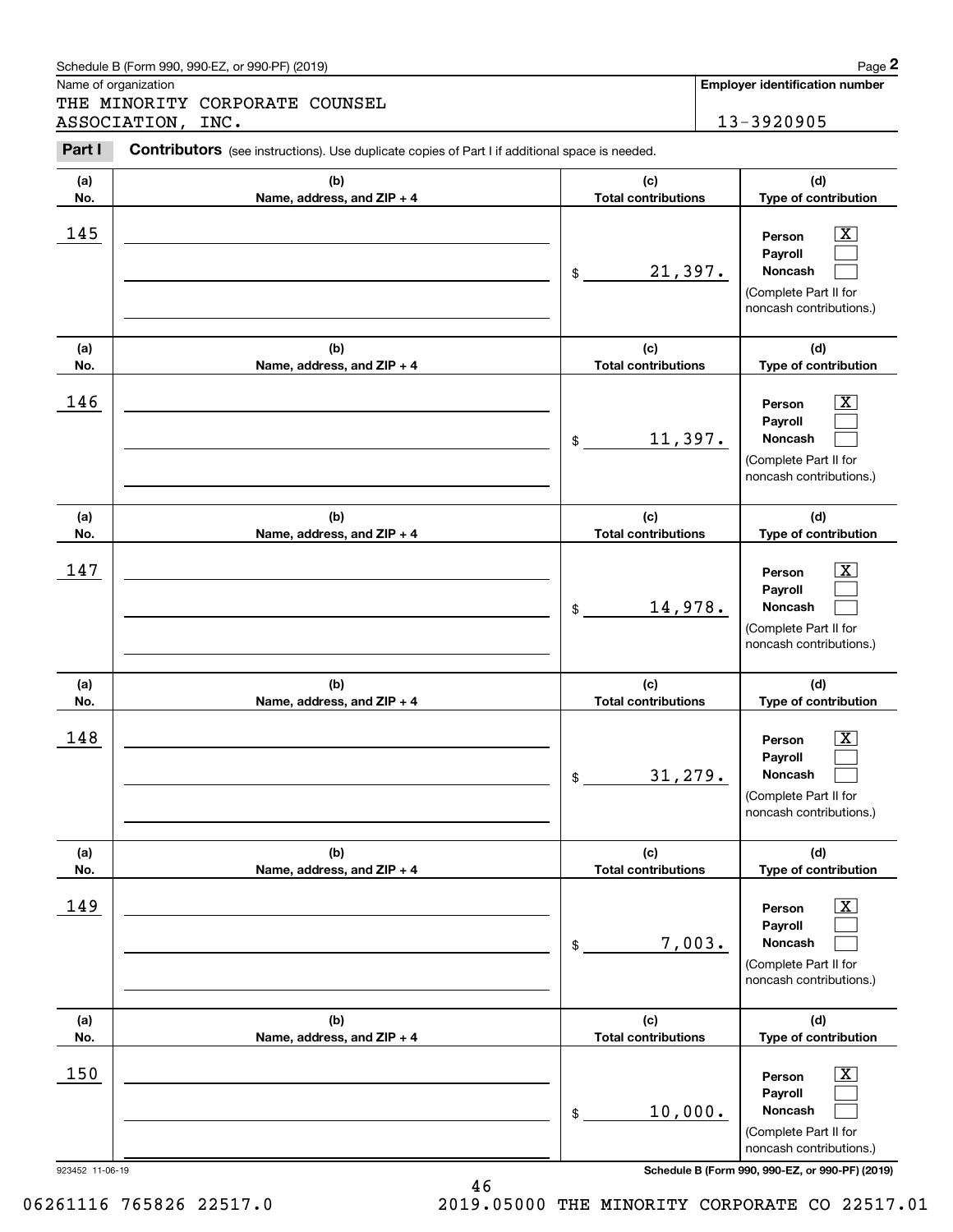Schedule B (Form 990, 990-EZ, or 990-PF) (2019)

Name of organization: THE MINORITY CORPORATE COUNSEL ASSOCIATION, INC.

**Employer identification number:** 13-3920905

**Part I** **Contributors** (see instructions). Use duplicate copies of Part I if additional space is needed.

| (a) No. | (b) Name, address, and ZIP + 4 | (c) Total contributions | (d) Type of contribution |
|---|---|---|---|
| 145 | | $ 21,397. | Person [X] Payroll [ ] Noncash [ ] (Complete Part II for noncash contributions.) |
| 146 | | $ 11,397. | Person [X] Payroll [ ] Noncash [ ] (Complete Part II for noncash contributions.) |
| 147 | | $ 14,978. | Person [X] Payroll [ ] Noncash [ ] (Complete Part II for noncash contributions.) |
| 148 | | $ 31,279. | Person [X] Payroll [ ] Noncash [ ] (Complete Part II for noncash contributions.) |
| 149 | | $ 7,003. | Person [X] Payroll [ ] Noncash [ ] (Complete Part II for noncash contributions.) |
| 150 | | $ 10,000. | Person [X] Payroll [ ] Noncash [ ] (Complete Part II for noncash contributions.) |

923452 11-06-19

Schedule B (Form 990, 990-EZ, or 990-PF) (2019)

06261116 765826 22517.0 2019.05000 THE MINORITY CORPORATE CO 22517.01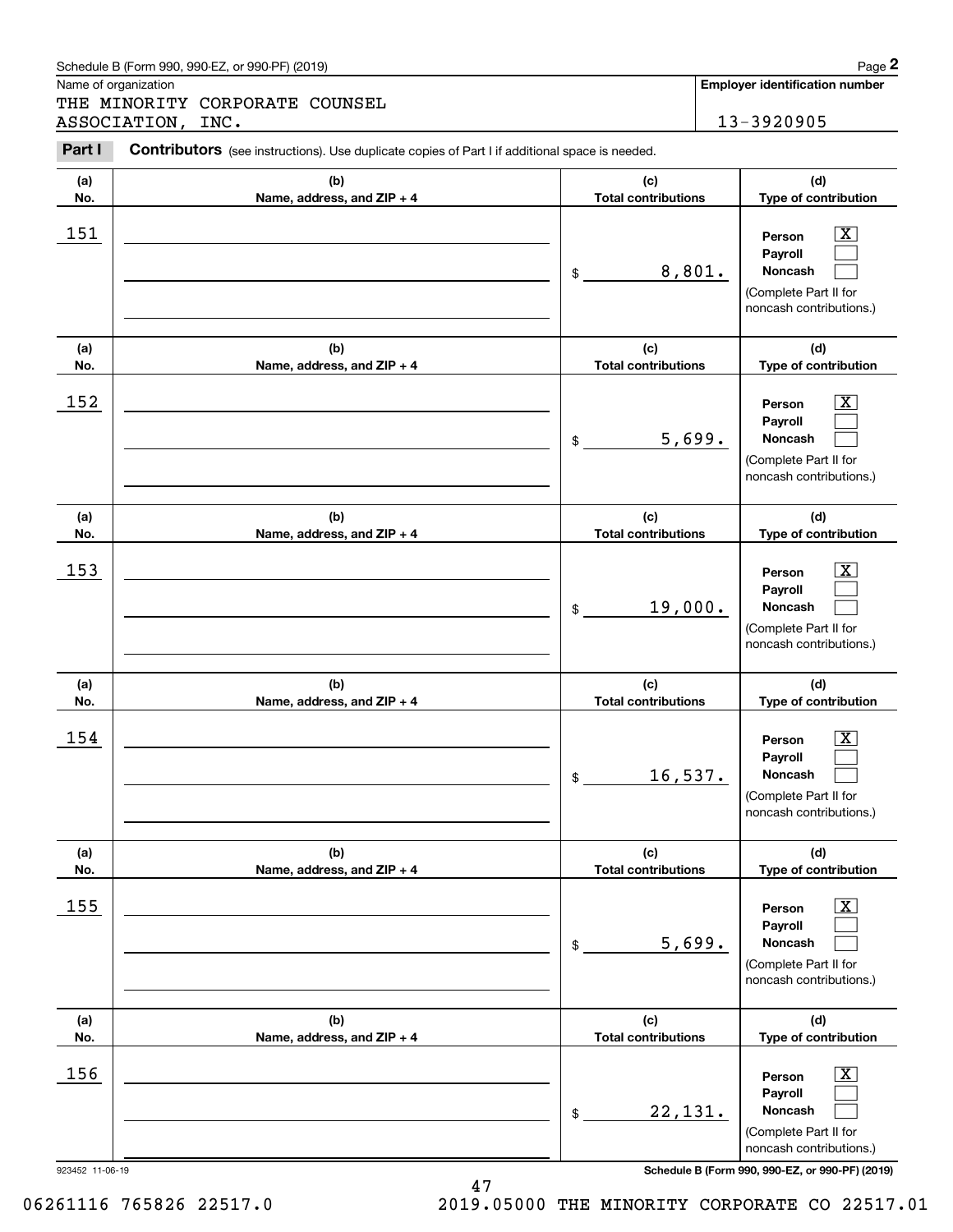Schedule B (Form 990, 990-EZ, or 990-PF) (2019)

Name of organization

THE MINORITY CORPORATE COUNSEL ASSOCIATION, INC.

**Employer identification number**

13-3920905

**Part I** **Contributors** (see instructions). Use duplicate copies of Part I if additional space is needed.

| (a) No. | (b) Name, address, and ZIP + 4 | (c) Total contributions | (d) Type of contribution |
|---|---|---|---|
| 151 | | $ 8,801. | Person [X] Payroll [ ] Noncash [ ] (Complete Part II for noncash contributions.) |
| 152 | | $ 5,699. | Person [X] Payroll [ ] Noncash [ ] (Complete Part II for noncash contributions.) |
| 153 | | $ 19,000. | Person [X] Payroll [ ] Noncash [ ] (Complete Part II for noncash contributions.) |
| 154 | | $ 16,537. | Person [X] Payroll [ ] Noncash [ ] (Complete Part II for noncash contributions.) |
| 155 | | $ 5,699. | Person [X] Payroll [ ] Noncash [ ] (Complete Part II for noncash contributions.) |
| 156 | | $ 22,131. | Person [X] Payroll [ ] Noncash [ ] (Complete Part II for noncash contributions.) |

923452 11-06-19

**Schedule B (Form 990, 990-EZ, or 990-PF) (2019)**

06261116 765826 22517.0 2019.05000 THE MINORITY CORPORATE CO 22517.01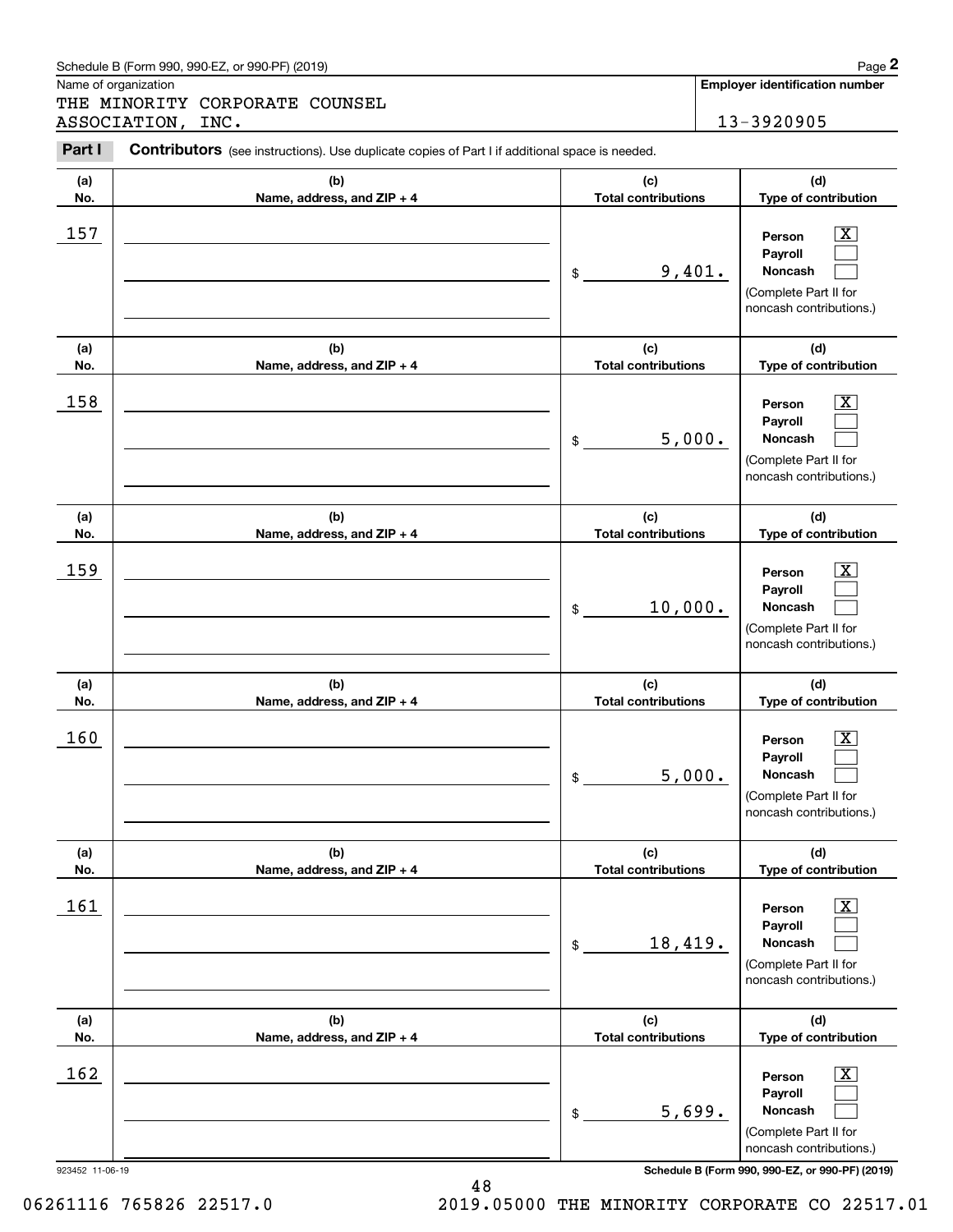Schedule B (Form 990, 990-EZ, or 990-PF) (2019)

Name of organization

THE MINORITY CORPORATE COUNSEL ASSOCIATION, INC.

**Employer identification number**

13-3920905

**Part I** **Contributors** (see instructions). Use duplicate copies of Part I if additional space is needed.

| (a) No. | (b) Name, address, and ZIP + 4 | (c) Total contributions | (d) Type of contribution |
|---|---|---|---|
| 157 | | $ 9,401. | Person [X] Payroll [ ] Noncash [ ] (Complete Part II for noncash contributions.) |
| 158 | | $ 5,000. | Person [X] Payroll [ ] Noncash [ ] (Complete Part II for noncash contributions.) |
| 159 | | $ 10,000. | Person [X] Payroll [ ] Noncash [ ] (Complete Part II for noncash contributions.) |
| 160 | | $ 5,000. | Person [X] Payroll [ ] Noncash [ ] (Complete Part II for noncash contributions.) |
| 161 | | $ 18,419. | Person [X] Payroll [ ] Noncash [ ] (Complete Part II for noncash contributions.) |
| 162 | | $ 5,699. | Person [X] Payroll [ ] Noncash [ ] (Complete Part II for noncash contributions.) |

923452 11-06-19

**Schedule B (Form 990, 990-EZ, or 990-PF) (2019)**

06261116 765826 22517.0 2019.05000 THE MINORITY CORPORATE CO 22517.01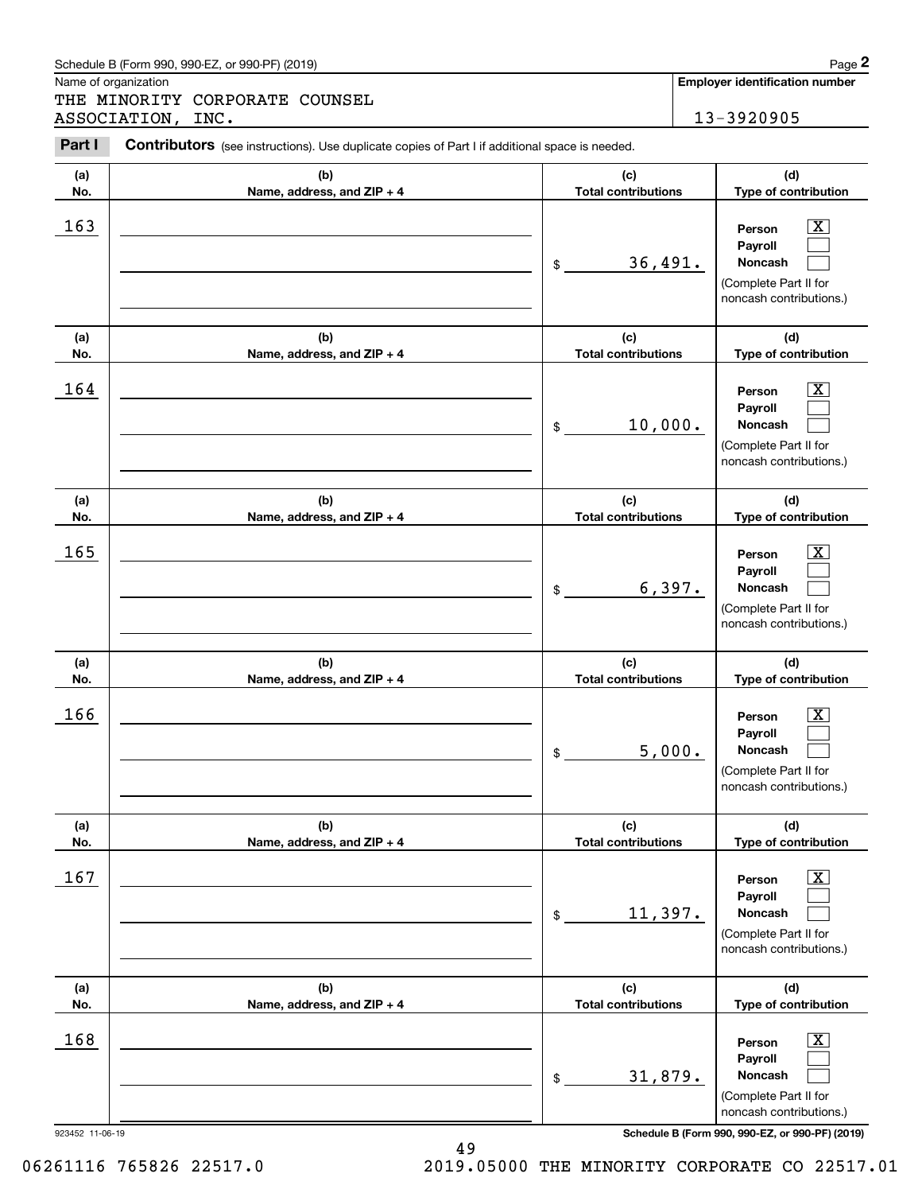Schedule B (Form 990, 990-EZ, or 990-PF) (2019)

**Name of organization**

THE MINORITY CORPORATE COUNSEL ASSOCIATION, INC.

**Employer identification number**

13-3920905

**Part I** **Contributors** (see instructions). Use duplicate copies of Part I if additional space is needed.

| (a) No. | (b) Name, address, and ZIP + 4 | (c) Total contributions | (d) Type of contribution |
|---|---|---|---|
| 163 | | $ 36,491. | Person [X] Payroll [ ] Noncash [ ] (Complete Part II for noncash contributions.) |
| 164 | | $ 10,000. | Person [X] Payroll [ ] Noncash [ ] (Complete Part II for noncash contributions.) |
| 165 | | $ 6,397. | Person [X] Payroll [ ] Noncash [ ] (Complete Part II for noncash contributions.) |
| 166 | | $ 5,000. | Person [X] Payroll [ ] Noncash [ ] (Complete Part II for noncash contributions.) |
| 167 | | $ 11,397. | Person [X] Payroll [ ] Noncash [ ] (Complete Part II for noncash contributions.) |
| 168 | | $ 31,879. | Person [X] Payroll [ ] Noncash [ ] (Complete Part II for noncash contributions.) |

923452 11-06-19

Schedule B (Form 990, 990-EZ, or 990-PF) (2019)

06261116 765826 22517.0 2019.05000 THE MINORITY CORPORATE CO 22517.01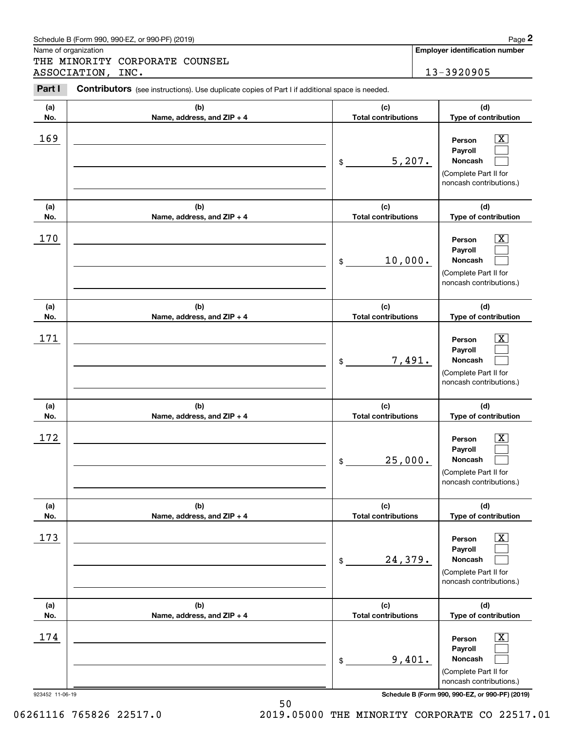Schedule B (Form 990, 990-EZ, or 990-PF) (2019)

Name of organization: THE MINORITY CORPORATE COUNSEL ASSOCIATION, INC.

**Employer identification number**: 13-3920905

**Part I** **Contributors** (see instructions). Use duplicate copies of Part I if additional space is needed.

| (a) No. | (b) Name, address, and ZIP + 4 | (c) Total contributions | (d) Type of contribution |
|---|---|---|---|
| 169 | | $ 5,207. | Person [X] Payroll [ ] Noncash [ ] (Complete Part II for noncash contributions.) |
| 170 | | $ 10,000. | Person [X] Payroll [ ] Noncash [ ] (Complete Part II for noncash contributions.) |
| 171 | | $ 7,491. | Person [X] Payroll [ ] Noncash [ ] (Complete Part II for noncash contributions.) |
| 172 | | $ 25,000. | Person [X] Payroll [ ] Noncash [ ] (Complete Part II for noncash contributions.) |
| 173 | | $ 24,379. | Person [X] Payroll [ ] Noncash [ ] (Complete Part II for noncash contributions.) |
| 174 | | $ 9,401. | Person [X] Payroll [ ] Noncash [ ] (Complete Part II for noncash contributions.) |

923452 11-06-19

**Schedule B (Form 990, 990-EZ, or 990-PF) (2019)**

06261116 765826 22517.0 2019.05000 THE MINORITY CORPORATE CO 22517.01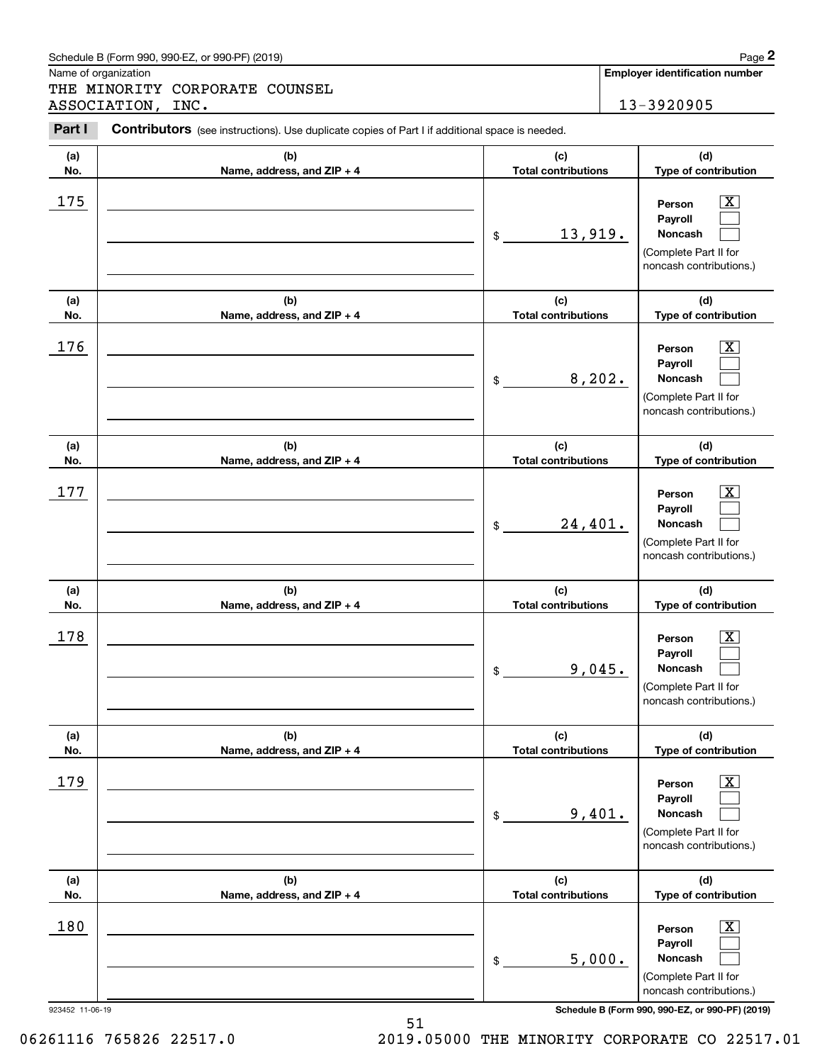Schedule B (Form 990, 990-EZ, or 990-PF) (2019)

Name of organization: THE MINORITY CORPORATE COUNSEL ASSOCIATION, INC.

Employer identification number: 13-3920905

**Part I** **Contributors** (see instructions). Use duplicate copies of Part I if additional space is needed.

| (a) No. | (b) Name, address, and ZIP + 4 | (c) Total contributions | (d) Type of contribution |
|---|---|---|---|
| 175 | | $ 13,919. | Person [X] Payroll [ ] Noncash [ ] (Complete Part II for noncash contributions.) |
| 176 | | $ 8,202. | Person [X] Payroll [ ] Noncash [ ] (Complete Part II for noncash contributions.) |
| 177 | | $ 24,401. | Person [X] Payroll [ ] Noncash [ ] (Complete Part II for noncash contributions.) |
| 178 | | $ 9,045. | Person [X] Payroll [ ] Noncash [ ] (Complete Part II for noncash contributions.) |
| 179 | | $ 9,401. | Person [X] Payroll [ ] Noncash [ ] (Complete Part II for noncash contributions.) |
| 180 | | $ 5,000. | Person [X] Payroll [ ] Noncash [ ] (Complete Part II for noncash contributions.) |

923452 11-06-19

Schedule B (Form 990, 990-EZ, or 990-PF) (2019)

06261116 765826 22517.0 2019.05000 THE MINORITY CORPORATE CO 22517.01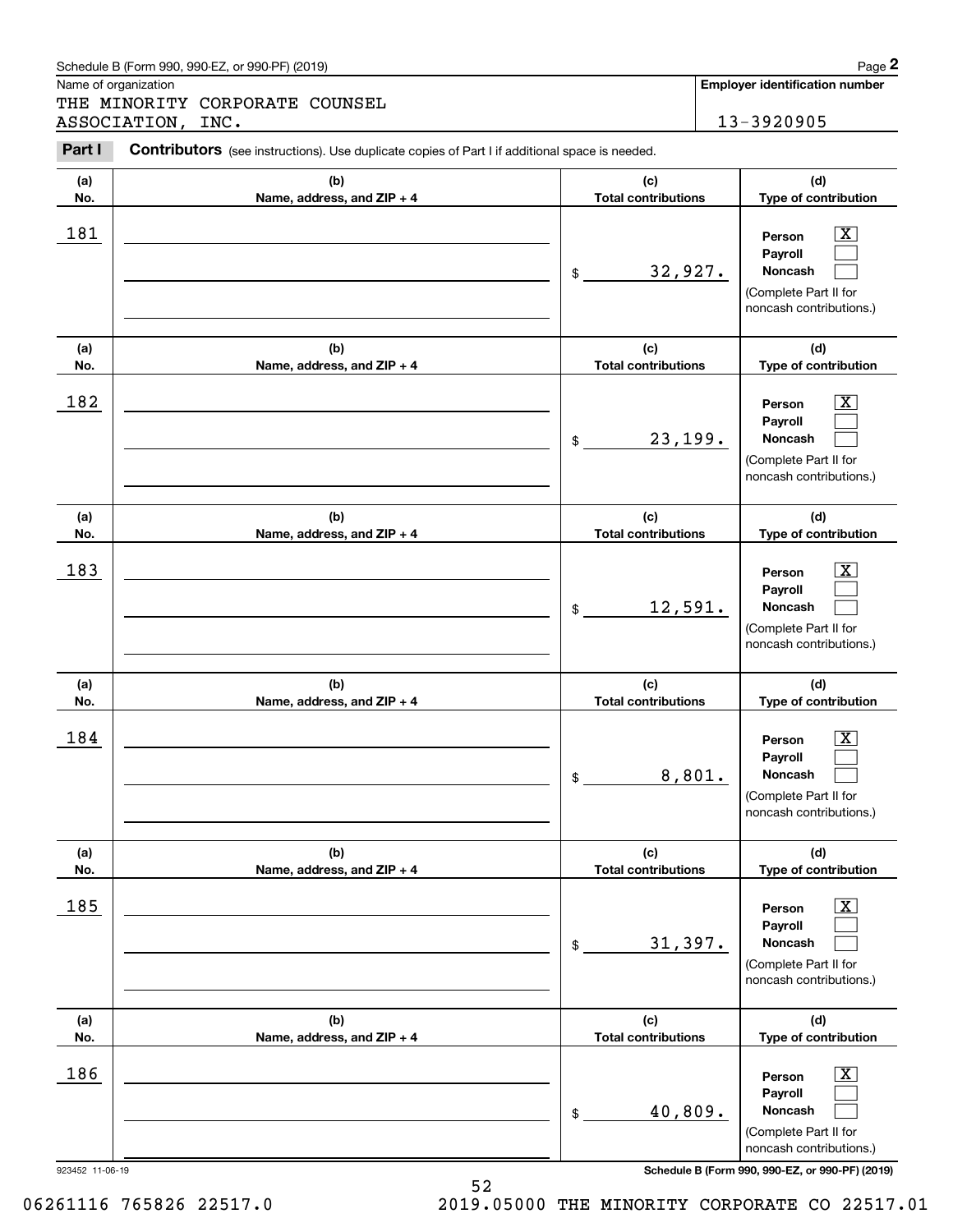Schedule B (Form 990, 990-EZ, or 990-PF) (2019)

Name of organization: THE MINORITY CORPORATE COUNSEL ASSOCIATION, INC.

**Employer identification number**: 13-3920905

**Part I** **Contributors** (see instructions). Use duplicate copies of Part I if additional space is needed.

| (a) No. | (b) Name, address, and ZIP + 4 | (c) Total contributions | (d) Type of contribution |
|---|---|---|---|
| 181 | | $ 32,927. | Person [X] Payroll [ ] Noncash [ ] (Complete Part II for noncash contributions.) |
| 182 | | $ 23,199. | Person [X] Payroll [ ] Noncash [ ] (Complete Part II for noncash contributions.) |
| 183 | | $ 12,591. | Person [X] Payroll [ ] Noncash [ ] (Complete Part II for noncash contributions.) |
| 184 | | $ 8,801. | Person [X] Payroll [ ] Noncash [ ] (Complete Part II for noncash contributions.) |
| 185 | | $ 31,397. | Person [X] Payroll [ ] Noncash [ ] (Complete Part II for noncash contributions.) |
| 186 | | $ 40,809. | Person [X] Payroll [ ] Noncash [ ] (Complete Part II for noncash contributions.) |

923452 11-06-19

**Schedule B (Form 990, 990-EZ, or 990-PF) (2019)**

06261116 765826 22517.0    2019.05000 THE MINORITY CORPORATE CO 22517.01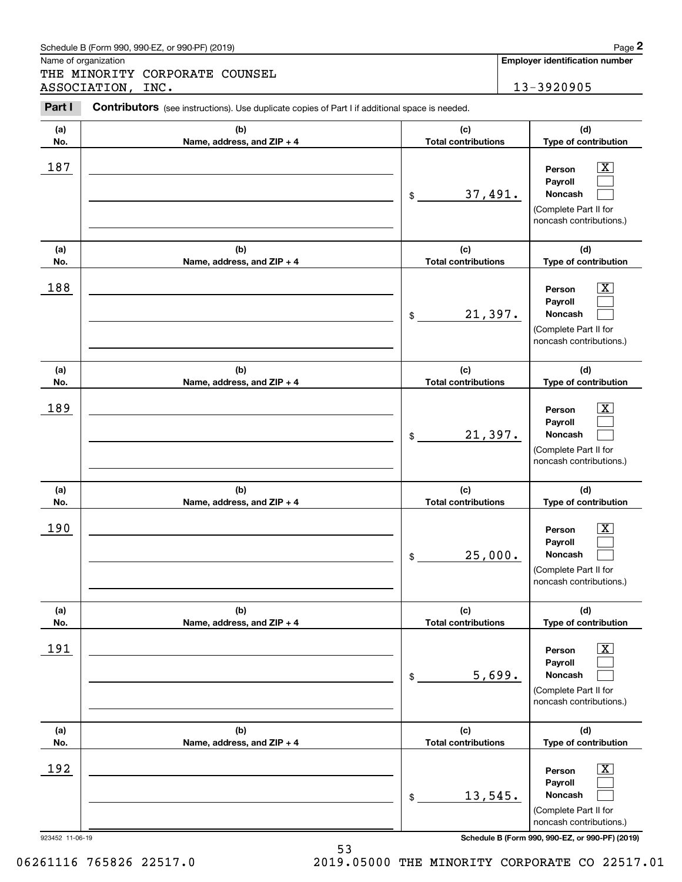Schedule B (Form 990, 990-EZ, or 990-PF) (2019)

Name of organization: THE MINORITY CORPORATE COUNSEL ASSOCIATION, INC.

**Employer identification number:** 13-3920905

**Part I** **Contributors** (see instructions). Use duplicate copies of Part I if additional space is needed.

| (a) No. | (b) Name, address, and ZIP + 4 | (c) Total contributions | (d) Type of contribution |
|---|---|---|---|
| 187 | | $ 37,491. | Person [X] Payroll [ ] Noncash [ ] (Complete Part II for noncash contributions.) |
| 188 | | $ 21,397. | Person [X] Payroll [ ] Noncash [ ] (Complete Part II for noncash contributions.) |
| 189 | | $ 21,397. | Person [X] Payroll [ ] Noncash [ ] (Complete Part II for noncash contributions.) |
| 190 | | $ 25,000. | Person [X] Payroll [ ] Noncash [ ] (Complete Part II for noncash contributions.) |
| 191 | | $ 5,699. | Person [X] Payroll [ ] Noncash [ ] (Complete Part II for noncash contributions.) |
| 192 | | $ 13,545. | Person [X] Payroll [ ] Noncash [ ] (Complete Part II for noncash contributions.) |

923452 11-06-19 **Schedule B (Form 990, 990-EZ, or 990-PF) (2019)**

06261116 765826 22517.0 2019.05000 THE MINORITY CORPORATE CO 22517.01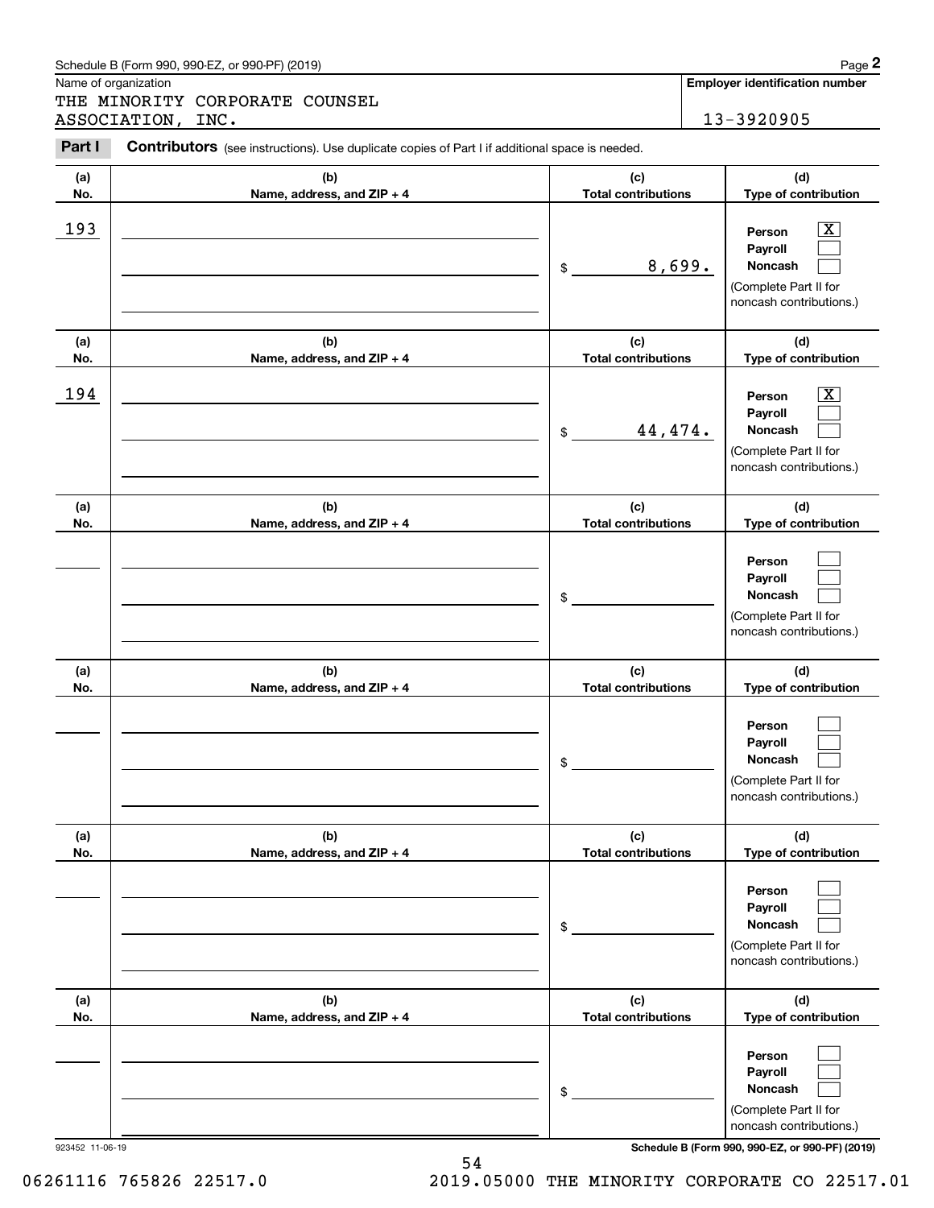Schedule B (Form 990, 990-EZ, or 990-PF) (2019)

Name of organization: THE MINORITY CORPORATE COUNSEL ASSOCIATION, INC.

Employer identification number: 13-3920905

**Part I** **Contributors** (see instructions). Use duplicate copies of Part I if additional space is needed.

| (a) No. | (b) Name, address, and ZIP + 4 | (c) Total contributions | (d) Type of contribution |
|---|---|---|---|
| 193 | | $ 8,699. | Person [X] Payroll [ ] Noncash [ ] (Complete Part II for noncash contributions.) |
| 194 | | $ 44,474. | Person [X] Payroll [ ] Noncash [ ] (Complete Part II for noncash contributions.) |
| | | $ | Person [ ] Payroll [ ] Noncash [ ] (Complete Part II for noncash contributions.) |
| | | $ | Person [ ] Payroll [ ] Noncash [ ] (Complete Part II for noncash contributions.) |
| | | $ | Person [ ] Payroll [ ] Noncash [ ] (Complete Part II for noncash contributions.) |
| | | $ | Person [ ] Payroll [ ] Noncash [ ] (Complete Part II for noncash contributions.) |

923452 11-06-19

Schedule B (Form 990, 990-EZ, or 990-PF) (2019)

06261116 765826 22517.0 2019.05000 THE MINORITY CORPORATE CO 22517.01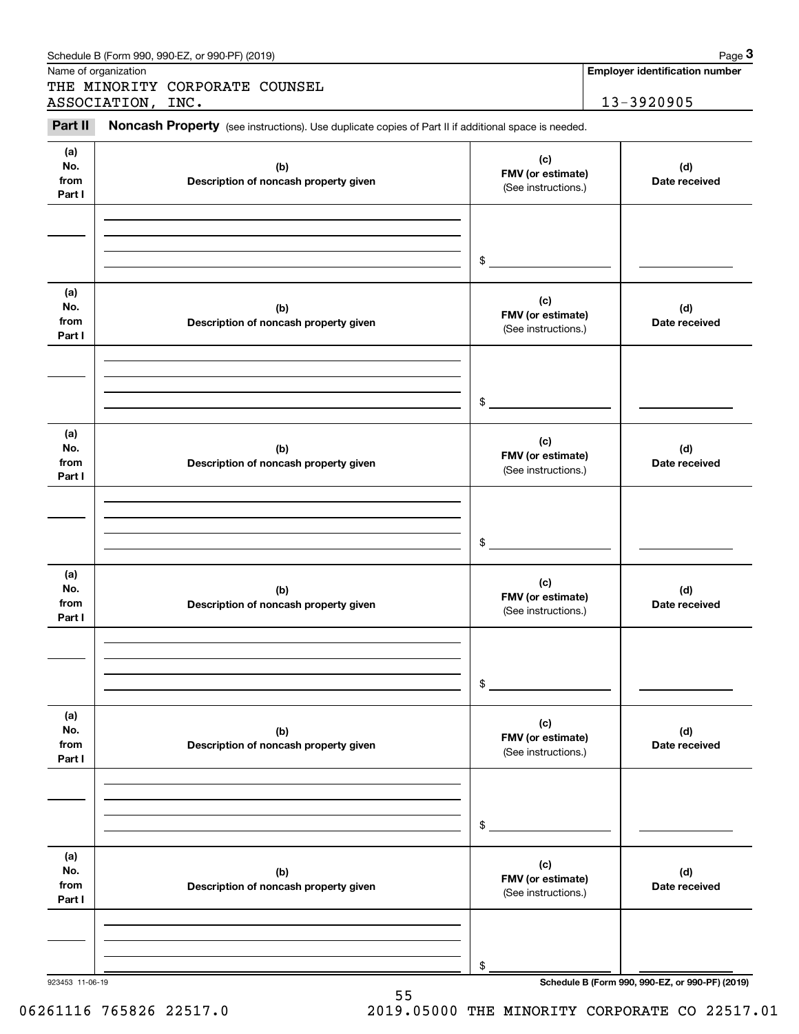Schedule B (Form 990, 990-EZ, or 990-PF) (2019) Page **3**

Name of organization

THE MINORITY CORPORATE COUNSEL ASSOCIATION, INC.

**Employer identification number**

13-3920905

**Part II** **Noncash Property** (see instructions). Use duplicate copies of Part II if additional space is needed.

| (a) No. from Part I | (b) Description of noncash property given | (c) FMV (or estimate) (See instructions.) | (d) Date received |
|---|---|---|---|
| | | $ | |

| (a) No. from Part I | (b) Description of noncash property given | (c) FMV (or estimate) (See instructions.) | (d) Date received |
|---|---|---|---|
| | | $ | |

| (a) No. from Part I | (b) Description of noncash property given | (c) FMV (or estimate) (See instructions.) | (d) Date received |
|---|---|---|---|
| | | $ | |

| (a) No. from Part I | (b) Description of noncash property given | (c) FMV (or estimate) (See instructions.) | (d) Date received |
|---|---|---|---|
| | | $ | |

| (a) No. from Part I | (b) Description of noncash property given | (c) FMV (or estimate) (See instructions.) | (d) Date received |
|---|---|---|---|
| | | $ | |

| (a) No. from Part I | (b) Description of noncash property given | (c) FMV (or estimate) (See instructions.) | (d) Date received |
|---|---|---|---|
| | | $ | |

923453 11-06-19 **Schedule B (Form 990, 990-EZ, or 990-PF) (2019)**

06261116 765826 22517.0 2019.05000 THE MINORITY CORPORATE CO 22517.01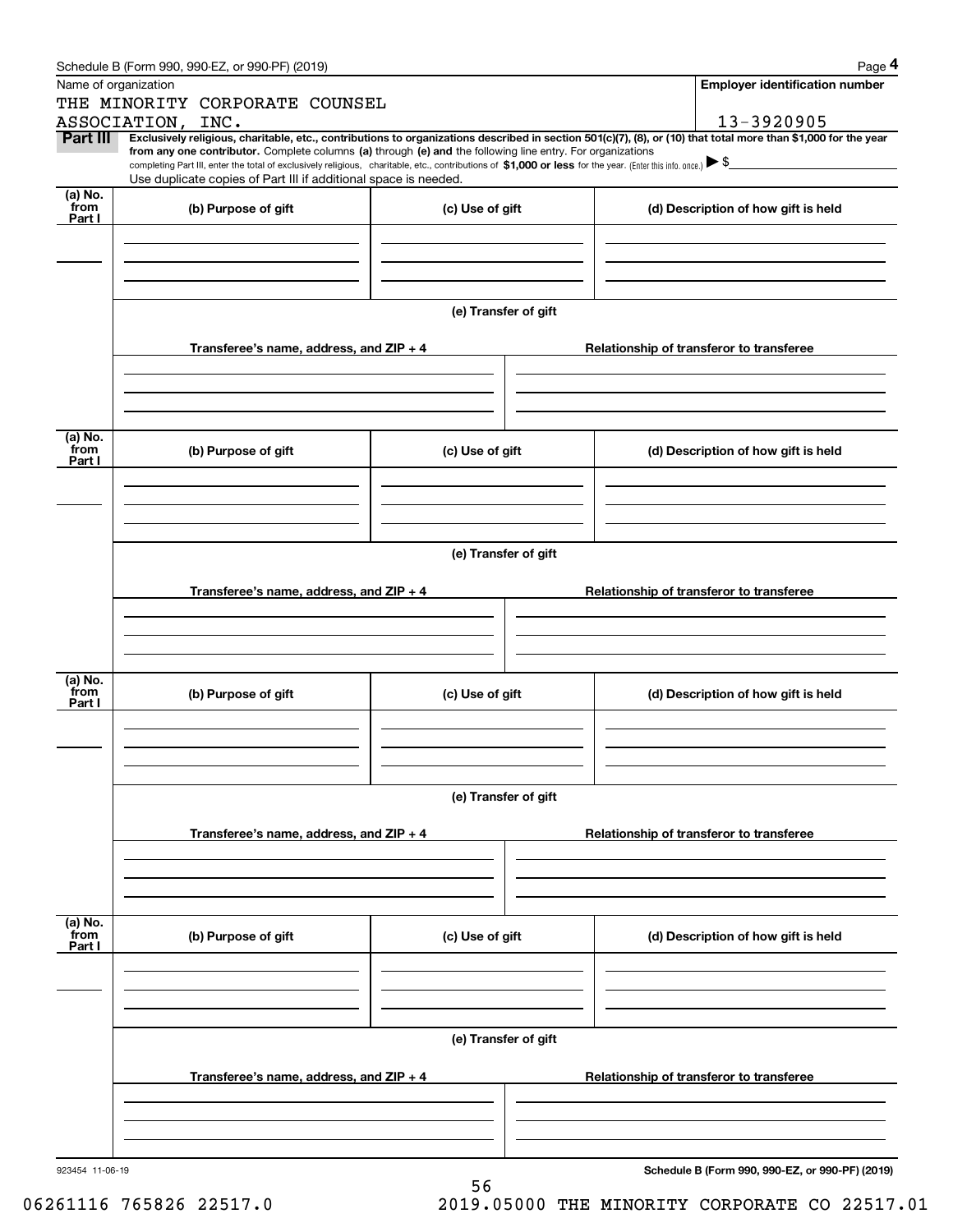Schedule B (Form 990, 990-EZ, or 990-PF) (2019) Page **4**

Name of organization

THE MINORITY CORPORATE COUNSEL ASSOCIATION, INC.

**Employer identification number**

13-3920905

**Part III** **Exclusively religious, charitable, etc., contributions to organizations described in section 501(c)(7), (8), or (10) that total more than $1,000 for the year from any one contributor.** Complete columns **(a)** through **(e)** and the following line entry. For organizations completing Part III, enter the total of exclusively religious, charitable, etc., contributions of **$1,000 or less** for the year. (Enter this info. once.) ▶ $

Use duplicate copies of Part III if additional space is needed.

| (a) No. from Part I | (b) Purpose of gift | (c) Use of gift | (d) Description of how gift is held |
| --- | --- | --- | --- |
| | | | |

**(e) Transfer of gift**

| Transferee's name, address, and ZIP + 4 | Relationship of transferor to transferee |
| --- | --- |
| | |

| (a) No. from Part I | (b) Purpose of gift | (c) Use of gift | (d) Description of how gift is held |
| --- | --- | --- | --- |
| | | | |

**(e) Transfer of gift**

| Transferee's name, address, and ZIP + 4 | Relationship of transferor to transferee |
| --- | --- |
| | |

| (a) No. from Part I | (b) Purpose of gift | (c) Use of gift | (d) Description of how gift is held |
| --- | --- | --- | --- |
| | | | |

**(e) Transfer of gift**

| Transferee's name, address, and ZIP + 4 | Relationship of transferor to transferee |
| --- | --- |
| | |

| (a) No. from Part I | (b) Purpose of gift | (c) Use of gift | (d) Description of how gift is held |
| --- | --- | --- | --- |
| | | | |

**(e) Transfer of gift**

| Transferee's name, address, and ZIP + 4 | Relationship of transferor to transferee |
| --- | --- |
| | |

923454 11-06-19

**Schedule B (Form 990, 990-EZ, or 990-PF) (2019)**

06261116 765826 22517.0 2019.05000 THE MINORITY CORPORATE CO 22517.01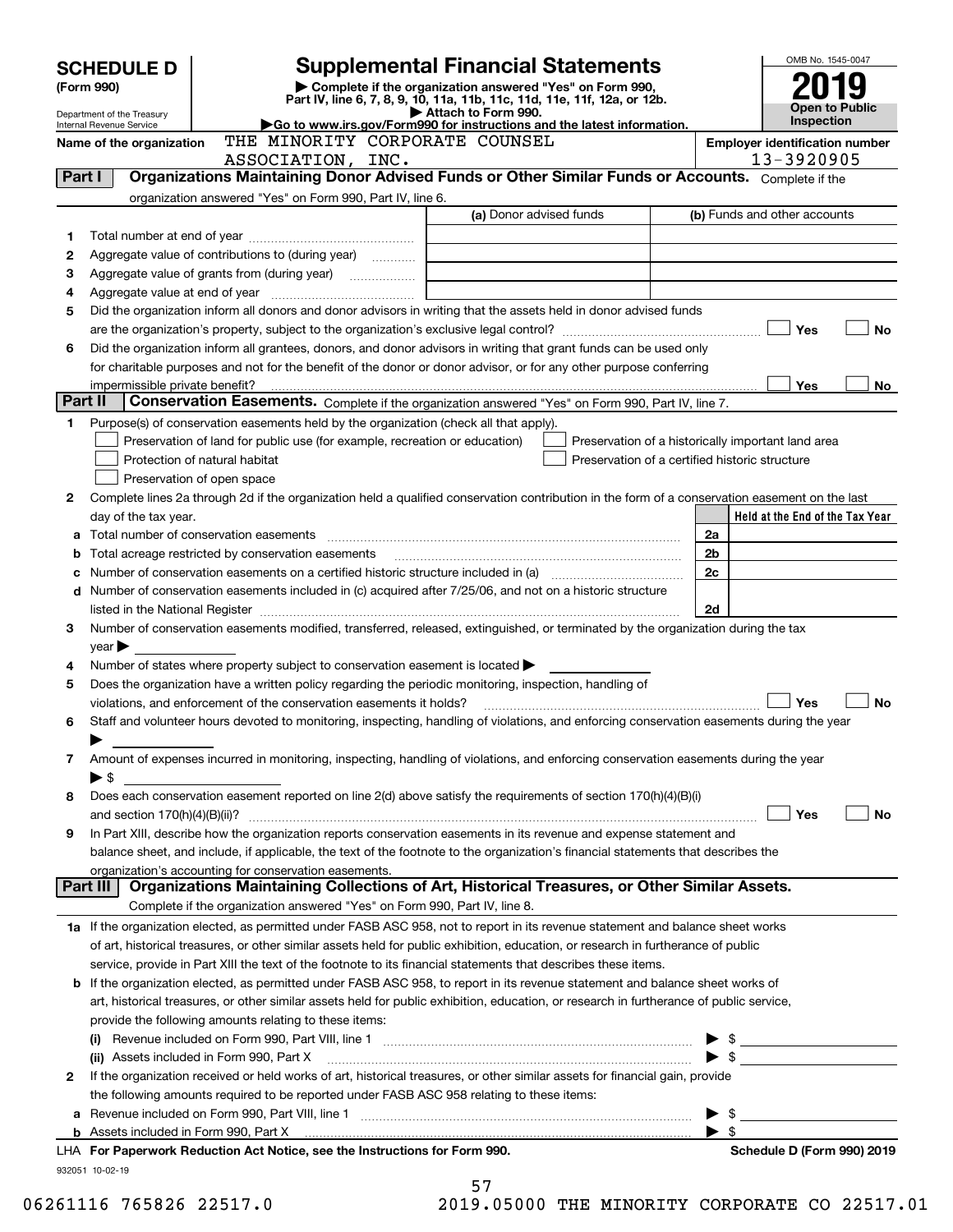# SCHEDULE D (Form 990)

Department of the Treasury
Internal Revenue Service

## Supplemental Financial Statements

▶ Complete if the organization answered "Yes" on Form 990, Part IV, line 6, 7, 8, 9, 10, 11a, 11b, 11c, 11d, 11e, 11f, 12a, or 12b.
▶ Attach to Form 990.
▶Go to www.irs.gov/Form990 for instructions and the latest information.

OMB No. 1545-0047

**2019**

**Open to Public Inspection**

**Name of the organization:** THE MINORITY CORPORATE COUNSEL ASSOCIATION, INC.

**Employer identification number:** 13-3920905

### Part I — Organizations Maintaining Donor Advised Funds or Other Similar Funds or Accounts.
Complete if the organization answered "Yes" on Form 990, Part IV, line 6.

| | | (a) Donor advised funds | (b) Funds and other accounts |
|---|---|---|---|
| 1 | Total number at end of year | | |
| 2 | Aggregate value of contributions to (during year) | | |
| 3 | Aggregate value of grants from (during year) | | |
| 4 | Aggregate value at end of year | | |

5 Did the organization inform all donors and donor advisors in writing that the assets held in donor advised funds are the organization's property, subject to the organization's exclusive legal control? ☐ Yes ☐ No

6 Did the organization inform all grantees, donors, and donor advisors in writing that grant funds can be used only for charitable purposes and not for the benefit of the donor or donor advisor, or for any other purpose conferring impermissible private benefit? ☐ Yes ☐ No

### Part II — Conservation Easements.
Complete if the organization answered "Yes" on Form 990, Part IV, line 7.

1 Purpose(s) of conservation easements held by the organization (check all that apply).

- ☐ Preservation of land for public use (for example, recreation or education)
- ☐ Protection of natural habitat
- ☐ Preservation of open space
- ☐ Preservation of a historically important land area
- ☐ Preservation of a certified historic structure

2 Complete lines 2a through 2d if the organization held a qualified conservation contribution in the form of a conservation easement on the last day of the tax year.

| | | | Held at the End of the Tax Year |
|---|---|---|---|
| a | Total number of conservation easements | 2a | |
| b | Total acreage restricted by conservation easements | 2b | |
| c | Number of conservation easements on a certified historic structure included in (a) | 2c | |
| d | Number of conservation easements included in (c) acquired after 7/25/06, and not on a historic structure listed in the National Register | 2d | |

3 Number of conservation easements modified, transferred, released, extinguished, or terminated by the organization during the tax year ▶

4 Number of states where property subject to conservation easement is located ▶

5 Does the organization have a written policy regarding the periodic monitoring, inspection, handling of violations, and enforcement of the conservation easements it holds? ☐ Yes ☐ No

6 Staff and volunteer hours devoted to monitoring, inspecting, handling of violations, and enforcing conservation easements during the year ▶

7 Amount of expenses incurred in monitoring, inspecting, handling of violations, and enforcing conservation easements during the year ▶ $

8 Does each conservation easement reported on line 2(d) above satisfy the requirements of section 170(h)(4)(B)(i) and section 170(h)(4)(B)(ii)? ☐ Yes ☐ No

9 In Part XIII, describe how the organization reports conservation easements in its revenue and expense statement and balance sheet, and include, if applicable, the text of the footnote to the organization's financial statements that describes the organization's accounting for conservation easements.

### Part III — Organizations Maintaining Collections of Art, Historical Treasures, or Other Similar Assets.
Complete if the organization answered "Yes" on Form 990, Part IV, line 8.

1a If the organization elected, as permitted under FASB ASC 958, not to report in its revenue statement and balance sheet works of art, historical treasures, or other similar assets held for public exhibition, education, or research in furtherance of public service, provide in Part XIII the text of the footnote to its financial statements that describes these items.

b If the organization elected, as permitted under FASB ASC 958, to report in its revenue statement and balance sheet works of art, historical treasures, or other similar assets held for public exhibition, education, or research in furtherance of public service, provide the following amounts relating to these items:

(i) Revenue included on Form 990, Part VIII, line 1 ▶ $

(ii) Assets included in Form 990, Part X ▶ $

2 If the organization received or held works of art, historical treasures, or other similar assets for financial gain, provide the following amounts required to be reported under FASB ASC 958 relating to these items:

a Revenue included on Form 990, Part VIII, line 1 ▶ $

b Assets included in Form 990, Part X ▶ $

LHA For Paperwork Reduction Act Notice, see the Instructions for Form 990. **Schedule D (Form 990) 2019**

932051 10-02-19

06261116 765826 22517.0 2019.05000 THE MINORITY CORPORATE CO 22517.01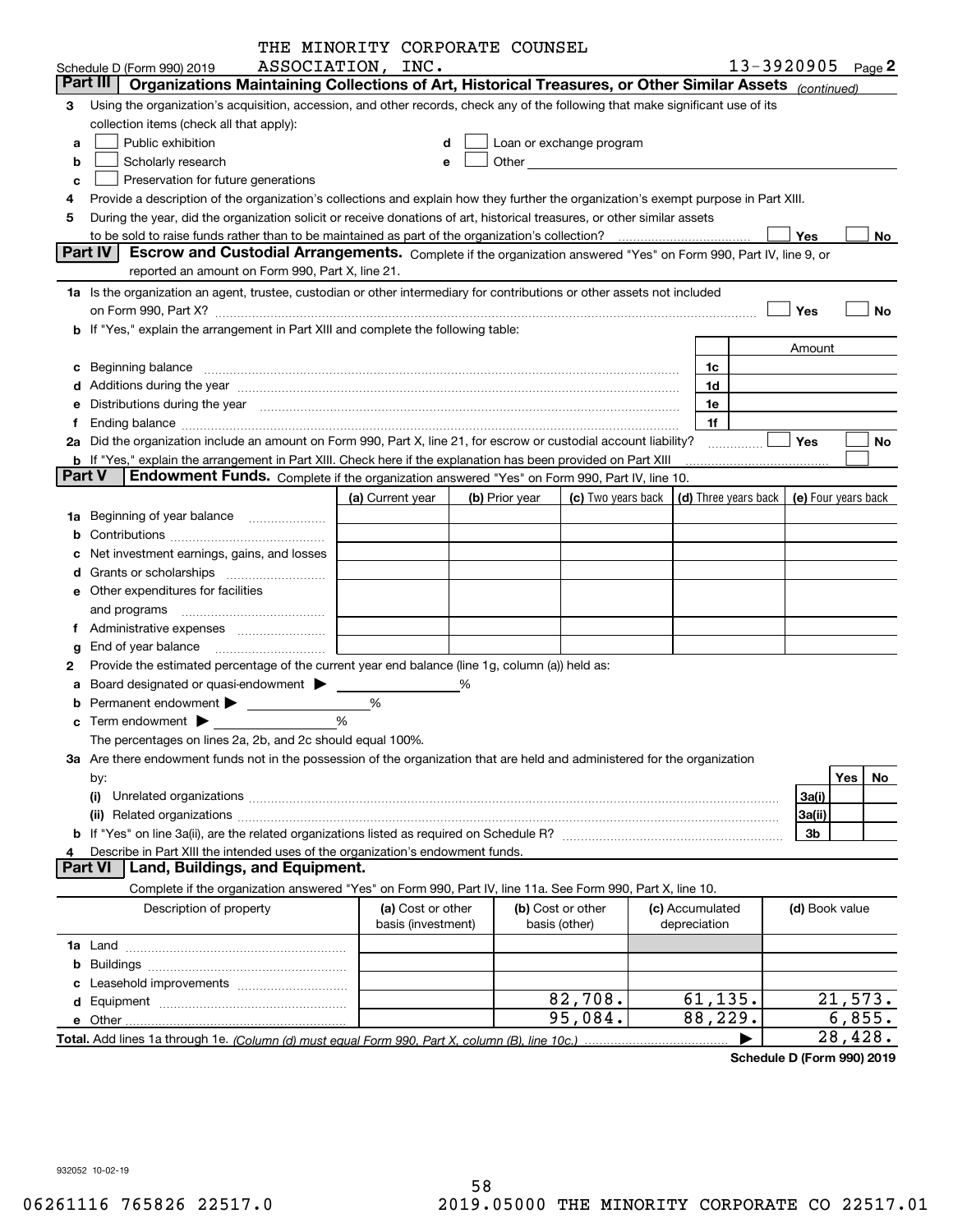Schedule D (Form 990) 2019 THE MINORITY CORPORATE COUNSEL ASSOCIATION, INC. 13-3920905 Page 2

**Part III Organizations Maintaining Collections of Art, Historical Treasures, or Other Similar Assets** *(continued)*

3 Using the organization's acquisition, accession, and other records, check any of the following that make significant use of its collection items (check all that apply):

a ☐ Public exhibition
b ☐ Scholarly research
c ☐ Preservation for future generations
d ☐ Loan or exchange program
e ☐ Other

4 Provide a description of the organization's collections and explain how they further the organization's exempt purpose in Part XIII.

5 During the year, did the organization solicit or receive donations of art, historical treasures, or other similar assets to be sold to raise funds rather than to be maintained as part of the organization's collection? ☐ Yes ☐ No

**Part IV Escrow and Custodial Arrangements.** Complete if the organization answered "Yes" on Form 990, Part IV, line 9, or reported an amount on Form 990, Part X, line 21.

1a Is the organization an agent, trustee, custodian or other intermediary for contributions or other assets not included on Form 990, Part X? ☐ Yes ☐ No

b If "Yes," explain the arrangement in Part XIII and complete the following table:

| | | Amount |
|---|---|---|
| c Beginning balance | 1c | |
| d Additions during the year | 1d | |
| e Distributions during the year | 1e | |
| f Ending balance | 1f | |

2a Did the organization include an amount on Form 990, Part X, line 21, for escrow or custodial account liability? ☐ Yes ☐ No

b If "Yes," explain the arrangement in Part XIII. Check here if the explanation has been provided on Part XIII ☐

**Part V Endowment Funds.** Complete if the organization answered "Yes" on Form 990, Part IV, line 10.

| | (a) Current year | (b) Prior year | (c) Two years back | (d) Three years back | (e) Four years back |
|---|---|---|---|---|---|
| 1a Beginning of year balance | | | | | |
| b Contributions | | | | | |
| c Net investment earnings, gains, and losses | | | | | |
| d Grants or scholarships | | | | | |
| e Other expenditures for facilities and programs | | | | | |
| f Administrative expenses | | | | | |
| g End of year balance | | | | | |

2 Provide the estimated percentage of the current year end balance (line 1g, column (a)) held as:

a Board designated or quasi-endowment ▶ ____ %
b Permanent endowment ▶ ____ %
c Term endowment ▶ ____ %

The percentages on lines 2a, 2b, and 2c should equal 100%.

3a Are there endowment funds not in the possession of the organization that are held and administered for the organization by:

| | | Yes | No |
|---|---|---|---|
| (i) Unrelated organizations | 3a(i) | | |
| (ii) Related organizations | 3a(ii) | | |
| b If "Yes" on line 3a(ii), are the related organizations listed as required on Schedule R? | 3b | | |

4 Describe in Part XIII the intended uses of the organization's endowment funds.

**Part VI Land, Buildings, and Equipment.**

Complete if the organization answered "Yes" on Form 990, Part IV, line 11a. See Form 990, Part X, line 10.

| Description of property | (a) Cost or other basis (investment) | (b) Cost or other basis (other) | (c) Accumulated depreciation | (d) Book value |
|---|---|---|---|---|
| 1a Land | | | | |
| b Buildings | | | | |
| c Leasehold improvements | | | | |
| d Equipment | | 82,708. | 61,135. | 21,573. |
| e Other | | 95,084. | 88,229. | 6,855. |
| **Total.** Add lines 1a through 1e. *(Column (d) must equal Form 990, Part X, column (B), line 10c.)* | | | ▶ | 28,428. |

**Schedule D (Form 990) 2019**

932052 10-02-19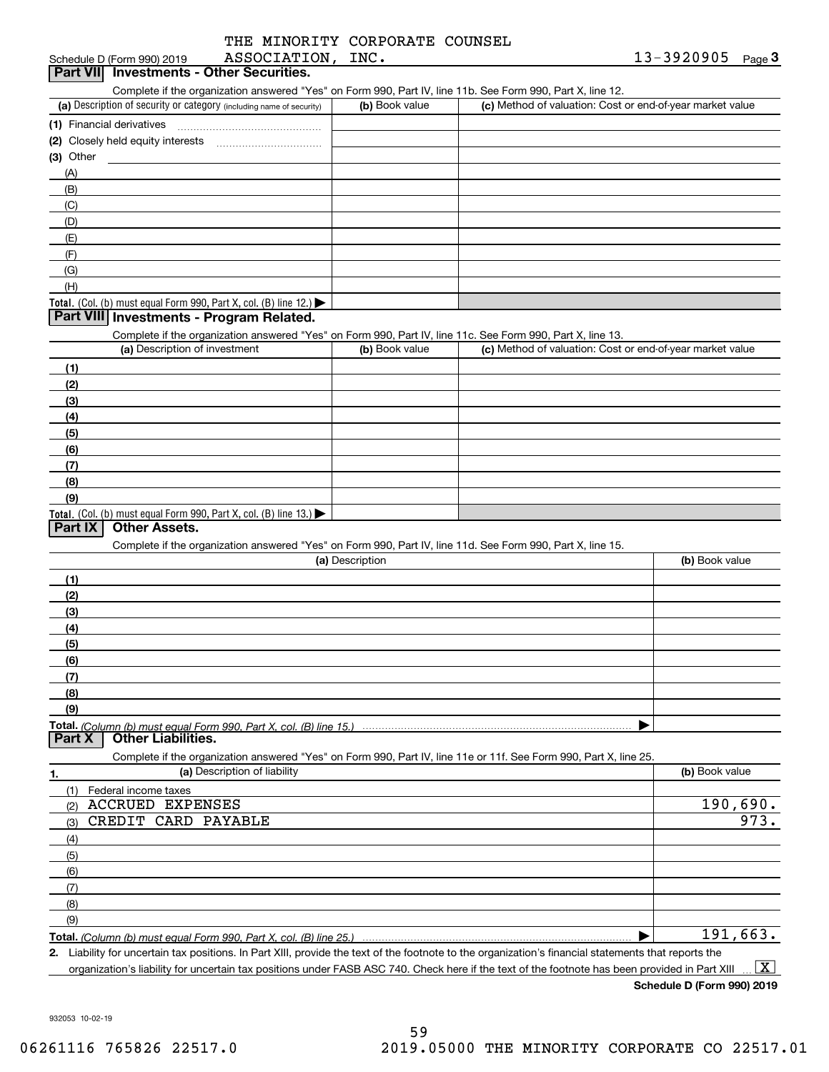THE MINORITY CORPORATE COUNSEL ASSOCIATION, INC. 13-3920905

Schedule D (Form 990) 2019

## Part VII Investments - Other Securities.

Complete if the organization answered "Yes" on Form 990, Part IV, line 11b. See Form 990, Part X, line 12.

| (a) Description of security or category (including name of security) | (b) Book value | (c) Method of valuation: Cost or end-of-year market value |
|---|---|---|
| (1) Financial derivatives | | |
| (2) Closely held equity interests | | |
| (3) Other | | |
| (A) | | |
| (B) | | |
| (C) | | |
| (D) | | |
| (E) | | |
| (F) | | |
| (G) | | |
| (H) | | |
| **Total.** (Col. (b) must equal Form 990, Part X, col. (B) line 12.) | | |

## Part VIII Investments - Program Related.

Complete if the organization answered "Yes" on Form 990, Part IV, line 11c. See Form 990, Part X, line 13.

| (a) Description of investment | (b) Book value | (c) Method of valuation: Cost or end-of-year market value |
|---|---|---|
| (1) | | |
| (2) | | |
| (3) | | |
| (4) | | |
| (5) | | |
| (6) | | |
| (7) | | |
| (8) | | |
| (9) | | |
| **Total.** (Col. (b) must equal Form 990, Part X, col. (B) line 13.) | | |

## Part IX Other Assets.

Complete if the organization answered "Yes" on Form 990, Part IV, line 11d. See Form 990, Part X, line 15.

| (a) Description | (b) Book value |
|---|---|
| (1) | |
| (2) | |
| (3) | |
| (4) | |
| (5) | |
| (6) | |
| (7) | |
| (8) | |
| (9) | |
| **Total.** *(Column (b) must equal Form 990, Part X, col. (B) line 15.)* | |

## Part X Other Liabilities.

Complete if the organization answered "Yes" on Form 990, Part IV, line 11e or 11f. See Form 990, Part X, line 25.

| 1. (a) Description of liability | (b) Book value |
|---|---|
| (1) Federal income taxes | |
| (2) ACCRUED EXPENSES | 190,690. |
| (3) CREDIT CARD PAYABLE | 973. |
| (4) | |
| (5) | |
| (6) | |
| (7) | |
| (8) | |
| (9) | |
| **Total.** *(Column (b) must equal Form 990, Part X, col. (B) line 25.)* | 191,663. |

2. Liability for uncertain tax positions. In Part XIII, provide the text of the footnote to the organization's financial statements that reports the organization's liability for uncertain tax positions under FASB ASC 740. Check here if the text of the footnote has been provided in Part XIII [X]

**Schedule D (Form 990) 2019**

932053 10-02-19

06261116 765826 22517.0 2019.05000 THE MINORITY CORPORATE CO 22517.01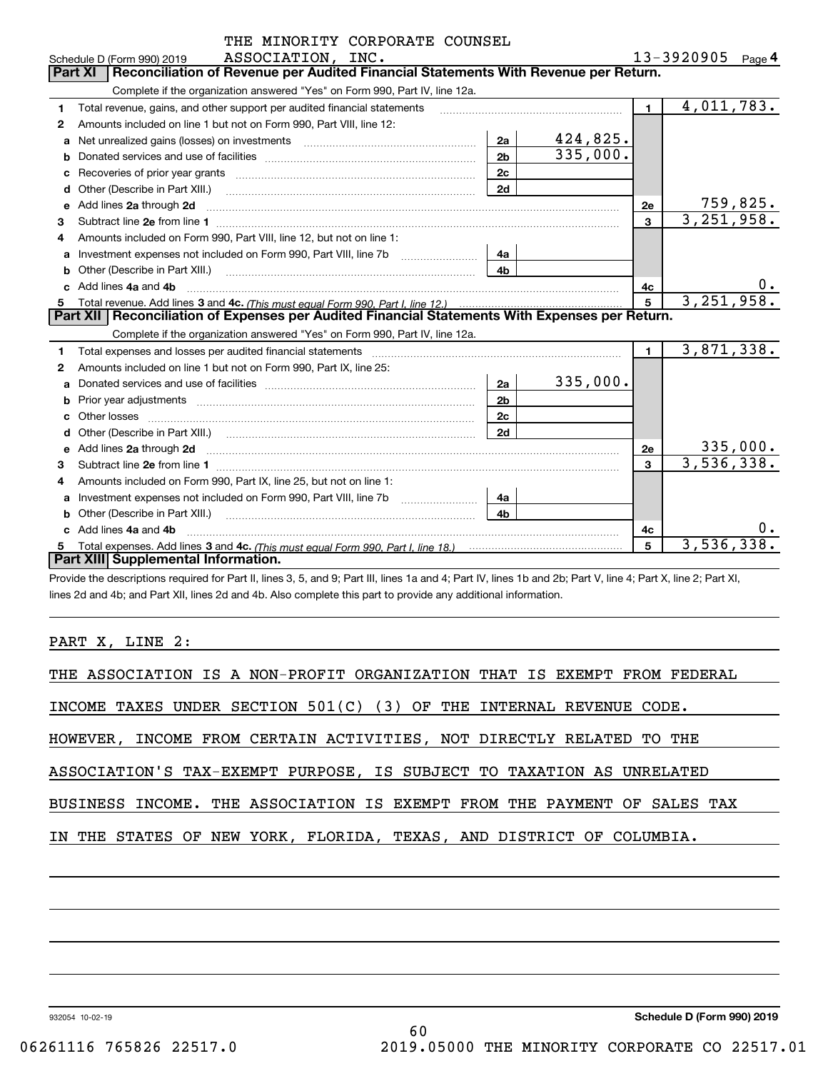Schedule D (Form 990) 2019 THE MINORITY CORPORATE COUNSEL ASSOCIATION, INC. 13-3920905 Page 4

## Part XI Reconciliation of Revenue per Audited Financial Statements With Revenue per Return.

Complete if the organization answered "Yes" on Form 990, Part IV, line 12a.

| | | | | | |
|---|---|---|---|---|---|
| 1 | Total revenue, gains, and other support per audited financial statements | | | 1 | 4,011,783. |
| 2 | Amounts included on line 1 but not on Form 990, Part VIII, line 12: | | | | |
| a | Net unrealized gains (losses) on investments | 2a | 424,825. | | |
| b | Donated services and use of facilities | 2b | 335,000. | | |
| c | Recoveries of prior year grants | 2c | | | |
| d | Other (Describe in Part XIII.) | 2d | | | |
| e | Add lines 2a through 2d | | | 2e | 759,825. |
| 3 | Subtract line 2e from line 1 | | | 3 | 3,251,958. |
| 4 | Amounts included on Form 990, Part VIII, line 12, but not on line 1: | | | | |
| a | Investment expenses not included on Form 990, Part VIII, line 7b | 4a | | | |
| b | Other (Describe in Part XIII.) | 4b | | | |
| c | Add lines 4a and 4b | | | 4c | 0. |
| 5 | Total revenue. Add lines 3 and 4c. *(This must equal Form 990, Part I, line 12.)* | | | 5 | 3,251,958. |

## Part XII Reconciliation of Expenses per Audited Financial Statements With Expenses per Return.

Complete if the organization answered "Yes" on Form 990, Part IV, line 12a.

| | | | | | |
|---|---|---|---|---|---|
| 1 | Total expenses and losses per audited financial statements | | | 1 | 3,871,338. |
| 2 | Amounts included on line 1 but not on Form 990, Part IX, line 25: | | | | |
| a | Donated services and use of facilities | 2a | 335,000. | | |
| b | Prior year adjustments | 2b | | | |
| c | Other losses | 2c | | | |
| d | Other (Describe in Part XIII.) | 2d | | | |
| e | Add lines 2a through 2d | | | 2e | 335,000. |
| 3 | Subtract line 2e from line 1 | | | 3 | 3,536,338. |
| 4 | Amounts included on Form 990, Part IX, line 25, but not on line 1: | | | | |
| a | Investment expenses not included on Form 990, Part VIII, line 7b | 4a | | | |
| b | Other (Describe in Part XIII.) | 4b | | | |
| c | Add lines 4a and 4b | | | 4c | 0. |
| 5 | Total expenses. Add lines 3 and 4c. *(This must equal Form 990, Part I, line 18.)* | | | 5 | 3,536,338. |

## Part XIII Supplemental Information.

Provide the descriptions required for Part II, lines 3, 5, and 9; Part III, lines 1a and 4; Part IV, lines 1b and 2b; Part V, line 4; Part X, line 2; Part XI, lines 2d and 4b; and Part XII, lines 2d and 4b. Also complete this part to provide any additional information.

PART X, LINE 2:

THE ASSOCIATION IS A NON-PROFIT ORGANIZATION THAT IS EXEMPT FROM FEDERAL INCOME TAXES UNDER SECTION 501(C) (3) OF THE INTERNAL REVENUE CODE. HOWEVER, INCOME FROM CERTAIN ACTIVITIES, NOT DIRECTLY RELATED TO THE ASSOCIATION'S TAX-EXEMPT PURPOSE, IS SUBJECT TO TAXATION AS UNRELATED BUSINESS INCOME. THE ASSOCIATION IS EXEMPT FROM THE PAYMENT OF SALES TAX IN THE STATES OF NEW YORK, FLORIDA, TEXAS, AND DISTRICT OF COLUMBIA.

932054 10-02-19 Schedule D (Form 990) 2019

06261116 765826 22517.0 2019.05000 THE MINORITY CORPORATE CO 22517.01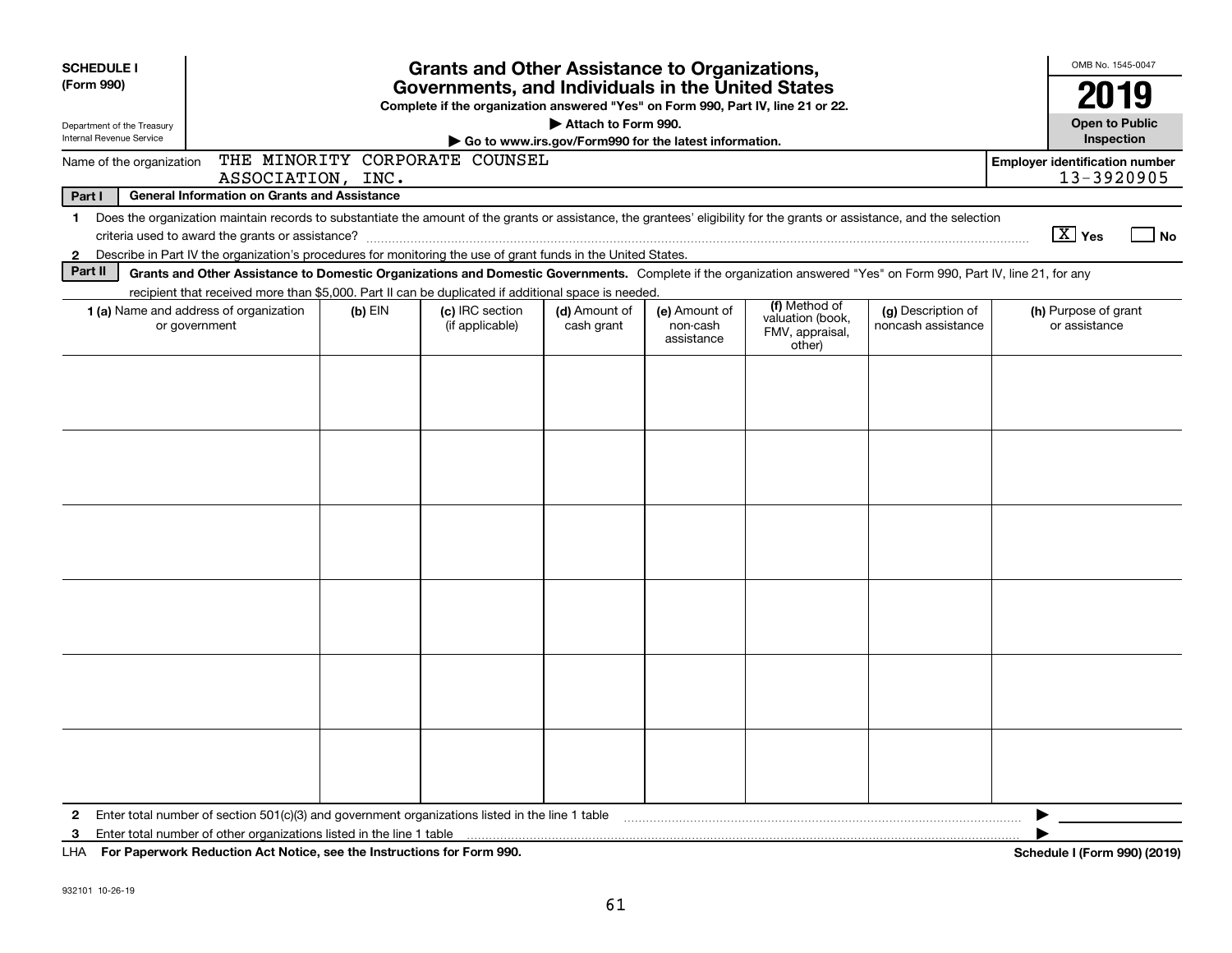**SCHEDULE I (Form 990)**

Department of the Treasury
Internal Revenue Service

# Grants and Other Assistance to Organizations, Governments, and Individuals in the United States

**Complete if the organization answered "Yes" on Form 990, Part IV, line 21 or 22.**

**▶ Attach to Form 990.**

**▶ Go to www.irs.gov/Form990 for the latest information.**

OMB No. 1545-0047

**2019**

**Open to Public Inspection**

Name of the organization: THE MINORITY CORPORATE COUNSEL ASSOCIATION, INC.

**Employer identification number** 13-3920905

**Part I — General Information on Grants and Assistance**

1 Does the organization maintain records to substantiate the amount of the grants or assistance, the grantees' eligibility for the grants or assistance, and the selection criteria used to award the grants or assistance? [X] Yes [ ] No

2 Describe in Part IV the organization's procedures for monitoring the use of grant funds in the United States.

**Part II — Grants and Other Assistance to Domestic Organizations and Domestic Governments.** Complete if the organization answered "Yes" on Form 990, Part IV, line 21, for any recipient that received more than $5,000. Part II can be duplicated if additional space is needed.

| 1 (a) Name and address of organization or government | (b) EIN | (c) IRC section (if applicable) | (d) Amount of cash grant | (e) Amount of non-cash assistance | (f) Method of valuation (book, FMV, appraisal, other) | (g) Description of noncash assistance | (h) Purpose of grant or assistance |
|---|---|---|---|---|---|---|---|
| | | | | | | | |
| | | | | | | | |
| | | | | | | | |
| | | | | | | | |
| | | | | | | | |
| | | | | | | | |

2 Enter total number of section 501(c)(3) and government organizations listed in the line 1 table ▶

3 Enter total number of other organizations listed in the line 1 table ▶

LHA **For Paperwork Reduction Act Notice, see the Instructions for Form 990.** **Schedule I (Form 990) (2019)**

932101 10-26-19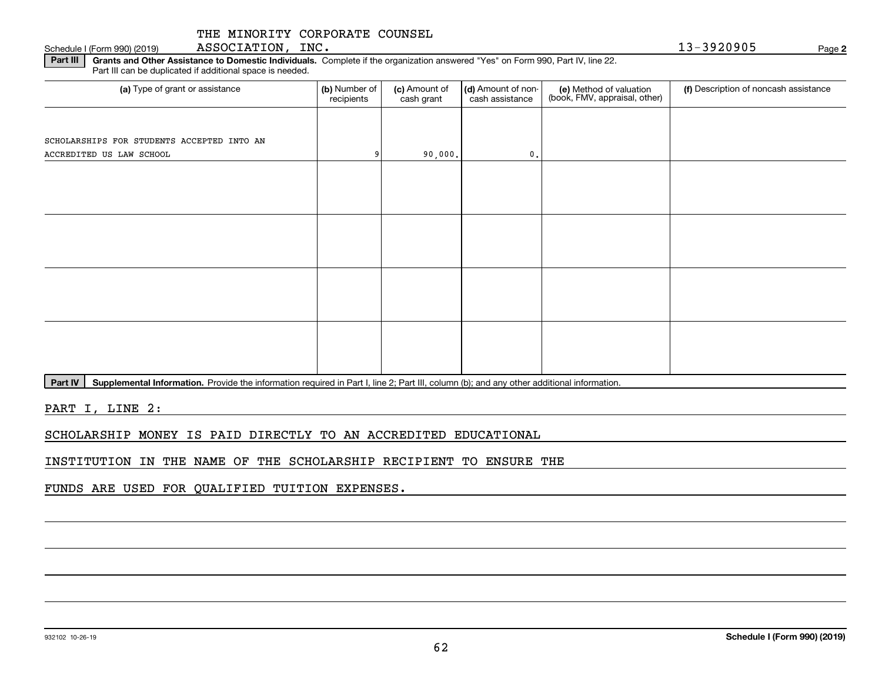THE MINORITY CORPORATE COUNSEL ASSOCIATION, INC.

Schedule I (Form 990) (2019) 13-3920905 Page **2**

**Part III** **Grants and Other Assistance to Domestic Individuals.** Complete if the organization answered "Yes" on Form 990, Part IV, line 22. Part III can be duplicated if additional space is needed.

| (a) Type of grant or assistance | (b) Number of recipients | (c) Amount of cash grant | (d) Amount of non-cash assistance | (e) Method of valuation (book, FMV, appraisal, other) | (f) Description of noncash assistance |
|---|---|---|---|---|---|
| SCHOLARSHIPS FOR STUDENTS ACCEPTED INTO AN ACCREDITED US LAW SCHOOL | 9 | 90,000. | 0. | | |
| | | | | | |
| | | | | | |
| | | | | | |
| | | | | | |

**Part IV** **Supplemental Information.** Provide the information required in Part I, line 2; Part III, column (b); and any other additional information.

PART I, LINE 2:

SCHOLARSHIP MONEY IS PAID DIRECTLY TO AN ACCREDITED EDUCATIONAL INSTITUTION IN THE NAME OF THE SCHOLARSHIP RECIPIENT TO ENSURE THE FUNDS ARE USED FOR QUALIFIED TUITION EXPENSES.

932102 10-26-19 **Schedule I (Form 990) (2019)**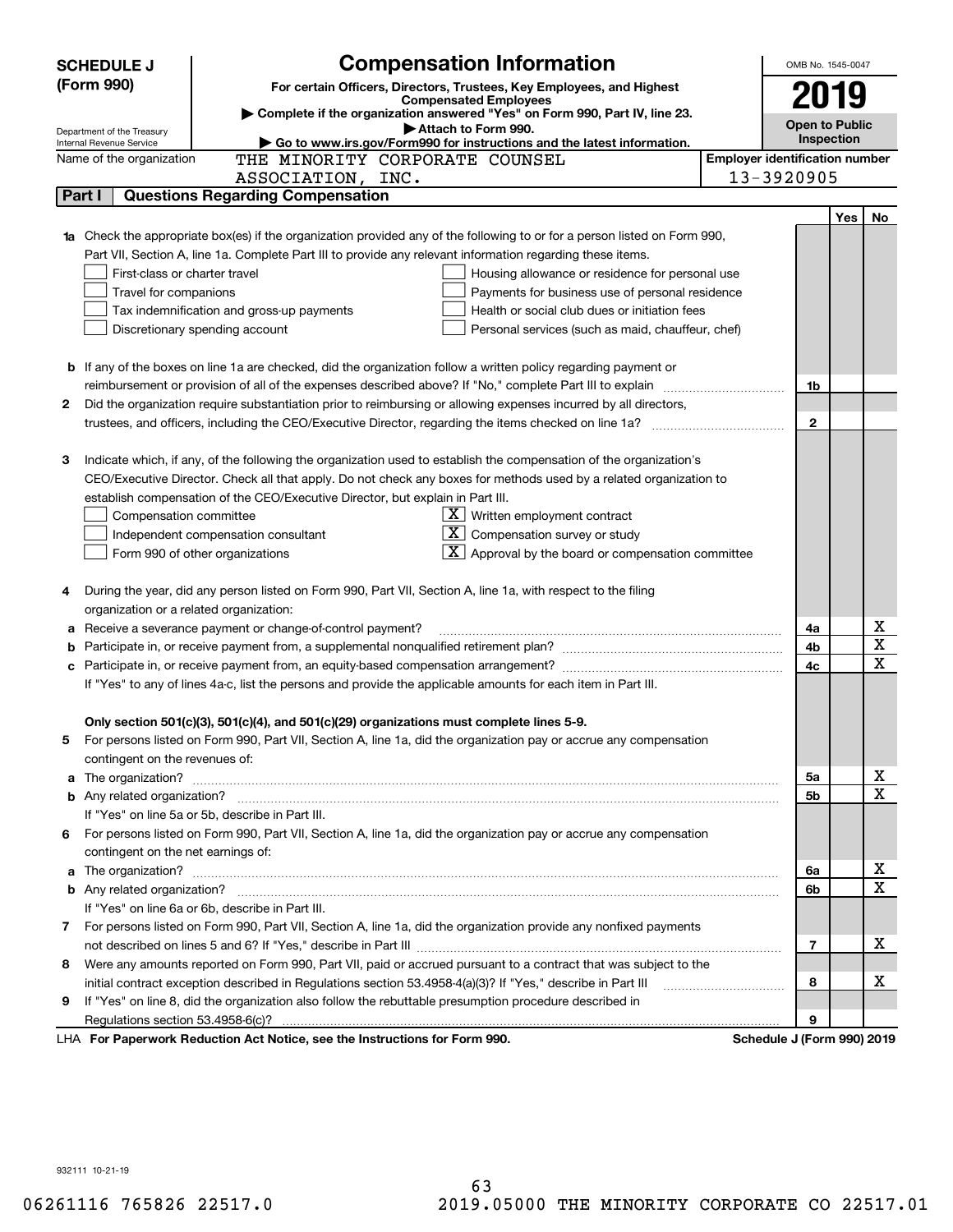# SCHEDULE J (Form 990)

## Compensation Information

**For certain Officers, Directors, Trustees, Key Employees, and Highest Compensated Employees**

▶ Complete if the organization answered "Yes" on Form 990, Part IV, line 23.

▶ Attach to Form 990.

▶ Go to www.irs.gov/Form990 for instructions and the latest information.

Department of the Treasury
Internal Revenue Service

OMB No. 1545-0047

**2019**

**Open to Public Inspection**

Name of the organization: THE MINORITY CORPORATE COUNSEL ASSOCIATION, INC.

Employer identification number: 13-3920905

### Part I — Questions Regarding Compensation

| | | | Yes | No |
|---|---|---|---|---|
| **1a** | Check the appropriate box(es) if the organization provided any of the following to or for a person listed on Form 990, Part VII, Section A, line 1a. Complete Part III to provide any relevant information regarding these items.<br>☐ First-class or charter travel ☐ Housing allowance or residence for personal use<br>☐ Travel for companions ☐ Payments for business use of personal residence<br>☐ Tax indemnification and gross-up payments ☐ Health or social club dues or initiation fees<br>☐ Discretionary spending account ☐ Personal services (such as maid, chauffeur, chef) | | | |
| **b** | If any of the boxes on line 1a are checked, did the organization follow a written policy regarding payment or reimbursement or provision of all of the expenses described above? If "No," complete Part III to explain | 1b | | |
| **2** | Did the organization require substantiation prior to reimbursing or allowing expenses incurred by all directors, trustees, and officers, including the CEO/Executive Director, regarding the items checked on line 1a? | 2 | | |
| **3** | Indicate which, if any, of the following the organization used to establish the compensation of the organization's CEO/Executive Director. Check all that apply. Do not check any boxes for methods used by a related organization to establish compensation of the CEO/Executive Director, but explain in Part III.<br>☐ Compensation committee ☒ Written employment contract<br>☐ Independent compensation consultant ☒ Compensation survey or study<br>☐ Form 990 of other organizations ☒ Approval by the board or compensation committee | | | |
| **4** | During the year, did any person listed on Form 990, Part VII, Section A, line 1a, with respect to the filing organization or a related organization: | | | |
| **a** | Receive a severance payment or change-of-control payment? | 4a | | X |
| **b** | Participate in, or receive payment from, a supplemental nonqualified retirement plan? | 4b | | X |
| **c** | Participate in, or receive payment from, an equity-based compensation arrangement? | 4c | | X |
| | If "Yes" to any of lines 4a-c, list the persons and provide the applicable amounts for each item in Part III. | | | |
| | **Only section 501(c)(3), 501(c)(4), and 501(c)(29) organizations must complete lines 5-9.** | | | |
| **5** | For persons listed on Form 990, Part VII, Section A, line 1a, did the organization pay or accrue any compensation contingent on the revenues of: | | | |
| **a** | The organization? | 5a | | X |
| **b** | Any related organization? | 5b | | X |
| | If "Yes" on line 5a or 5b, describe in Part III. | | | |
| **6** | For persons listed on Form 990, Part VII, Section A, line 1a, did the organization pay or accrue any compensation contingent on the net earnings of: | | | |
| **a** | The organization? | 6a | | X |
| **b** | Any related organization? | 6b | | X |
| | If "Yes" on line 6a or 6b, describe in Part III. | | | |
| **7** | For persons listed on Form 990, Part VII, Section A, line 1a, did the organization provide any nonfixed payments not described on lines 5 and 6? If "Yes," describe in Part III | 7 | | X |
| **8** | Were any amounts reported on Form 990, Part VII, paid or accrued pursuant to a contract that was subject to the initial contract exception described in Regulations section 53.4958-4(a)(3)? If "Yes," describe in Part III | 8 | | X |
| **9** | If "Yes" on line 8, did the organization also follow the rebuttable presumption procedure described in Regulations section 53.4958-6(c)? | 9 | | |

LHA **For Paperwork Reduction Act Notice, see the Instructions for Form 990.** **Schedule J (Form 990) 2019**

932111 10-21-19

06261116 765826 22517.0 2019.05000 THE MINORITY CORPORATE CO 22517.01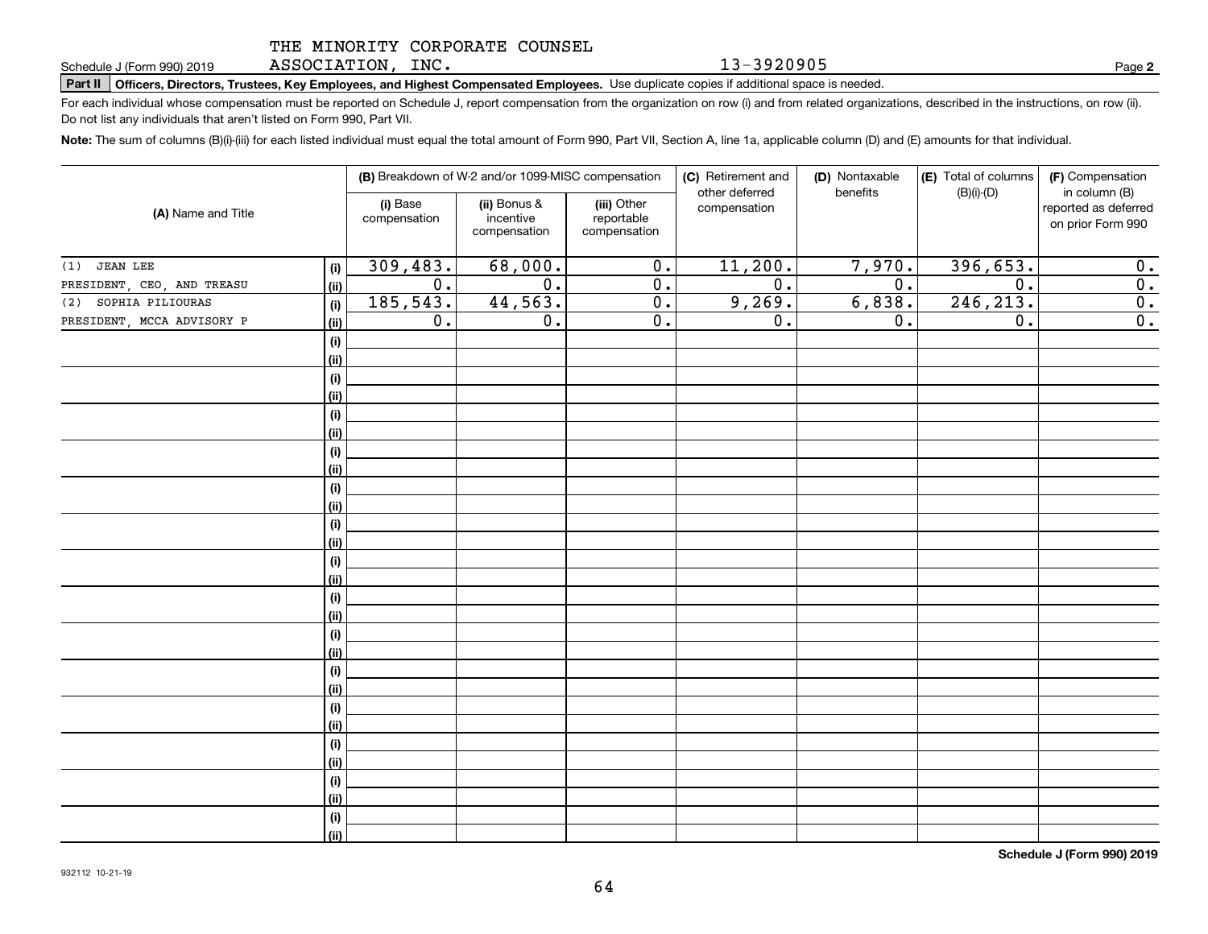THE MINORITY CORPORATE COUNSEL ASSOCIATION, INC. 13-3920905

Schedule J (Form 990) 2019 Page **2**

**Part II** **Officers, Directors, Trustees, Key Employees, and Highest Compensated Employees.** Use duplicate copies if additional space is needed.

For each individual whose compensation must be reported on Schedule J, report compensation from the organization on row (i) and from related organizations, described in the instructions, on row (ii). Do not list any individuals that aren't listed on Form 990, Part VII.

**Note:** The sum of columns (B)(i)-(iii) for each listed individual must equal the total amount of Form 990, Part VII, Section A, line 1a, applicable column (D) and (E) amounts for that individual.

| (A) Name and Title | | (B) Breakdown of W-2 and/or 1099-MISC compensation | | | (C) Retirement and other deferred compensation | (D) Nontaxable benefits | (E) Total of columns (B)(i)-(D) | (F) Compensation in column (B) reported as deferred on prior Form 990 |
|---|---|---|---|---|---|---|---|---|
| | | (i) Base compensation | (ii) Bonus & incentive compensation | (iii) Other reportable compensation | | | | |
| (1) JEAN LEE | (i) | 309,483. | 68,000. | 0. | 11,200. | 7,970. | 396,653. | 0. |
| PRESIDENT, CEO, AND TREASU | (ii) | 0. | 0. | 0. | 0. | 0. | 0. | 0. |
| (2) SOPHIA PILIOURAS | (i) | 185,543. | 44,563. | 0. | 9,269. | 6,838. | 246,213. | 0. |
| PRESIDENT, MCCA ADVISORY P | (ii) | 0. | 0. | 0. | 0. | 0. | 0. | 0. |

**Schedule J (Form 990) 2019**

932112 10-21-19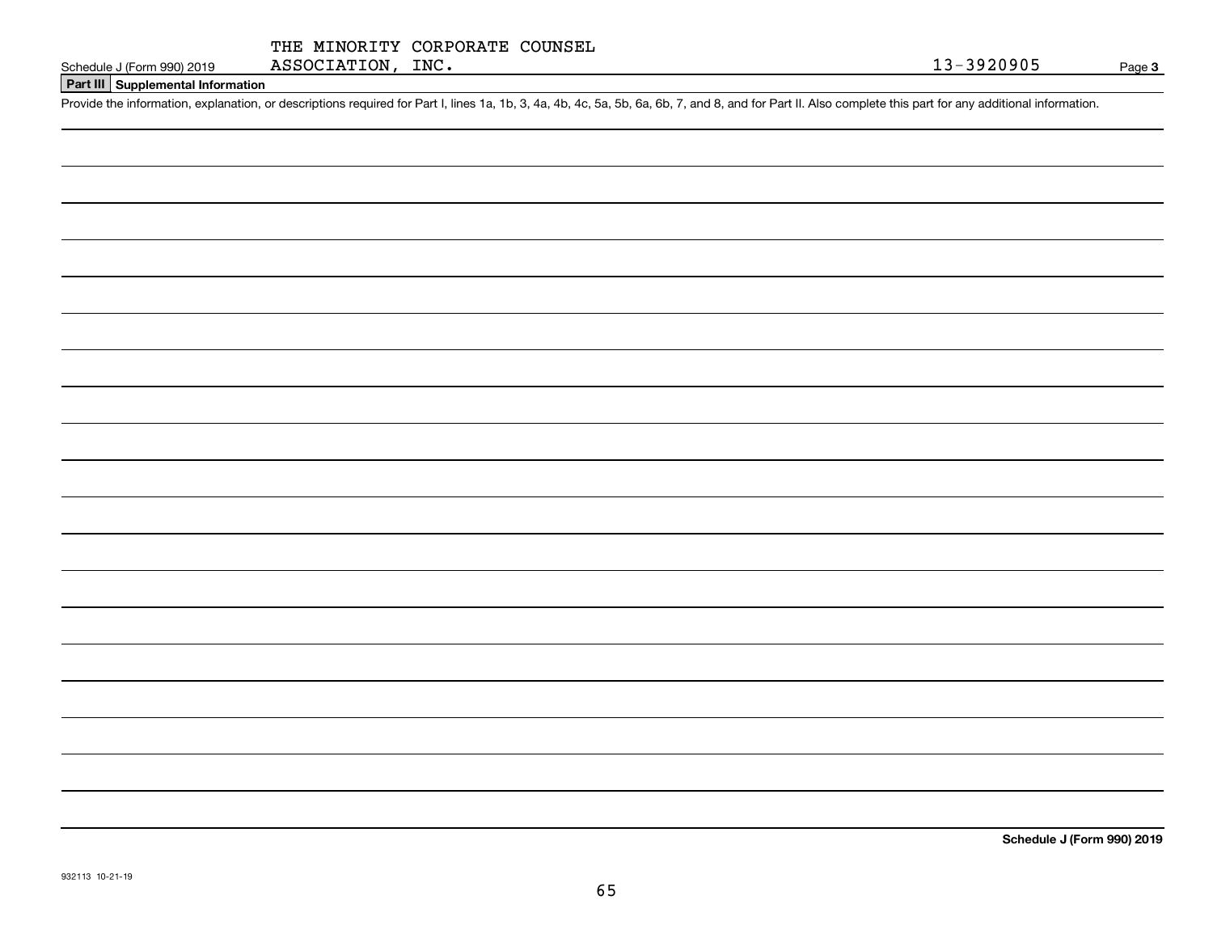Schedule J (Form 990) 2019 THE MINORITY CORPORATE COUNSEL ASSOCIATION, INC. 13-3920905 Page **3**

**Part III Supplemental Information**

Provide the information, explanation, or descriptions required for Part I, lines 1a, 1b, 3, 4a, 4b, 4c, 5a, 5b, 6a, 6b, 7, and 8, and for Part II. Also complete this part for any additional information.

**Schedule J (Form 990) 2019**

932113 10-21-19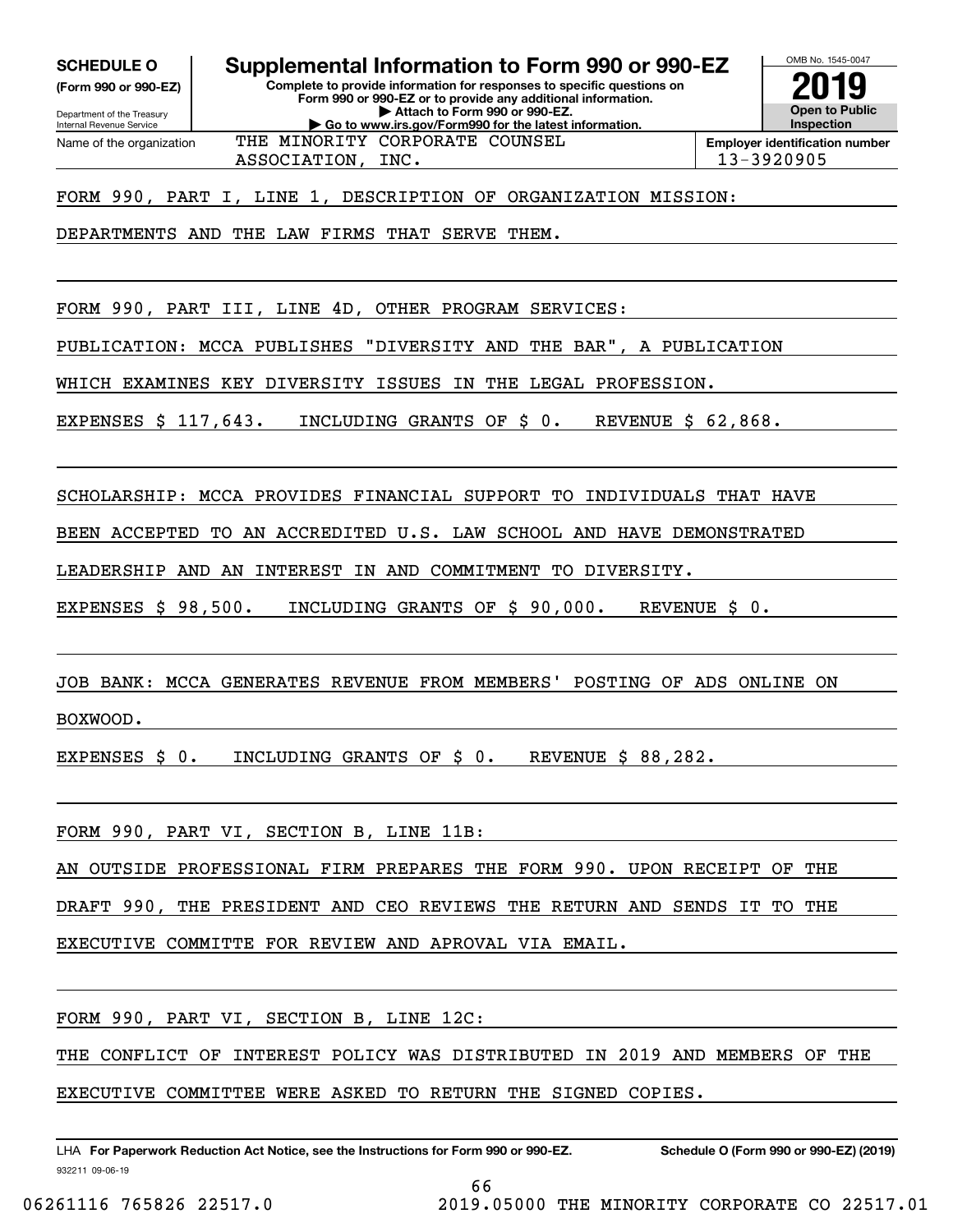**SCHEDULE O (Form 990 or 990-EZ)**

Department of the Treasury
Internal Revenue Service

# Supplemental Information to Form 990 or 990-EZ

**Complete to provide information for responses to specific questions on Form 990 or 990-EZ or to provide any additional information.**
**▶ Attach to Form 990 or 990-EZ.**
**▶ Go to www.irs.gov/Form990 for the latest information.**

OMB No. 1545-0047

**2019**

**Open to Public Inspection**

Name of the organization: THE MINORITY CORPORATE COUNSEL ASSOCIATION, INC.

**Employer identification number** 13-3920905

FORM 990, PART I, LINE 1, DESCRIPTION OF ORGANIZATION MISSION:

DEPARTMENTS AND THE LAW FIRMS THAT SERVE THEM.

FORM 990, PART III, LINE 4D, OTHER PROGRAM SERVICES:

PUBLICATION: MCCA PUBLISHES "DIVERSITY AND THE BAR", A PUBLICATION WHICH EXAMINES KEY DIVERSITY ISSUES IN THE LEGAL PROFESSION.

EXPENSES $ 117,643. INCLUDING GRANTS OF $ 0. REVENUE $ 62,868.

SCHOLARSHIP: MCCA PROVIDES FINANCIAL SUPPORT TO INDIVIDUALS THAT HAVE BEEN ACCEPTED TO AN ACCREDITED U.S. LAW SCHOOL AND HAVE DEMONSTRATED LEADERSHIP AND AN INTEREST IN AND COMMITMENT TO DIVERSITY.

EXPENSES $ 98,500. INCLUDING GRANTS OF $ 90,000. REVENUE $ 0.

JOB BANK: MCCA GENERATES REVENUE FROM MEMBERS' POSTING OF ADS ONLINE ON BOXWOOD.

EXPENSES $ 0. INCLUDING GRANTS OF $ 0. REVENUE $ 88,282.

FORM 990, PART VI, SECTION B, LINE 11B:

AN OUTSIDE PROFESSIONAL FIRM PREPARES THE FORM 990. UPON RECEIPT OF THE DRAFT 990, THE PRESIDENT AND CEO REVIEWS THE RETURN AND SENDS IT TO THE EXECUTIVE COMMITTE FOR REVIEW AND APROVAL VIA EMAIL.

FORM 990, PART VI, SECTION B, LINE 12C:

THE CONFLICT OF INTEREST POLICY WAS DISTRIBUTED IN 2019 AND MEMBERS OF THE EXECUTIVE COMMITTEE WERE ASKED TO RETURN THE SIGNED COPIES.

LHA **For Paperwork Reduction Act Notice, see the Instructions for Form 990 or 990-EZ.** **Schedule O (Form 990 or 990-EZ) (2019)**

932211 09-06-19

06261116 765826 22517.0 2019.05000 THE MINORITY CORPORATE CO 22517.01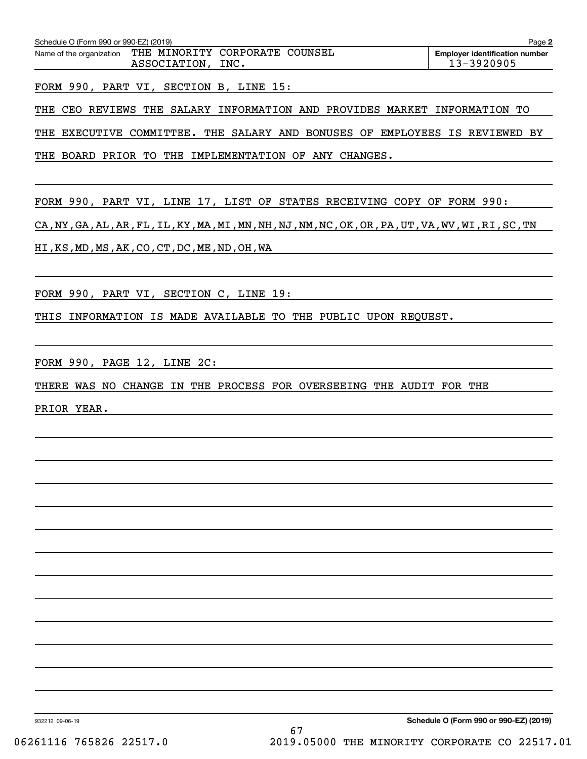Schedule O (Form 990 or 990-EZ) (2019) Page **2**

Name of the organization THE MINORITY CORPORATE COUNSEL ASSOCIATION, INC.

**Employer identification number** 13-3920905

FORM 990, PART VI, SECTION B, LINE 15:

THE CEO REVIEWS THE SALARY INFORMATION AND PROVIDES MARKET INFORMATION TO THE EXECUTIVE COMMITTEE. THE SALARY AND BONUSES OF EMPLOYEES IS REVIEWED BY THE BOARD PRIOR TO THE IMPLEMENTATION OF ANY CHANGES.

FORM 990, PART VI, LINE 17, LIST OF STATES RECEIVING COPY OF FORM 990:

CA,NY,GA,AL,AR,FL,IL,KY,MA,MI,MN,NH,NJ,NM,NC,OK,OR,PA,UT,VA,WV,WI,RI,SC,TN HI,KS,MD,MS,AK,CO,CT,DC,ME,ND,OH,WA

FORM 990, PART VI, SECTION C, LINE 19:

THIS INFORMATION IS MADE AVAILABLE TO THE PUBLIC UPON REQUEST.

FORM 990, PAGE 12, LINE 2C:

THERE WAS NO CHANGE IN THE PROCESS FOR OVERSEEING THE AUDIT FOR THE PRIOR YEAR.

932212 09-06-19 **Schedule O (Form 990 or 990-EZ) (2019)**

06261116 765826 22517.0 2019.05000 THE MINORITY CORPORATE CO 22517.01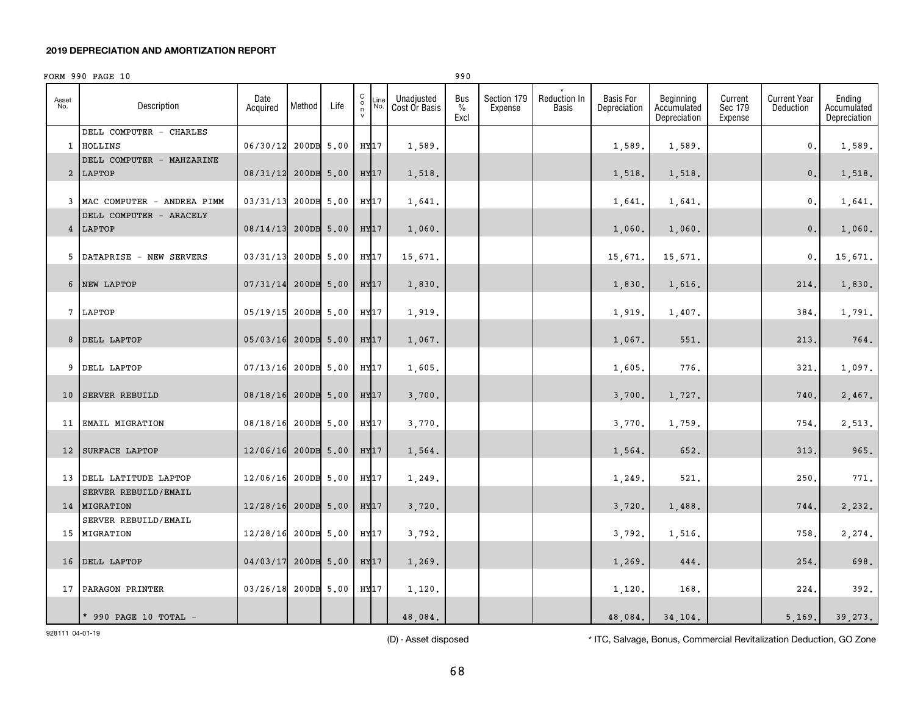**2019 DEPRECIATION AND AMORTIZATION REPORT**

FORM 990 PAGE 10 990

| Asset No. | Description | Date Acquired | Method | Life | C o n v | Line No. | Unadjusted Cost Or Basis | Bus % Excl | Section 179 Expense | * Reduction In Basis | Basis For Depreciation | Beginning Accumulated Depreciation | Current Sec 179 Expense | Current Year Deduction | Ending Accumulated Depreciation |
|---|---|---|---|---|---|---|---|---|---|---|---|---|---|---|---|
| 1 | DELL COMPUTER - CHARLES HOLLINS | 06/30/12 | 200DB | 5.00 | HY | 17 | 1,589. | | | | 1,589. | 1,589. | | 0. | 1,589. |
| 2 | DELL COMPUTER - MAHZARINE LAPTOP | 08/31/12 | 200DB | 5.00 | HY | 17 | 1,518. | | | | 1,518. | 1,518. | | 0. | 1,518. |
| 3 | MAC COMPUTER - ANDREA PIMM | 03/31/13 | 200DB | 5.00 | HY | 17 | 1,641. | | | | 1,641. | 1,641. | | 0. | 1,641. |
| 4 | DELL COMPUTER - ARACELY LAPTOP | 08/14/13 | 200DB | 5.00 | HY | 17 | 1,060. | | | | 1,060. | 1,060. | | 0. | 1,060. |
| 5 | DATAPRISE - NEW SERVERS | 03/31/13 | 200DB | 5.00 | HY | 17 | 15,671. | | | | 15,671. | 15,671. | | 0. | 15,671. |
| 6 | NEW LAPTOP | 07/31/14 | 200DB | 5.00 | HY | 17 | 1,830. | | | | 1,830. | 1,616. | | 214. | 1,830. |
| 7 | LAPTOP | 05/19/15 | 200DB | 5.00 | HY | 17 | 1,919. | | | | 1,919. | 1,407. | | 384. | 1,791. |
| 8 | DELL LAPTOP | 05/03/16 | 200DB | 5.00 | HY | 17 | 1,067. | | | | 1,067. | 551. | | 213. | 764. |
| 9 | DELL LAPTOP | 07/13/16 | 200DB | 5.00 | HY | 17 | 1,605. | | | | 1,605. | 776. | | 321. | 1,097. |
| 10 | SERVER REBUILD | 08/18/16 | 200DB | 5.00 | HY | 17 | 3,700. | | | | 3,700. | 1,727. | | 740. | 2,467. |
| 11 | EMAIL MIGRATION | 08/18/16 | 200DB | 5.00 | HY | 17 | 3,770. | | | | 3,770. | 1,759. | | 754. | 2,513. |
| 12 | SURFACE LAPTOP | 12/06/16 | 200DB | 5.00 | HY | 17 | 1,564. | | | | 1,564. | 652. | | 313. | 965. |
| 13 | DELL LATITUDE LAPTOP | 12/06/16 | 200DB | 5.00 | HY | 17 | 1,249. | | | | 1,249. | 521. | | 250. | 771. |
| 14 | SERVER REBUILD/EMAIL MIGRATION | 12/28/16 | 200DB | 5.00 | HY | 17 | 3,720. | | | | 3,720. | 1,488. | | 744. | 2,232. |
| 15 | SERVER REBUILD/EMAIL MIGRATION | 12/28/16 | 200DB | 5.00 | HY | 17 | 3,792. | | | | 3,792. | 1,516. | | 758. | 2,274. |
| 16 | DELL LAPTOP | 04/03/17 | 200DB | 5.00 | HY | 17 | 1,269. | | | | 1,269. | 444. | | 254. | 698. |
| 17 | PARAGON PRINTER | 03/26/18 | 200DB | 5.00 | HY | 17 | 1,120. | | | | 1,120. | 168. | | 224. | 392. |
| | * 990 PAGE 10 TOTAL - | | | | | | 48,084. | | | | 48,084. | 34,104. | | 5,169. | 39,273. |

928111 04-01-19

(D) - Asset disposed

* ITC, Salvage, Bonus, Commercial Revitalization Deduction, GO Zone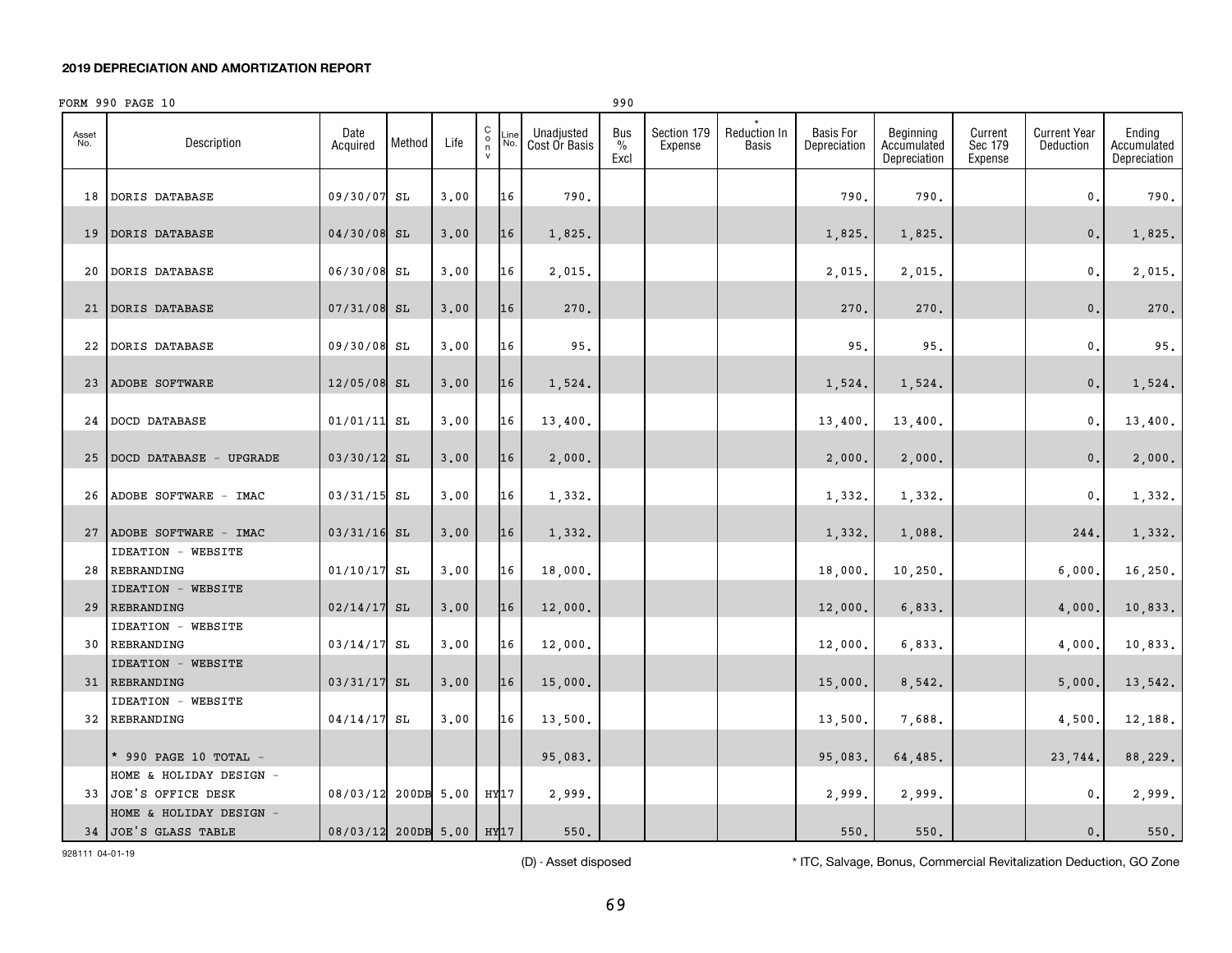**2019 DEPRECIATION AND AMORTIZATION REPORT**

FORM 990 PAGE 10 990

| Asset No. | Description | Date Acquired | Method | Life | Conv | Line No. | Unadjusted Cost Or Basis | Bus % Excl | Section 179 Expense | * Reduction In Basis | Basis For Depreciation | Beginning Accumulated Depreciation | Current Sec 179 Expense | Current Year Deduction | Ending Accumulated Depreciation |
|---|---|---|---|---|---|---|---|---|---|---|---|---|---|---|---|
| 18 | DORIS DATABASE | 09/30/07 | SL | 3.00 | | 16 | 790. | | | | 790. | 790. | | 0. | 790. |
| 19 | DORIS DATABASE | 04/30/08 | SL | 3.00 | | 16 | 1,825. | | | | 1,825. | 1,825. | | 0. | 1,825. |
| 20 | DORIS DATABASE | 06/30/08 | SL | 3.00 | | 16 | 2,015. | | | | 2,015. | 2,015. | | 0. | 2,015. |
| 21 | DORIS DATABASE | 07/31/08 | SL | 3.00 | | 16 | 270. | | | | 270. | 270. | | 0. | 270. |
| 22 | DORIS DATABASE | 09/30/08 | SL | 3.00 | | 16 | 95. | | | | 95. | 95. | | 0. | 95. |
| 23 | ADOBE SOFTWARE | 12/05/08 | SL | 3.00 | | 16 | 1,524. | | | | 1,524. | 1,524. | | 0. | 1,524. |
| 24 | DOCD DATABASE | 01/01/11 | SL | 3.00 | | 16 | 13,400. | | | | 13,400. | 13,400. | | 0. | 13,400. |
| 25 | DOCD DATABASE - UPGRADE | 03/30/12 | SL | 3.00 | | 16 | 2,000. | | | | 2,000. | 2,000. | | 0. | 2,000. |
| 26 | ADOBE SOFTWARE - IMAC | 03/31/15 | SL | 3.00 | | 16 | 1,332. | | | | 1,332. | 1,332. | | 0. | 1,332. |
| 27 | ADOBE SOFTWARE - IMAC | 03/31/16 | SL | 3.00 | | 16 | 1,332. | | | | 1,332. | 1,088. | | 244. | 1,332. |
| 28 | IDEATION - WEBSITE REBRANDING | 01/10/17 | SL | 3.00 | | 16 | 18,000. | | | | 18,000. | 10,250. | | 6,000. | 16,250. |
| 29 | IDEATION - WEBSITE REBRANDING | 02/14/17 | SL | 3.00 | | 16 | 12,000. | | | | 12,000. | 6,833. | | 4,000. | 10,833. |
| 30 | IDEATION - WEBSITE REBRANDING | 03/14/17 | SL | 3.00 | | 16 | 12,000. | | | | 12,000. | 6,833. | | 4,000. | 10,833. |
| 31 | IDEATION - WEBSITE REBRANDING | 03/31/17 | SL | 3.00 | | 16 | 15,000. | | | | 15,000. | 8,542. | | 5,000. | 13,542. |
| 32 | IDEATION - WEBSITE REBRANDING | 04/14/17 | SL | 3.00 | | 16 | 13,500. | | | | 13,500. | 7,688. | | 4,500. | 12,188. |
| | * 990 PAGE 10 TOTAL - | | | | | | 95,083. | | | | 95,083. | 64,485. | | 23,744. | 88,229. |
| 33 | HOME & HOLIDAY DESIGN - JOE'S OFFICE DESK | 08/03/12 | 200DB | 5.00 | HY | 17 | 2,999. | | | | 2,999. | 2,999. | | 0. | 2,999. |
| 34 | HOME & HOLIDAY DESIGN - JOE'S GLASS TABLE | 08/03/12 | 200DB | 5.00 | HY | 17 | 550. | | | | 550. | 550. | | 0. | 550. |

928111 04-01-19

(D) - Asset disposed

* ITC, Salvage, Bonus, Commercial Revitalization Deduction, GO Zone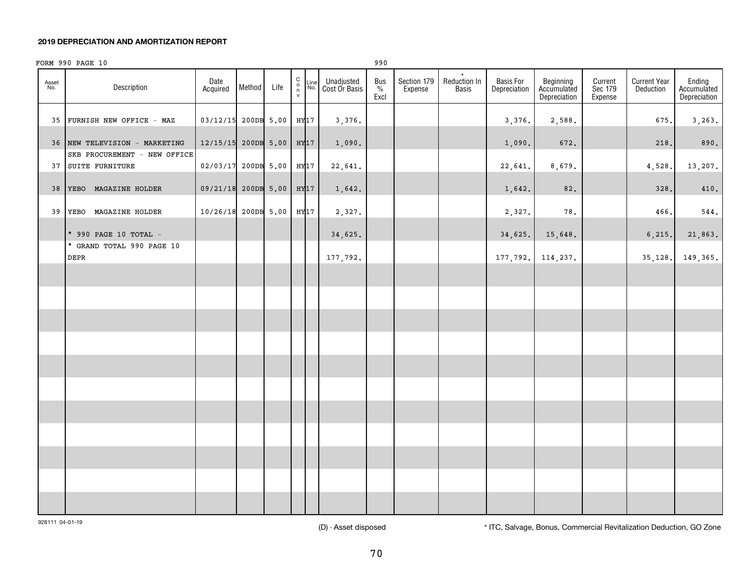**2019 DEPRECIATION AND AMORTIZATION REPORT**

FORM 990 PAGE 10 990

| Asset No. | Description | Date Acquired | Method | Life | Conv | Line No. | Unadjusted Cost Or Basis | Bus % Excl | Section 179 Expense | * Reduction In Basis | Basis For Depreciation | Beginning Accumulated Depreciation | Current Sec 179 Expense | Current Year Deduction | Ending Accumulated Depreciation |
|---|---|---|---|---|---|---|---|---|---|---|---|---|---|---|---|
| 35 | FURNISH NEW OFFICE - MAZ | 03/12/15 | 200DB | 5.00 | HY | 17 | 3,376. | | | | 3,376. | 2,588. | | 675. | 3,263. |
| 36 | NEW TELEVISION - MARKETING | 12/15/15 | 200DB | 5.00 | HY | 17 | 1,090. | | | | 1,090. | 672. | | 218. | 890. |
| 37 | SKB PROCUREMENT - NEW OFFICE SUITE FURNITURE | 02/03/17 | 200DB | 5.00 | HY | 17 | 22,641. | | | | 22,641. | 8,679. | | 4,528. | 13,207. |
| 38 | YEBO MAGAZINE HOLDER | 09/21/18 | 200DB | 5.00 | HY | 17 | 1,642. | | | | 1,642. | 82. | | 328. | 410. |
| 39 | YEBO MAGAZINE HOLDER | 10/26/18 | 200DB | 5.00 | HY | 17 | 2,327. | | | | 2,327. | 78. | | 466. | 544. |
| | * 990 PAGE 10 TOTAL - | | | | | | 34,625. | | | | 34,625. | 15,648. | | 6,215. | 21,863. |
| | * GRAND TOTAL 990 PAGE 10 DEPR | | | | | | 177,792. | | | | 177,792. | 114,237. | | 35,128. | 149,365. |

928111 04-01-19

(D) - Asset disposed

* ITC, Salvage, Bonus, Commercial Revitalization Deduction, GO Zone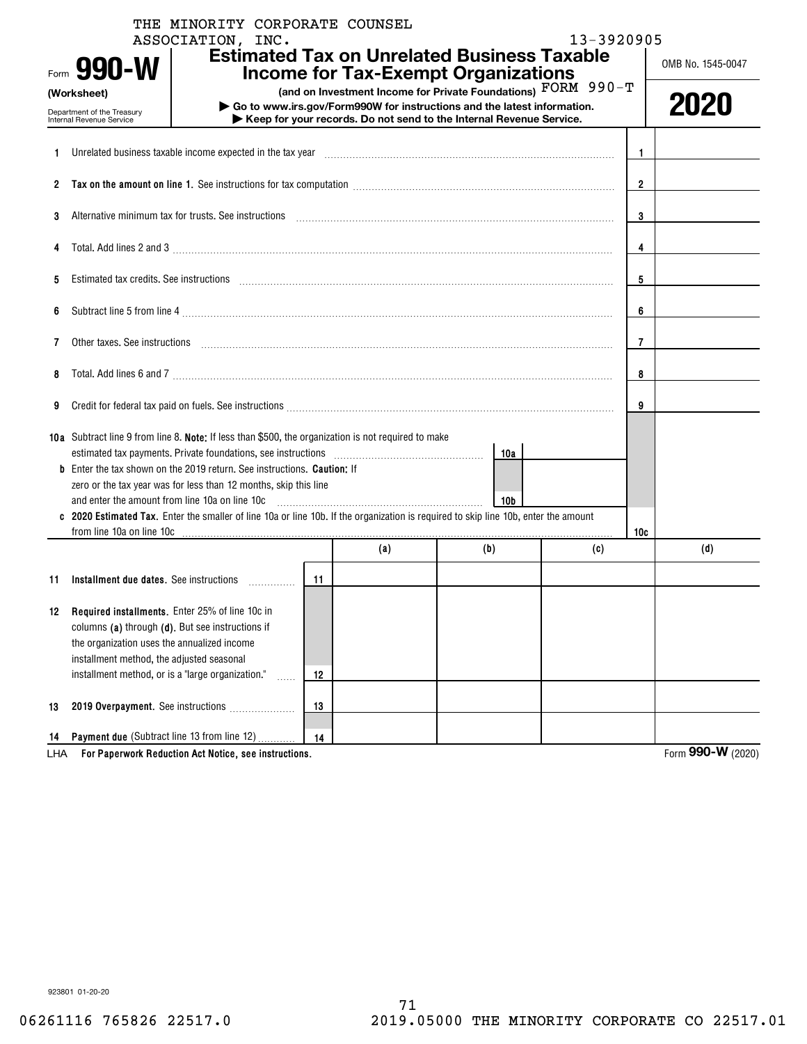THE MINORITY CORPORATE COUNSEL ASSOCIATION, INC. 13-3920905

Form **990-W** (Worksheet)

Department of the Treasury Internal Revenue Service

# Estimated Tax on Unrelated Business Taxable Income for Tax-Exempt Organizations

**(and on Investment Income for Private Foundations)** FORM 990-T

**▶ Go to www.irs.gov/Form990W for instructions and the latest information.**

**▶ Keep for your records. Do not send to the Internal Revenue Service.**

OMB No. 1545-0047

**2020**

| | | | |
|---|---|---|---|
| 1 | Unrelated business taxable income expected in the tax year | 1 | |
| 2 | **Tax on the amount on line 1.** See instructions for tax computation | 2 | |
| 3 | Alternative minimum tax for trusts. See instructions | 3 | |
| 4 | Total. Add lines 2 and 3 | 4 | |
| 5 | Estimated tax credits. See instructions | 5 | |
| 6 | Subtract line 5 from line 4 | 6 | |
| 7 | Other taxes. See instructions | 7 | |
| 8 | Total. Add lines 6 and 7 | 8 | |
| 9 | Credit for federal tax paid on fuels. See instructions | 9 | |
| 10a | Subtract line 9 from line 8. **Note:** If less than $500, the organization is not required to make estimated tax payments. Private foundations, see instructions | 10a | |
| b | Enter the tax shown on the 2019 return. See instructions. **Caution:** If zero or the tax year was for less than 12 months, skip this line and enter the amount from line 10a on line 10c | 10b | |
| c | **2020 Estimated Tax.** Enter the smaller of line 10a or line 10b. If the organization is required to skip line 10b, enter the amount from line 10a on line 10c | 10c | |

| | | | (a) | (b) | (c) | (d) |
|---|---|---|---|---|---|---|
| 11 | **Installment due dates.** See instructions | 11 | | | | |
| 12 | **Required installments.** Enter 25% of line 10c in columns **(a)** through **(d)**. But see instructions if the organization uses the annualized income installment method, the adjusted seasonal installment method, or is a "large organization." | 12 | | | | |
| 13 | **2019 Overpayment.** See instructions | 13 | | | | |
| 14 | **Payment due** (Subtract line 13 from line 12) | 14 | | | | |

LHA **For Paperwork Reduction Act Notice, see instructions.**

Form **990-W** (2020)

923801 01-20-20

06261116 765826 22517.0 2019.05000 THE MINORITY CORPORATE CO 22517.01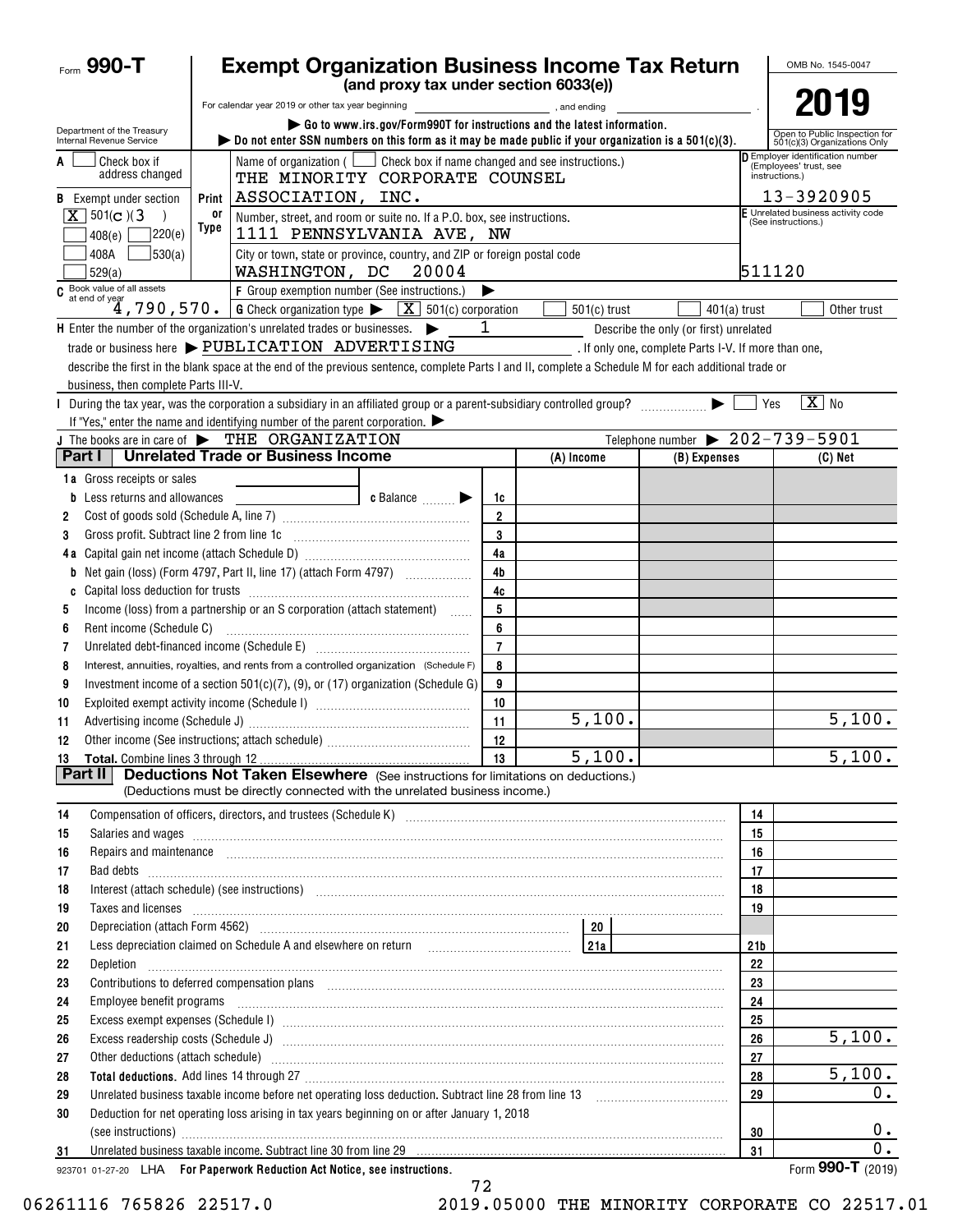Form **990-T**

# Exempt Organization Business Income Tax Return

**(and proxy tax under section 6033(e))**

For calendar year 2019 or other tax year beginning , and ending .

▶ Go to www.irs.gov/Form990T for instructions and the latest information.

▶ Do not enter SSN numbers on this form as it may be made public if your organization is a 501(c)(3).

Department of the Treasury Internal Revenue Service

OMB No. 1545-0047

**2019**

Open to Public Inspection for 501(c)(3) Organizations Only

**A** ☐ Check box if address changed

**B** Exempt under section
[X] 501(c)(3)
☐ 408(e) ☐ 220(e)
☐ 408A ☐ 530(a)
☐ 529(a)

**C** Book value of all assets at end of year: 4,790,570.

Name of organization ( ☐ Check box if name changed and see instructions.)
THE MINORITY CORPORATE COUNSEL ASSOCIATION, INC.

Number, street, and room or suite no. If a P.O. box, see instructions.
1111 PENNSYLVANIA AVE, NW

City or town, state or province, country, and ZIP or foreign postal code
WASHINGTON, DC 20004

**D** Employer identification number (Employees' trust, see instructions.): 13-3920905

**E** Unrelated business activity code (See instructions.): 511120

**F** Group exemption number (See instructions.) ▶

**G** Check organization type ▶ [X] 501(c) corporation ☐ 501(c) trust ☐ 401(a) trust ☐ Other trust

**H** Enter the number of the organization's unrelated trades or businesses. ▶ 1 Describe the only (or first) unrelated trade or business here ▶ PUBLICATION ADVERTISING . If only one, complete Parts I-V. If more than one, describe the first in the blank space at the end of the previous sentence, complete Parts I and II, complete a Schedule M for each additional trade or business, then complete Parts III-V.

**I** During the tax year, was the corporation a subsidiary in an affiliated group or a parent-subsidiary controlled group? ▶ ☐ Yes [X] No

If "Yes," enter the name and identifying number of the parent corporation. ▶

**J** The books are in care of ▶ THE ORGANIZATION Telephone number ▶ 202-739-5901

## Part I Unrelated Trade or Business Income

| | | Line | (A) Income | (B) Expenses | (C) Net |
|---|---|---|---|---|---|
| 1a | Gross receipts or sales | | | | |
| b | Less returns and allowances / c Balance ▶ | 1c | | | |
| 2 | Cost of goods sold (Schedule A, line 7) | 2 | | | |
| 3 | Gross profit. Subtract line 2 from line 1c | 3 | | | |
| 4a | Capital gain net income (attach Schedule D) | 4a | | | |
| b | Net gain (loss) (Form 4797, Part II, line 17) (attach Form 4797) | 4b | | | |
| c | Capital loss deduction for trusts | 4c | | | |
| 5 | Income (loss) from a partnership or an S corporation (attach statement) | 5 | | | |
| 6 | Rent income (Schedule C) | 6 | | | |
| 7 | Unrelated debt-financed income (Schedule E) | 7 | | | |
| 8 | Interest, annuities, royalties, and rents from a controlled organization (Schedule F) | 8 | | | |
| 9 | Investment income of a section 501(c)(7), (9), or (17) organization (Schedule G) | 9 | | | |
| 10 | Exploited exempt activity income (Schedule I) | 10 | | | |
| 11 | Advertising income (Schedule J) | 11 | 5,100. | | 5,100. |
| 12 | Other income (See instructions; attach schedule) | 12 | | | |
| 13 | **Total.** Combine lines 3 through 12 | 13 | 5,100. | | 5,100. |

## Part II Deductions Not Taken Elsewhere (See instructions for limitations on deductions.)

(Deductions must be directly connected with the unrelated business income.)

| | | Line | Amount |
|---|---|---|---|
| 14 | Compensation of officers, directors, and trustees (Schedule K) | 14 | |
| 15 | Salaries and wages | 15 | |
| 16 | Repairs and maintenance | 16 | |
| 17 | Bad debts | 17 | |
| 18 | Interest (attach schedule) (see instructions) | 18 | |
| 19 | Taxes and licenses | 19 | |
| 20 | Depreciation (attach Form 4562) | 20 | |
| 21 | Less depreciation claimed on Schedule A and elsewhere on return (21a) | 21b | |
| 22 | Depletion | 22 | |
| 23 | Contributions to deferred compensation plans | 23 | |
| 24 | Employee benefit programs | 24 | |
| 25 | Excess exempt expenses (Schedule I) | 25 | |
| 26 | Excess readership costs (Schedule J) | 26 | 5,100. |
| 27 | Other deductions (attach schedule) | 27 | |
| 28 | **Total deductions.** Add lines 14 through 27 | 28 | 5,100. |
| 29 | Unrelated business taxable income before net operating loss deduction. Subtract line 28 from line 13 | 29 | 0. |
| 30 | Deduction for net operating loss arising in tax years beginning on or after January 1, 2018 (see instructions) | 30 | 0. |
| 31 | Unrelated business taxable income. Subtract line 30 from line 29 | 31 | 0. |

923701 01-27-20 LHA **For Paperwork Reduction Act Notice, see instructions.** Form **990-T** (2019)

06261116 765826 22517.0 2019.05000 THE MINORITY CORPORATE CO 22517.01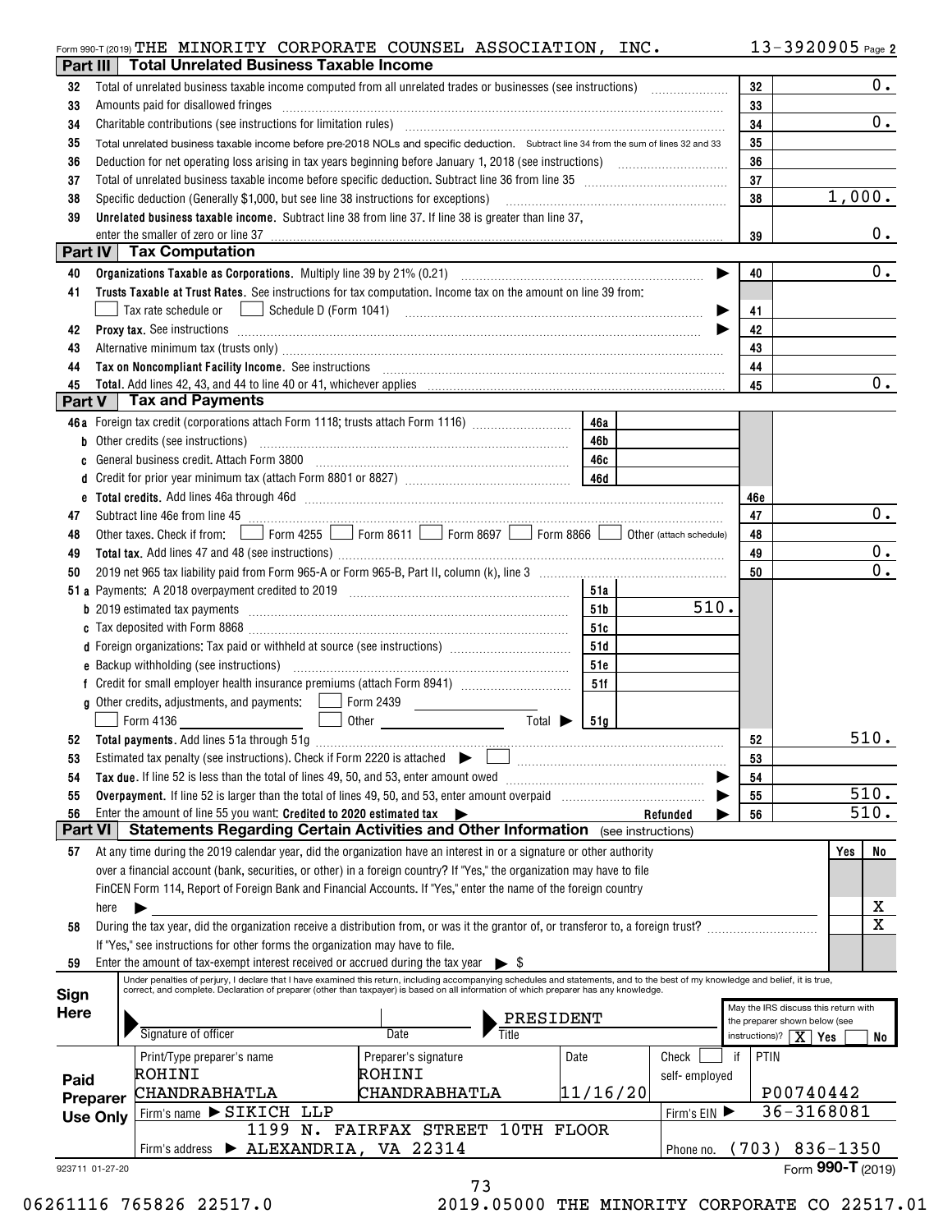Form 990-T (2019) THE MINORITY CORPORATE COUNSEL ASSOCIATION, INC. 13-3920905 Page 2

## Part III Total Unrelated Business Taxable Income

| Line | Description | | Amount |
|---|---|---|---|
| 32 | Total of unrelated business taxable income computed from all unrelated trades or businesses (see instructions) | 32 | 0. |
| 33 | Amounts paid for disallowed fringes | 33 | |
| 34 | Charitable contributions (see instructions for limitation rules) | 34 | 0. |
| 35 | Total unrelated business taxable income before pre-2018 NOLs and specific deduction. Subtract line 34 from the sum of lines 32 and 33 | 35 | |
| 36 | Deduction for net operating loss arising in tax years beginning before January 1, 2018 (see instructions) | 36 | |
| 37 | Total of unrelated business taxable income before specific deduction. Subtract line 36 from line 35 | 37 | |
| 38 | Specific deduction (Generally $1,000, but see line 38 instructions for exceptions) | 38 | 1,000. |
| 39 | **Unrelated business taxable income.** Subtract line 38 from line 37. If line 38 is greater than line 37, enter the smaller of zero or line 37 | 39 | 0. |

## Part IV Tax Computation

| Line | Description | | Amount |
|---|---|---|---|
| 40 | **Organizations Taxable as Corporations.** Multiply line 39 by 21% (0.21) | 40 | 0. |
| 41 | **Trusts Taxable at Trust Rates.** See instructions for tax computation. Income tax on the amount on line 39 from: ☐ Tax rate schedule or ☐ Schedule D (Form 1041) | 41 | |
| 42 | **Proxy tax.** See instructions | 42 | |
| 43 | Alternative minimum tax (trusts only) | 43 | |
| 44 | **Tax on Noncompliant Facility Income.** See instructions | 44 | |
| 45 | **Total.** Add lines 42, 43, and 44 to line 40 or 41, whichever applies | 45 | 0. |

## Part V Tax and Payments

| Line | Description | | Sub-amount | | Amount |
|---|---|---|---|---|---|
| 46a | Foreign tax credit (corporations attach Form 1118; trusts attach Form 1116) | 46a | | | |
| b | Other credits (see instructions) | 46b | | | |
| c | General business credit. Attach Form 3800 | 46c | | | |
| d | Credit for prior year minimum tax (attach Form 8801 or 8827) | 46d | | | |
| e | **Total credits.** Add lines 46a through 46d | | | 46e | |
| 47 | Subtract line 46e from line 45 | | | 47 | 0. |
| 48 | Other taxes. Check if from: ☐ Form 4255 ☐ Form 8611 ☐ Form 8697 ☐ Form 8866 ☐ Other (attach schedule) | | | 48 | |
| 49 | **Total tax.** Add lines 47 and 48 (see instructions) | | | 49 | 0. |
| 50 | 2019 net 965 tax liability paid from Form 965-A or Form 965-B, Part II, column (k), line 3 | | | 50 | 0. |
| 51a | Payments: A 2018 overpayment credited to 2019 | 51a | | | |
| b | 2019 estimated tax payments | 51b | 510. | | |
| c | Tax deposited with Form 8868 | 51c | | | |
| d | Foreign organizations: Tax paid or withheld at source (see instructions) | 51d | | | |
| e | Backup withholding (see instructions) | 51e | | | |
| f | Credit for small employer health insurance premiums (attach Form 8941) | 51f | | | |
| g | Other credits, adjustments, and payments: ☐ Form 2439 ☐ Form 4136 ☐ Other Total ▶ | 51g | | | |
| 52 | **Total payments.** Add lines 51a through 51g | | | 52 | 510. |
| 53 | Estimated tax penalty (see instructions). Check if Form 2220 is attached ▶ ☐ | | | 53 | |
| 54 | **Tax due.** If line 52 is less than the total of lines 49, 50, and 53, enter amount owed | | | 54 | |
| 55 | **Overpayment.** If line 52 is larger than the total of lines 49, 50, and 53, enter amount overpaid | | | 55 | 510. |
| 56 | Enter the amount of line 55 you want: **Credited to 2020 estimated tax** ▶ Refunded ▶ | | | 56 | 510. |

## Part VI Statements Regarding Certain Activities and Other Information (see instructions)

| Line | Question | Yes | No |
|---|---|---|---|
| 57 | At any time during the 2019 calendar year, did the organization have an interest in or a signature or other authority over a financial account (bank, securities, or other) in a foreign country? If "Yes," the organization may have to file FinCEN Form 114, Report of Foreign Bank and Financial Accounts. If "Yes," enter the name of the foreign country here ▶ | | X |
| 58 | During the tax year, did the organization receive a distribution from, or was it the grantor of, or transferor to, a foreign trust? If "Yes," see instructions for other forms the organization may have to file. | | X |
| 59 | Enter the amount of tax-exempt interest received or accrued during the tax year ▶ $ | | |

**Sign Here**

Under penalties of perjury, I declare that I have examined this return, including accompanying schedules and statements, and to the best of my knowledge and belief, it is true, correct, and complete. Declaration of preparer (other than taxpayer) is based on all information of which preparer has any knowledge.

Signature of officer | Date | Title: PRESIDENT

May the IRS discuss this return with the preparer shown below (see instructions)? ☒ Yes ☐ No

**Paid Preparer Use Only**

| Print/Type preparer's name | Preparer's signature | Date | Check ☐ if self-employed | PTIN |
|---|---|---|---|---|
| ROHINI CHANDRABHATLA | ROHINI CHANDRABHATLA | 11/16/20 | | P00740442 |

Firm's name ▶ SIKICH LLP — Firm's EIN ▶ 36-3168081

Firm's address ▶ 1199 N. FAIRFAX STREET 10TH FLOOR, ALEXANDRIA, VA 22314 — Phone no. (703) 836-1350

923711 01-27-20 Form **990-T** (2019)

06261116 765826 22517.0 2019.05000 THE MINORITY CORPORATE CO 22517.01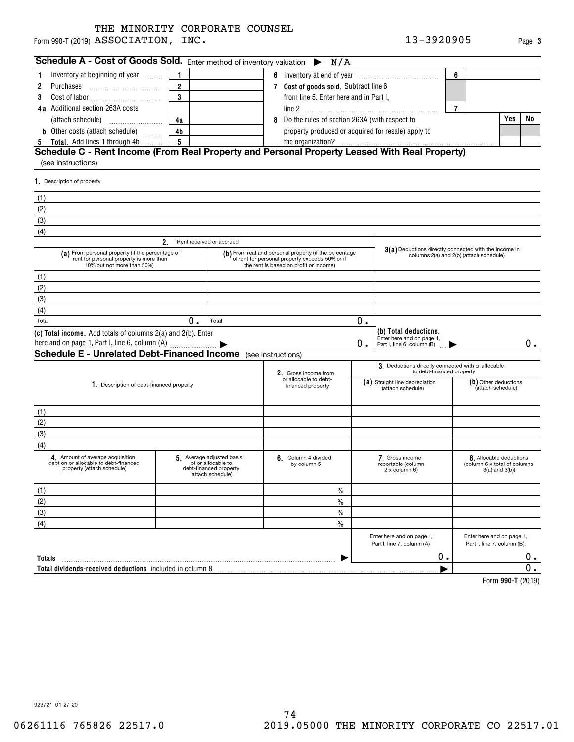THE MINORITY CORPORATE COUNSEL
Form 990-T (2019) ASSOCIATION, INC. 13-3920905 Page **3**

## Schedule A - Cost of Goods Sold. Enter method of inventory valuation ▶ N/A

| | | | | | | |
|---|---|---|---|---|---|---|
| **1** Inventory at beginning of year | **1** | | **6** Inventory at end of year | **6** | | |
| **2** Purchases | **2** | | **7 Cost of goods sold.** Subtract line 6 from line 5. Enter here and in Part I, line 2 | **7** | | |
| **3** Cost of labor | **3** | | **8** Do the rules of section 263A (with respect to property produced or acquired for resale) apply to the organization? | | Yes | No |
| **4a** Additional section 263A costs (attach schedule) | **4a** | | | | | |
| **b** Other costs (attach schedule) | **4b** | | | | | |
| **5 Total.** Add lines 1 through 4b | **5** | | | | | |

## Schedule C - Rent Income (From Real Property and Personal Property Leased With Real Property)
(see instructions)

**1.** Description of property

(1)
(2)
(3)
(4)

| | **2.** Rent received or accrued | | **3(a)** Deductions directly connected with the income in columns 2(a) and 2(b) (attach schedule) |
|---|---|---|---|
| | **(a)** From personal property (if the percentage of rent for personal property is more than 10% but not more than 50%) | **(b)** From real and personal property (if the percentage of rent for personal property exceeds 50% or if the rent is based on profit or income) | |
| (1) | | | |
| (2) | | | |
| (3) | | | |
| (4) | | | |
| Total | 0. | Total 0. | |
| **(c) Total income.** Add totals of columns 2(a) and 2(b). Enter here and on page 1, Part I, line 6, column (A) ▶ | | 0. | **(b) Total deductions.** Enter here and on page 1, Part I, line 6, column (B) ▶ 0. |

## Schedule E - Unrelated Debt-Financed Income (see instructions)

| **1.** Description of debt-financed property | **2.** Gross income from or allocable to debt-financed property | **3.** Deductions directly connected with or allocable to debt-financed property: **(a)** Straight line depreciation (attach schedule) | **(b)** Other deductions (attach schedule) |
|---|---|---|---|
| (1) | | | |
| (2) | | | |
| (3) | | | |
| (4) | | | |

| **4.** Amount of average acquisition debt on or allocable to debt-financed property (attach schedule) | **5.** Average adjusted basis of or allocable to debt-financed property (attach schedule) | **6.** Column 4 divided by column 5 | **7.** Gross income reportable (column 2 x column 6) | **8.** Allocable deductions (column 6 x total of columns 3(a) and 3(b)) |
|---|---|---|---|---|
| (1) | | % | | |
| (2) | | % | | |
| (3) | | % | | |
| (4) | | % | | |
| | | | Enter here and on page 1, Part I, line 7, column (A). | Enter here and on page 1, Part I, line 7, column (B). |
| **Totals** ▶ | | | 0. | 0. |
| **Total dividends-received deductions** included in column 8 ▶ | | | | 0. |

Form **990-T** (2019)

923721 01-27-20

06261116 765826 22517.0 2019.05000 THE MINORITY CORPORATE CO 22517.01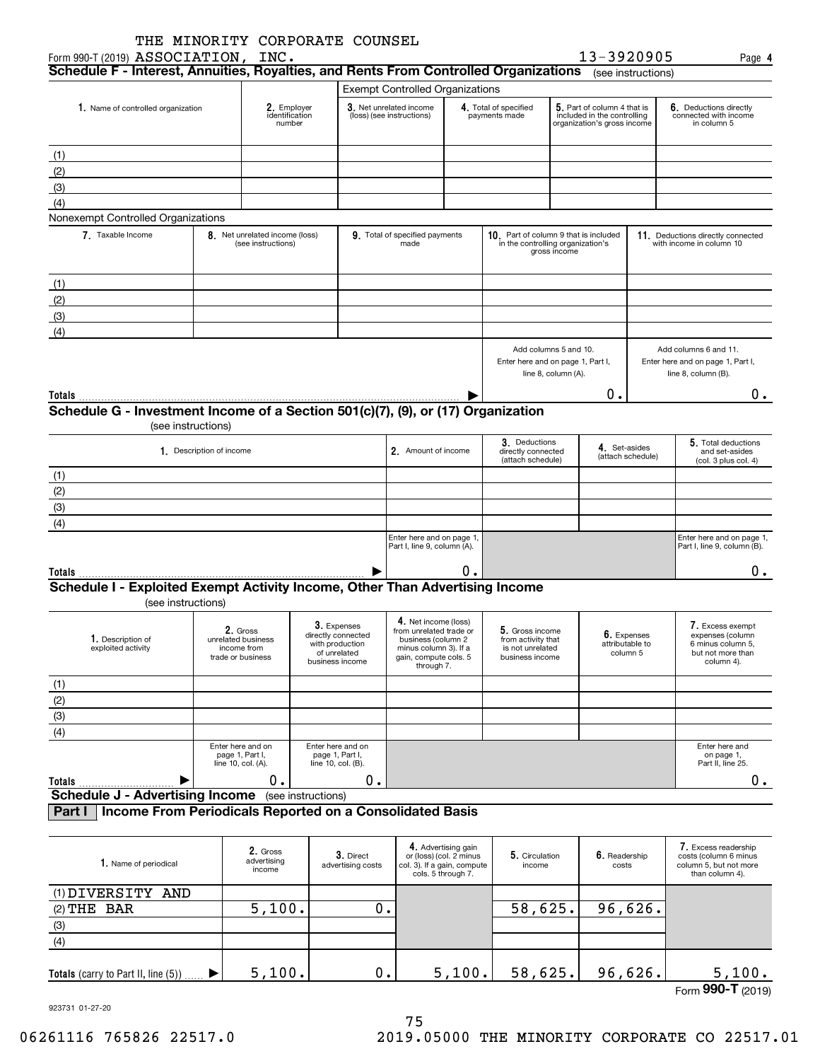THE MINORITY CORPORATE COUNSEL

Form 990-T (2019) ASSOCIATION, INC. 13-3920905 Page 4

## Schedule F - Interest, Annuities, Royalties, and Rents From Controlled Organizations (see instructions)

| 1. Name of controlled organization | 2. Employer identification number | 3. Net unrelated income (loss) (see instructions) | 4. Total of specified payments made | 5. Part of column 4 that is included in the controlling organization's gross income | 6. Deductions directly connected with income in column 5 |
|---|---|---|---|---|---|
| | | Exempt Controlled Organizations | | | |
| (1) | | | | | |
| (2) | | | | | |
| (3) | | | | | |
| (4) | | | | | |

Nonexempt Controlled Organizations

| 7. Taxable Income | 8. Net unrelated income (loss) (see instructions) | 9. Total of specified payments made | 10. Part of column 9 that is included in the controlling organization's gross income | 11. Deductions directly connected with income in column 10 |
|---|---|---|---|---|
| (1) | | | | |
| (2) | | | | |
| (3) | | | | |
| (4) | | | | |
| | | | Add columns 5 and 10. Enter here and on page 1, Part I, line 8, column (A). | Add columns 6 and 11. Enter here and on page 1, Part I, line 8, column (B). |
| **Totals** | | ▶ | 0. | 0. |

## Schedule G - Investment Income of a Section 501(c)(7), (9), or (17) Organization

(see instructions)

| 1. Description of income | 2. Amount of income | 3. Deductions directly connected (attach schedule) | 4. Set-asides (attach schedule) | 5. Total deductions and set-asides (col. 3 plus col. 4) |
|---|---|---|---|---|
| (1) | | | | |
| (2) | | | | |
| (3) | | | | |
| (4) | | | | |
| | Enter here and on page 1, Part I, line 9, column (A). | | | Enter here and on page 1, Part I, line 9, column (B). |
| **Totals** ▶ | 0. | | | 0. |

## Schedule I - Exploited Exempt Activity Income, Other Than Advertising Income

(see instructions)

| 1. Description of exploited activity | 2. Gross unrelated business income from trade or business | 3. Expenses directly connected with production of unrelated business income | 4. Net income (loss) from unrelated trade or business (column 2 minus column 3). If a gain, compute cols. 5 through 7. | 5. Gross income from activity that is not unrelated business income | 6. Expenses attributable to column 5 | 7. Excess exempt expenses (column 6 minus column 5, but not more than column 4). |
|---|---|---|---|---|---|---|
| (1) | | | | | | |
| (2) | | | | | | |
| (3) | | | | | | |
| (4) | | | | | | |
| | Enter here and on page 1, Part I, line 10, col. (A). | Enter here and on page 1, Part I, line 10, col. (B). | | | | Enter here and on page 1, Part II, line 25. |
| **Totals** ▶ | 0. | 0. | | | | 0. |

## Schedule J - Advertising Income (see instructions)

### Part I Income From Periodicals Reported on a Consolidated Basis

| 1. Name of periodical | 2. Gross advertising income | 3. Direct advertising costs | 4. Advertising gain or (loss) (col. 2 minus col. 3). If a gain, compute cols. 5 through 7. | 5. Circulation income | 6. Readership costs | 7. Excess readership costs (column 6 minus column 5, but not more than column 4). |
|---|---|---|---|---|---|---|
| (1) DIVERSITY AND | | | | | | |
| (2) THE BAR | 5,100. | 0. | | 58,625. | 96,626. | |
| (3) | | | | | | |
| (4) | | | | | | |
| **Totals** (carry to Part II, line (5)) ▶ | 5,100. | 0. | 5,100. | 58,625. | 96,626. | 5,100. |

Form **990-T** (2019)

923731 01-27-20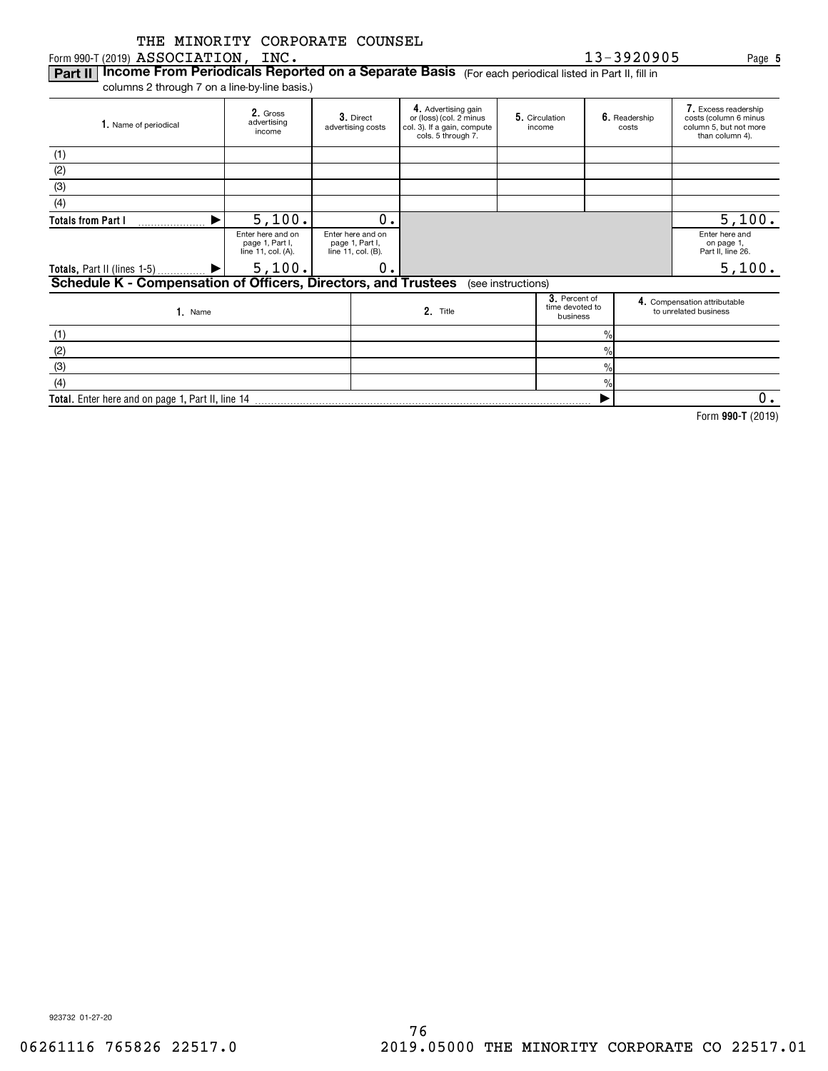THE MINORITY CORPORATE COUNSEL
Form 990-T (2019) ASSOCIATION, INC. 13-3920905 Page **5**

**Part II** **Income From Periodicals Reported on a Separate Basis** (For each periodical listed in Part II, fill in columns 2 through 7 on a line-by-line basis.)

| 1. Name of periodical | 2. Gross advertising income | 3. Direct advertising costs | 4. Advertising gain or (loss) (col. 2 minus col. 3). If a gain, compute cols. 5 through 7. | 5. Circulation income | 6. Readership costs | 7. Excess readership costs (column 6 minus column 5, but not more than column 4). |
|---|---|---|---|---|---|---|
| (1) | | | | | | |
| (2) | | | | | | |
| (3) | | | | | | |
| (4) | | | | | | |
| **Totals from Part I** ▶ | 5,100. | 0. | | | | 5,100. |
| | Enter here and on page 1, Part I, line 11, col. (A). | Enter here and on page 1, Part I, line 11, col. (B). | | | | Enter here and on page 1, Part II, line 26. |
| **Totals**, Part II (lines 1-5) ▶ | 5,100. | 0. | | | | 5,100. |

**Schedule K - Compensation of Officers, Directors, and Trustees** (see instructions)

| 1. Name | 2. Title | 3. Percent of time devoted to business | 4. Compensation attributable to unrelated business |
|---|---|---|---|
| (1) | | % | |
| (2) | | % | |
| (3) | | % | |
| (4) | | % | |
| **Total.** Enter here and on page 1, Part II, line 14 | | ▶ | 0. |

Form **990-T** (2019)

923732 01-27-20

06261116 765826 22517.0 2019.05000 THE MINORITY CORPORATE CO 22517.01